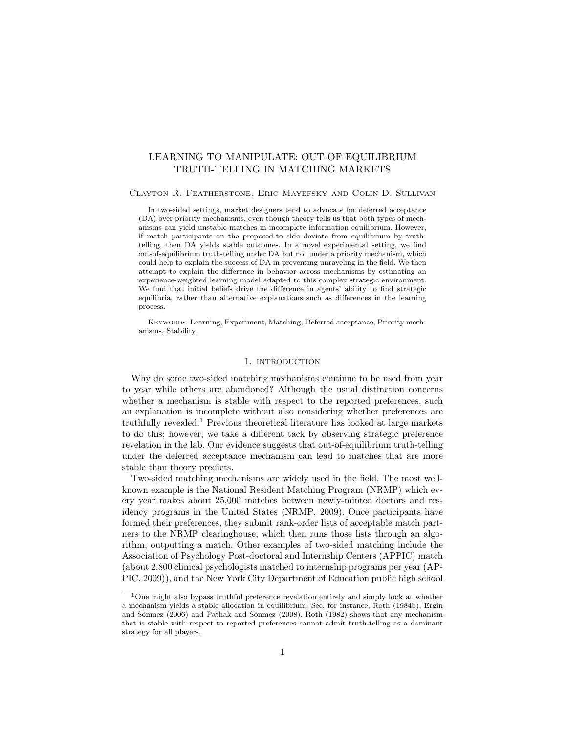# LEARNING TO MANIPULATE: OUT-OF-EQUILIBRIUM TRUTH-TELLING IN MATCHING MARKETS

Clayton R. Featherstone, Eric Mayefsky and Colin D. Sullivan

In two-sided settings, market designers tend to advocate for deferred acceptance (DA) over priority mechanisms, even though theory tells us that both types of mechanisms can yield unstable matches in incomplete information equilibrium. However, if match participants on the proposed-to side deviate from equilibrium by truth-telling, then DA yields stable outcomes. In a novel experimental setting, we find out-of-equilibrium truth-telling under DA but not under a priority mechanism, which could help to explain the success of DA in preventing unraveling in the field. We then attempt to explain the difference in behavior across mechanisms by estimating an experience-weighted learning model adapted to this complex strategic environment. We find that initial beliefs drive the difference in agents' ability to find strategic equilibria, rather than alternative explanations such as differences in the learning process.

Keywords: Learning, Experiment, Matching, Deferred acceptance, Priority mechanisms, Stability.

## 1. INTRODUCTION

Why do some two-sided matching mechanisms continue to be used from year to year while others are abandoned? Although the usual distinction concerns whether a mechanism is stable with respect to the reported preferences, such an explanation is incomplete without also considering whether preferences are truthfully revealed.[1] Previous theoretical literature has looked at large markets to do this; however, we take a different tack by observing strategic preference revelation in the lab. Our evidence suggests that out-of-equilibrium truth-telling under the deferred acceptance mechanism can lead to matches that are more stable than theory predicts.

Two-sided matching mechanisms are widely used in the field. The most well-known example is the National Resident Matching Program (NRMP) which every year makes about 25,000 matches between newly-minted doctors and residency programs in the United States (NRMP, 2009). Once participants have formed their preferences, they submit rank-order lists of acceptable match partners to the NRMP clearinghouse, which then runs those lists through an algorithm, outputting a match. Other examples of two-sided matching include the Association of Psychology Post-doctoral and Internship Centers (APPIC) match (about 2,800 clinical psychologists matched to internship programs per year (APPIC, 2009)), and the New York City Department of Education public high school

[1] One might also bypass truthful preference revelation entirely and simply look at whether a mechanism yields a stable allocation in equilibrium. See, for instance, Roth (1984b), Ergin and Sönmez (2006) and Pathak and Sönmez (2008). Roth (1982) shows that any mechanism that is stable with respect to reported preferences cannot admit truth-telling as a dominant strategy for all players.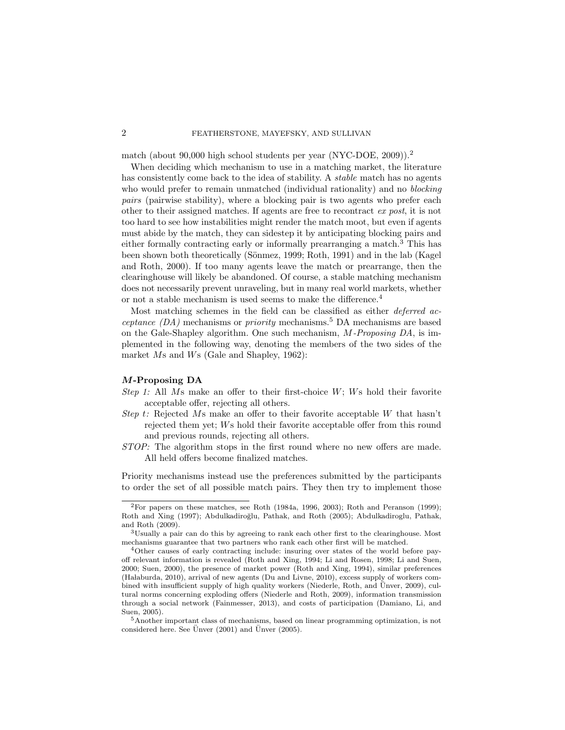match (about 90,000 high school students per year (NYC-DOE, 2009)).[2]

When deciding which mechanism to use in a matching market, the literature has consistently come back to the idea of stability. A *stable* match has no agents who would prefer to remain unmatched (individual rationality) and no *blocking pairs* (pairwise stability), where a blocking pair is two agents who prefer each other to their assigned matches. If agents are free to recontract *ex post*, it is not too hard to see how instabilities might render the match moot, but even if agents must abide by the match, they can sidestep it by anticipating blocking pairs and either formally contracting early or informally prearranging a match.[3] This has been shown both theoretically (Sönmez, 1999; Roth, 1991) and in the lab (Kagel and Roth, 2000). If too many agents leave the match or prearrange, then the clearinghouse will likely be abandoned. Of course, a stable matching mechanism does not necessarily prevent unraveling, but in many real world markets, whether or not a stable mechanism is used seems to make the difference.[4]

Most matching schemes in the field can be classified as either *deferred acceptance (DA)* mechanisms or *priority* mechanisms.[5] DA mechanisms are based on the Gale-Shapley algorithm. One such mechanism, *M-Proposing DA*, is implemented in the following way, denoting the members of the two sides of the market $M$s and $W$s (Gale and Shapley, 1962):

**$M$-Proposing DA**

*Step 1:* All $M$s make an offer to their first-choice $W$; $W$s hold their favorite acceptable offer, rejecting all others.

*Step t:* Rejected $M$s make an offer to their favorite acceptable $W$ that hasn't rejected them yet; $W$s hold their favorite acceptable offer from this round and previous rounds, rejecting all others.

*STOP:* The algorithm stops in the first round where no new offers are made. All held offers become finalized matches.

Priority mechanisms instead use the preferences submitted by the participants to order the set of all possible match pairs. They then try to implement those

---

[2] For papers on these matches, see Roth (1984a, 1996, 2003); Roth and Peranson (1999); Roth and Xing (1997); Abdulkadiroğlu, Pathak, and Roth (2005); Abdulkadiroglu, Pathak, and Roth (2009).

[3] Usually a pair can do this by agreeing to rank each other first to the clearinghouse. Most mechanisms guarantee that two partners who rank each other first will be matched.

[4] Other causes of early contracting include: insuring over states of the world before payoff relevant information is revealed (Roth and Xing, 1994; Li and Rosen, 1998; Li and Suen, 2000; Suen, 2000), the presence of market power (Roth and Xing, 1994), similar preferences (Hałaburda, 2010), arrival of new agents (Du and Livne, 2010), excess supply of workers combined with insufficient supply of high quality workers (Niederle, Roth, and Ünver, 2009), cultural norms concerning exploding offers (Niederle and Roth, 2009), information transmission through a social network (Fainmesser, 2013), and costs of participation (Damiano, Li, and Suen, 2005).

[5] Another important class of mechanisms, based on linear programming optimization, is not considered here. See Ünver (2001) and Ünver (2005).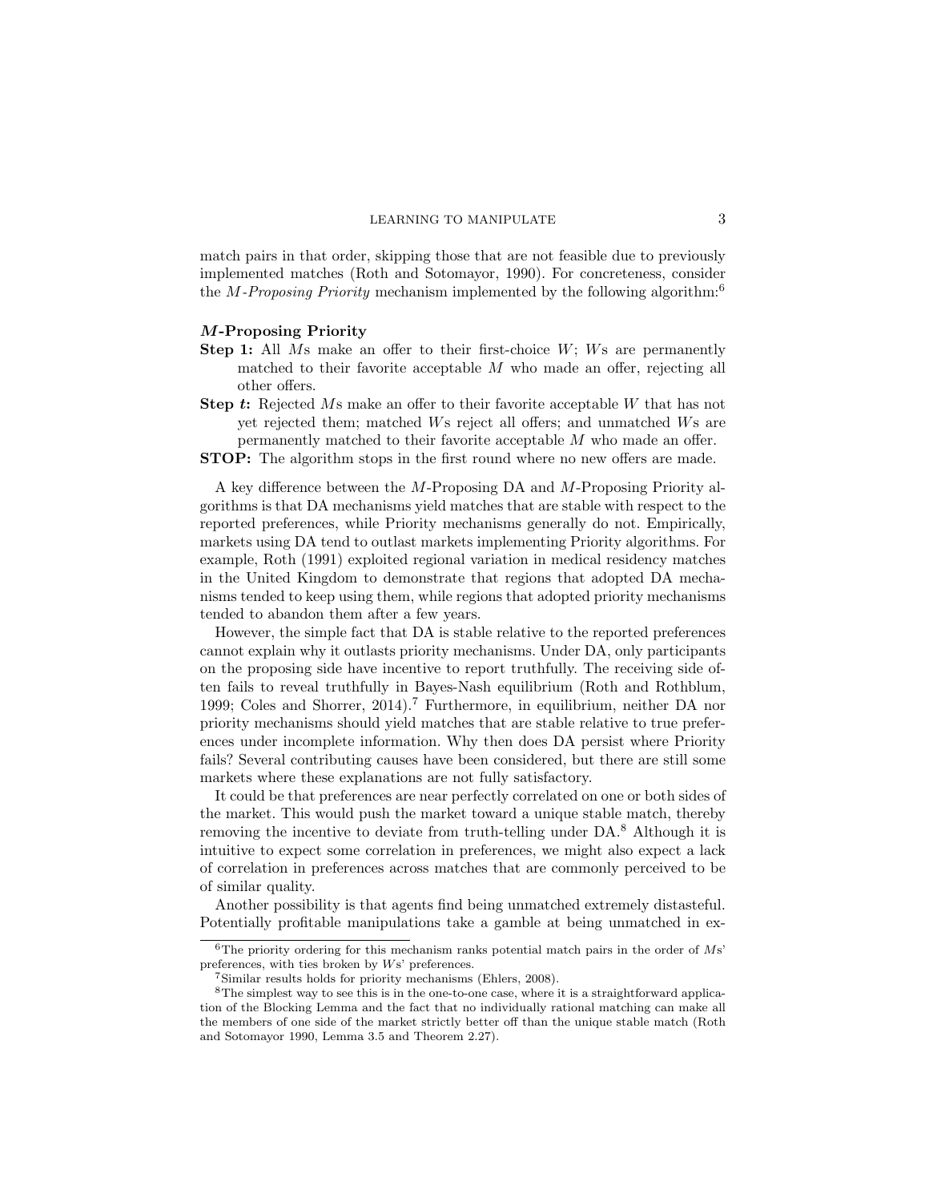match pairs in that order, skipping those that are not feasible due to previously implemented matches (Roth and Sotomayor, 1990). For concreteness, consider the *M-Proposing Priority* mechanism implemented by the following algorithm:[6]

***M*-Proposing Priority**

**Step 1:** All $M$s make an offer to their first-choice $W$; $W$s are permanently matched to their favorite acceptable $M$ who made an offer, rejecting all other offers.

**Step *t*:** Rejected $M$s make an offer to their favorite acceptable $W$ that has not yet rejected them; matched $W$s reject all offers; and unmatched $W$s are permanently matched to their favorite acceptable $M$ who made an offer.

**STOP:** The algorithm stops in the first round where no new offers are made.

A key difference between the $M$-Proposing DA and $M$-Proposing Priority algorithms is that DA mechanisms yield matches that are stable with respect to the reported preferences, while Priority mechanisms generally do not. Empirically, markets using DA tend to outlast markets implementing Priority algorithms. For example, Roth (1991) exploited regional variation in medical residency matches in the United Kingdom to demonstrate that regions that adopted DA mechanisms tended to keep using them, while regions that adopted priority mechanisms tended to abandon them after a few years.

However, the simple fact that DA is stable relative to the reported preferences cannot explain why it outlasts priority mechanisms. Under DA, only participants on the proposing side have incentive to report truthfully. The receiving side often fails to reveal truthfully in Bayes-Nash equilibrium (Roth and Rothblum, 1999; Coles and Shorrer, 2014).[7] Furthermore, in equilibrium, neither DA nor priority mechanisms should yield matches that are stable relative to true preferences under incomplete information. Why then does DA persist where Priority fails? Several contributing causes have been considered, but there are still some markets where these explanations are not fully satisfactory.

It could be that preferences are near perfectly correlated on one or both sides of the market. This would push the market toward a unique stable match, thereby removing the incentive to deviate from truth-telling under DA.[8] Although it is intuitive to expect some correlation in preferences, we might also expect a lack of correlation in preferences across matches that are commonly perceived to be of similar quality.

Another possibility is that agents find being unmatched extremely distasteful. Potentially profitable manipulations take a gamble at being unmatched in ex-

---

[6] The priority ordering for this mechanism ranks potential match pairs in the order of $M$s' preferences, with ties broken by $W$s' preferences.

[7] Similar results holds for priority mechanisms (Ehlers, 2008).

[8] The simplest way to see this is in the one-to-one case, where it is a straightforward application of the Blocking Lemma and the fact that no individually rational matching can make all the members of one side of the market strictly better off than the unique stable match (Roth and Sotomayor 1990, Lemma 3.5 and Theorem 2.27).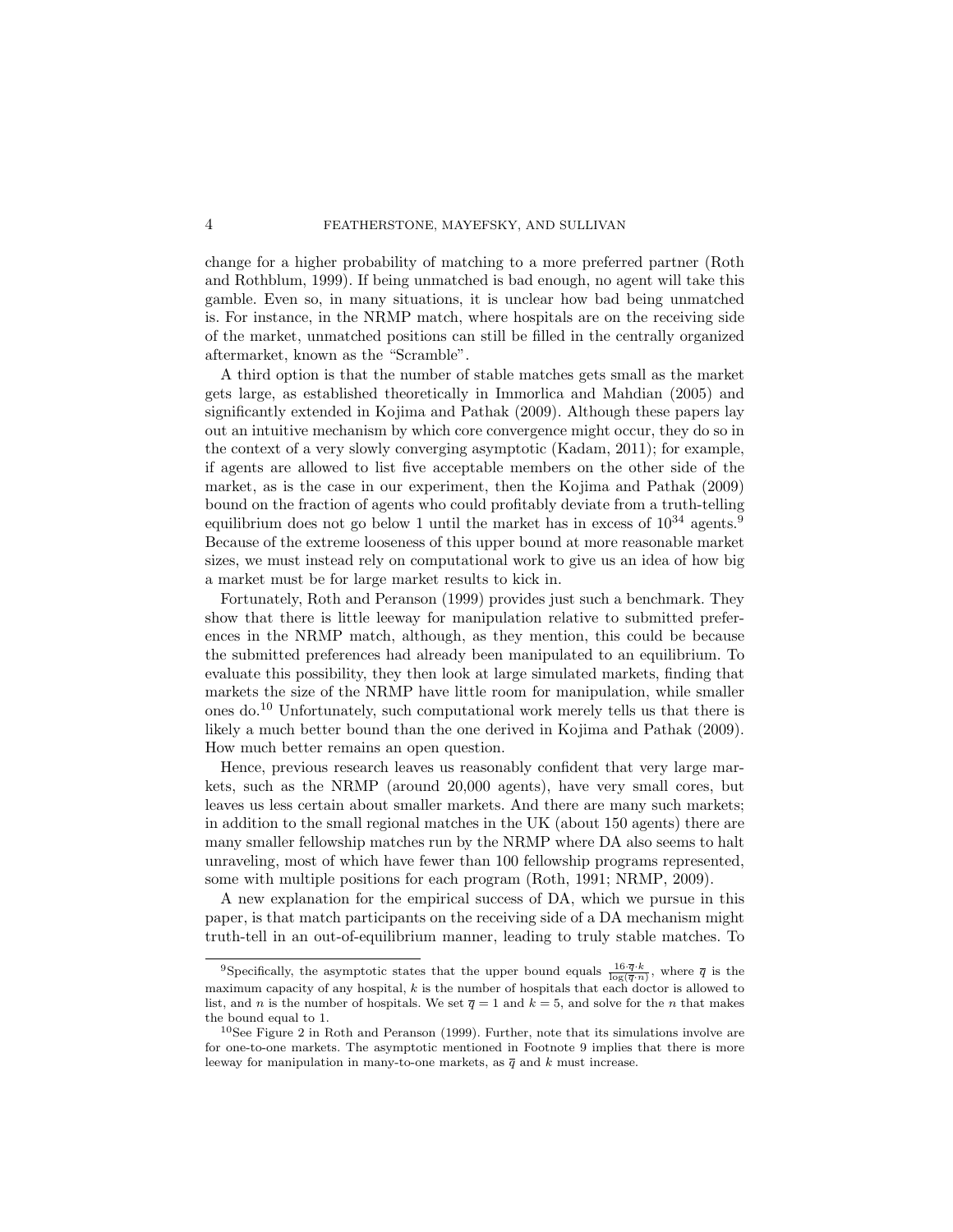change for a higher probability of matching to a more preferred partner (Roth and Rothblum, 1999). If being unmatched is bad enough, no agent will take this gamble. Even so, in many situations, it is unclear how bad being unmatched is. For instance, in the NRMP match, where hospitals are on the receiving side of the market, unmatched positions can still be filled in the centrally organized aftermarket, known as the "Scramble".

A third option is that the number of stable matches gets small as the market gets large, as established theoretically in Immorlica and Mahdian (2005) and significantly extended in Kojima and Pathak (2009). Although these papers lay out an intuitive mechanism by which core convergence might occur, they do so in the context of a very slowly converging asymptotic (Kadam, 2011); for example, if agents are allowed to list five acceptable members on the other side of the market, as is the case in our experiment, then the Kojima and Pathak (2009) bound on the fraction of agents who could profitably deviate from a truth-telling equilibrium does not go below 1 until the market has in excess of $10^{34}$ agents.[9] Because of the extreme looseness of this upper bound at more reasonable market sizes, we must instead rely on computational work to give us an idea of how big a market must be for large market results to kick in.

Fortunately, Roth and Peranson (1999) provides just such a benchmark. They show that there is little leeway for manipulation relative to submitted preferences in the NRMP match, although, as they mention, this could be because the submitted preferences had already been manipulated to an equilibrium. To evaluate this possibility, they then look at large simulated markets, finding that markets the size of the NRMP have little room for manipulation, while smaller ones do.[10] Unfortunately, such computational work merely tells us that there is likely a much better bound than the one derived in Kojima and Pathak (2009). How much better remains an open question.

Hence, previous research leaves us reasonably confident that very large markets, such as the NRMP (around 20,000 agents), have very small cores, but leaves us less certain about smaller markets. And there are many such markets; in addition to the small regional matches in the UK (about 150 agents) there are many smaller fellowship matches run by the NRMP where DA also seems to halt unraveling, most of which have fewer than 100 fellowship programs represented, some with multiple positions for each program (Roth, 1991; NRMP, 2009).

A new explanation for the empirical success of DA, which we pursue in this paper, is that match participants on the receiving side of a DA mechanism might truth-tell in an out-of-equilibrium manner, leading to truly stable matches. To

---

[9] Specifically, the asymptotic states that the upper bound equals $\frac{16 \cdot \overline{q} \cdot k}{\log(\overline{q} \cdot n)}$, where $\overline{q}$ is the maximum capacity of any hospital, $k$ is the number of hospitals that each doctor is allowed to list, and $n$ is the number of hospitals. We set $\overline{q} = 1$ and $k = 5$, and solve for the $n$ that makes the bound equal to 1.

[10] See Figure 2 in Roth and Peranson (1999). Further, note that its simulations involve are for one-to-one markets. The asymptotic mentioned in Footnote 9 implies that there is more leeway for manipulation in many-to-one markets, as $\overline{q}$ and $k$ must increase.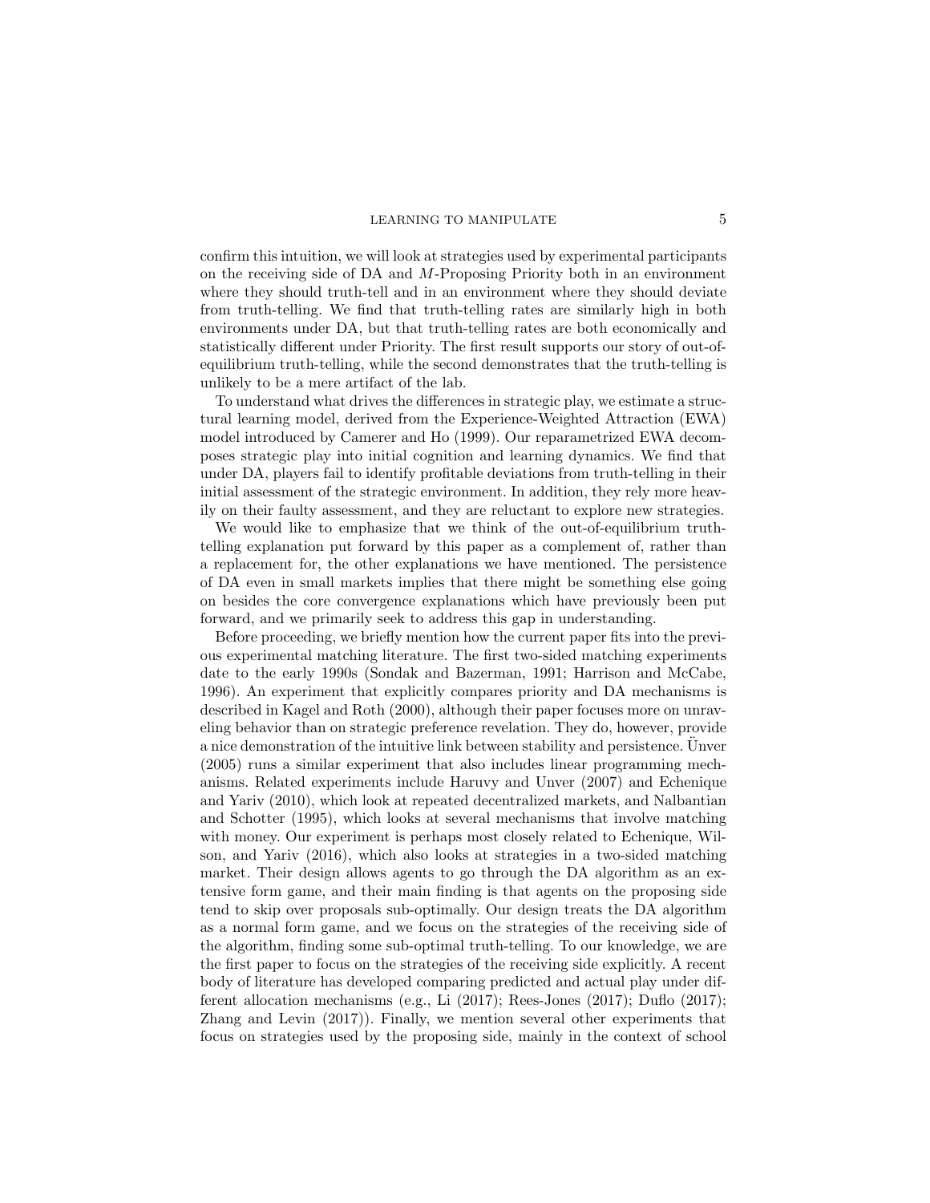confirm this intuition, we will look at strategies used by experimental participants on the receiving side of DA and $M$-Proposing Priority both in an environment where they should truth-tell and in an environment where they should deviate from truth-telling. We find that truth-telling rates are similarly high in both environments under DA, but that truth-telling rates are both economically and statistically different under Priority. The first result supports our story of out-of-equilibrium truth-telling, while the second demonstrates that the truth-telling is unlikely to be a mere artifact of the lab.

To understand what drives the differences in strategic play, we estimate a structural learning model, derived from the Experience-Weighted Attraction (EWA) model introduced by Camerer and Ho (1999). Our reparametrized EWA decomposes strategic play into initial cognition and learning dynamics. We find that under DA, players fail to identify profitable deviations from truth-telling in their initial assessment of the strategic environment. In addition, they rely more heavily on their faulty assessment, and they are reluctant to explore new strategies.

We would like to emphasize that we think of the out-of-equilibrium truth-telling explanation put forward by this paper as a complement of, rather than a replacement for, the other explanations we have mentioned. The persistence of DA even in small markets implies that there might be something else going on besides the core convergence explanations which have previously been put forward, and we primarily seek to address this gap in understanding.

Before proceeding, we briefly mention how the current paper fits into the previous experimental matching literature. The first two-sided matching experiments date to the early 1990s (Sondak and Bazerman, 1991; Harrison and McCabe, 1996). An experiment that explicitly compares priority and DA mechanisms is described in Kagel and Roth (2000), although their paper focuses more on unraveling behavior than on strategic preference revelation. They do, however, provide a nice demonstration of the intuitive link between stability and persistence. Ünver (2005) runs a similar experiment that also includes linear programming mechanisms. Related experiments include Haruvy and Unver (2007) and Echenique and Yariv (2010), which look at repeated decentralized markets, and Nalbantian and Schotter (1995), which looks at several mechanisms that involve matching with money. Our experiment is perhaps most closely related to Echenique, Wilson, and Yariv (2016), which also looks at strategies in a two-sided matching market. Their design allows agents to go through the DA algorithm as an extensive form game, and their main finding is that agents on the proposing side tend to skip over proposals sub-optimally. Our design treats the DA algorithm as a normal form game, and we focus on the strategies of the receiving side of the algorithm, finding some sub-optimal truth-telling. To our knowledge, we are the first paper to focus on the strategies of the receiving side explicitly. A recent body of literature has developed comparing predicted and actual play under different allocation mechanisms (e.g., Li (2017); Rees-Jones (2017); Duflo (2017); Zhang and Levin (2017)). Finally, we mention several other experiments that focus on strategies used by the proposing side, mainly in the context of school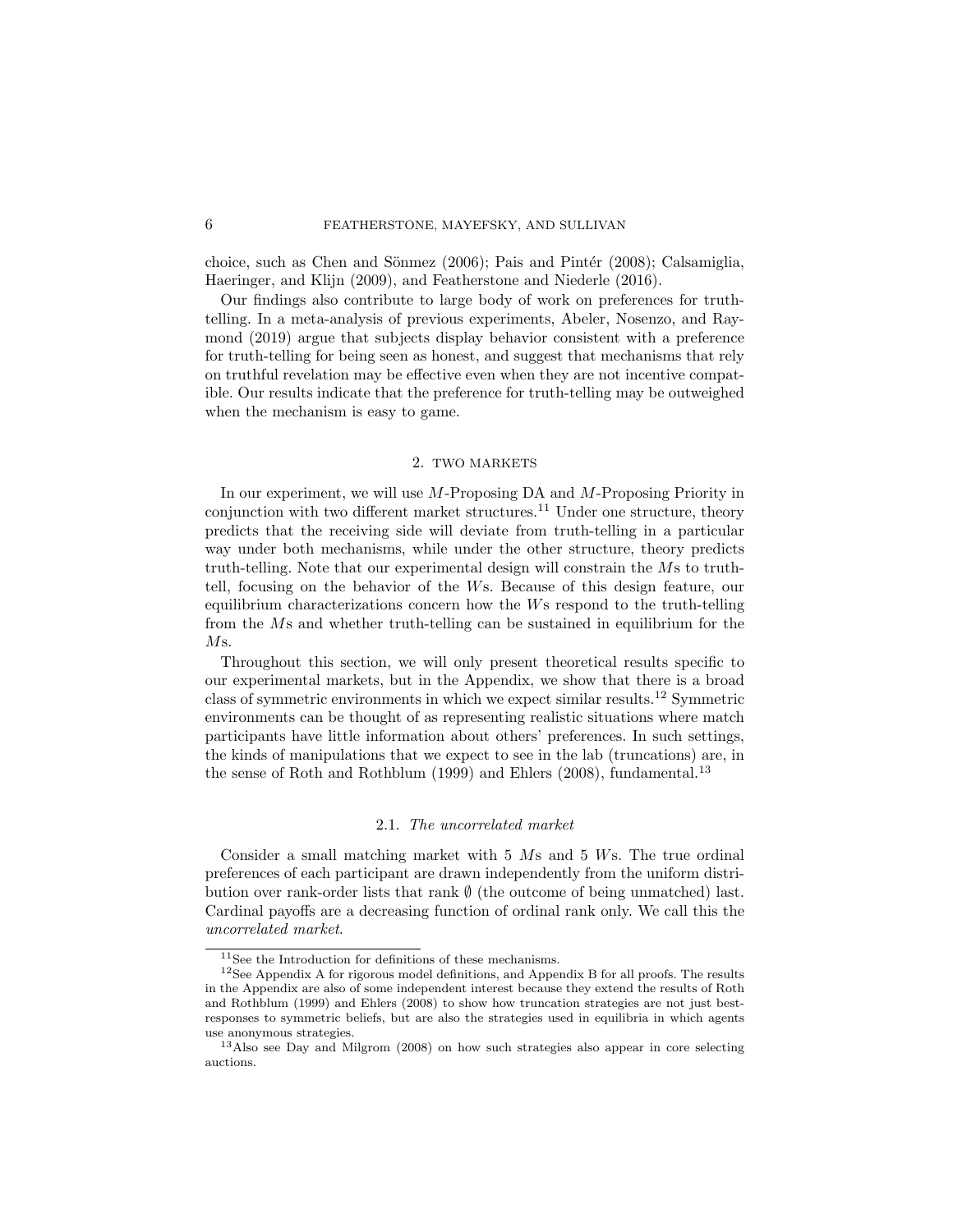choice, such as Chen and Sönmez (2006); Pais and Pintér (2008); Calsamiglia, Haeringer, and Klijn (2009), and Featherstone and Niederle (2016).

Our findings also contribute to large body of work on preferences for truth-telling. In a meta-analysis of previous experiments, Abeler, Nosenzo, and Raymond (2019) argue that subjects display behavior consistent with a preference for truth-telling for being seen as honest, and suggest that mechanisms that rely on truthful revelation may be effective even when they are not incentive compatible. Our results indicate that the preference for truth-telling may be outweighed when the mechanism is easy to game.

## 2. Two markets

In our experiment, we will use $M$-Proposing DA and $M$-Proposing Priority in conjunction with two different market structures.[11] Under one structure, theory predicts that the receiving side will deviate from truth-telling in a particular way under both mechanisms, while under the other structure, theory predicts truth-telling. Note that our experimental design will constrain the $M$s to truth-tell, focusing on the behavior of the $W$s. Because of this design feature, our equilibrium characterizations concern how the $W$s respond to the truth-telling from the $M$s and whether truth-telling can be sustained in equilibrium for the $M$s.

Throughout this section, we will only present theoretical results specific to our experimental markets, but in the Appendix, we show that there is a broad class of symmetric environments in which we expect similar results.[12] Symmetric environments can be thought of as representing realistic situations where match participants have little information about others' preferences. In such settings, the kinds of manipulations that we expect to see in the lab (truncations) are, in the sense of Roth and Rothblum (1999) and Ehlers (2008), fundamental.[13]

### 2.1. *The uncorrelated market*

Consider a small matching market with 5 $M$s and 5 $W$s. The true ordinal preferences of each participant are drawn independently from the uniform distribution over rank-order lists that rank $\emptyset$ (the outcome of being unmatched) last. Cardinal payoffs are a decreasing function of ordinal rank only. We call this the *uncorrelated market*.

---

[11] See the Introduction for definitions of these mechanisms.

[12] See Appendix A for rigorous model definitions, and Appendix B for all proofs. The results in the Appendix are also of some independent interest because they extend the results of Roth and Rothblum (1999) and Ehlers (2008) to show how truncation strategies are not just best-responses to symmetric beliefs, but are also the strategies used in equilibria in which agents use anonymous strategies.

[13] Also see Day and Milgrom (2008) on how such strategies also appear in core selecting auctions.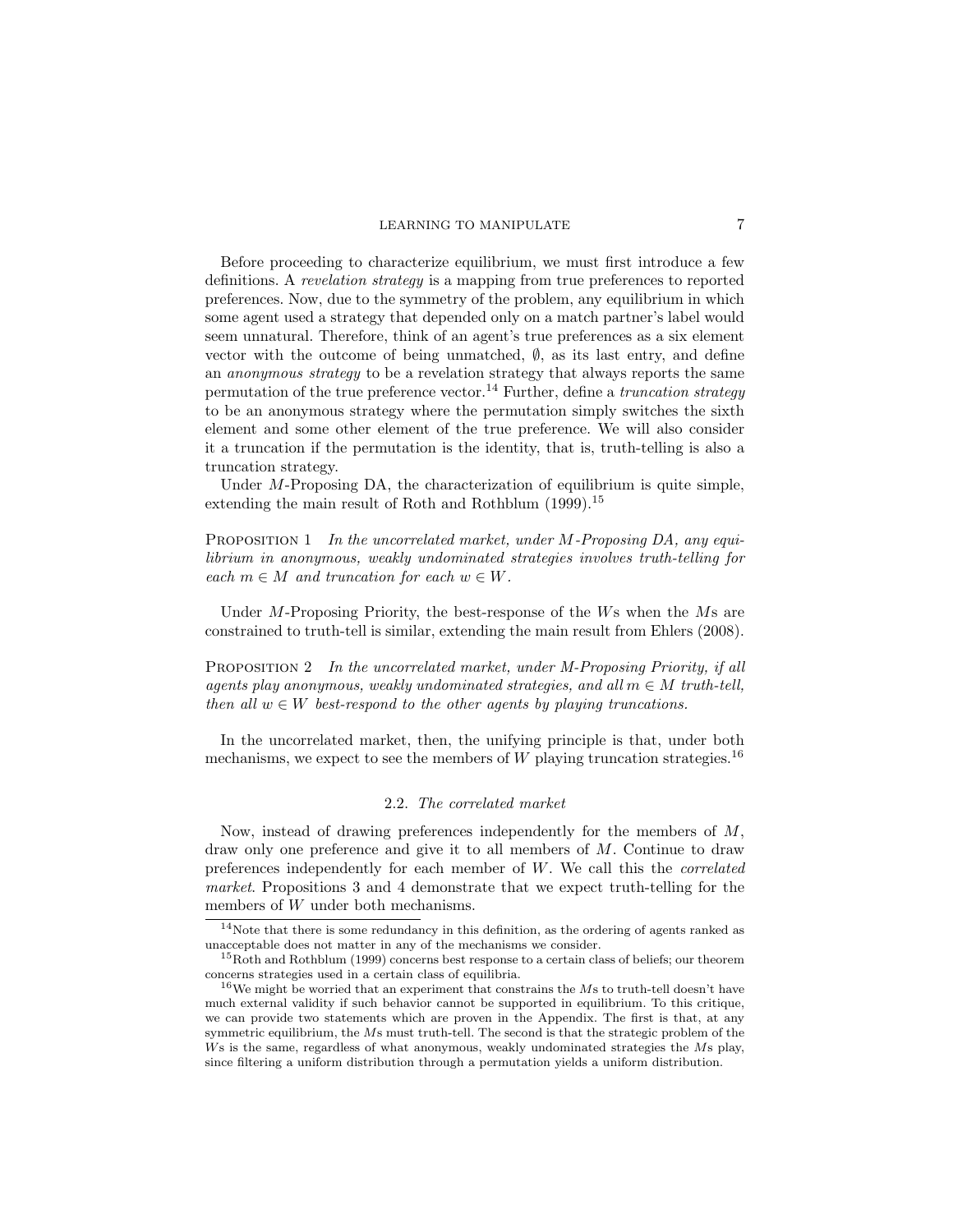Before proceeding to characterize equilibrium, we must first introduce a few definitions. A *revelation strategy* is a mapping from true preferences to reported preferences. Now, due to the symmetry of the problem, any equilibrium in which some agent used a strategy that depended only on a match partner's label would seem unnatural. Therefore, think of an agent's true preferences as a six element vector with the outcome of being unmatched, $\emptyset$, as its last entry, and define an *anonymous strategy* to be a revelation strategy that always reports the same permutation of the true preference vector.[14] Further, define a *truncation strategy* to be an anonymous strategy where the permutation simply switches the sixth element and some other element of the true preference. We will also consider it a truncation if the permutation is the identity, that is, truth-telling is also a truncation strategy.

Under $M$-Proposing DA, the characterization of equilibrium is quite simple, extending the main result of Roth and Rothblum (1999).[15]

Proposition 1 *In the uncorrelated market, under $M$-Proposing DA, any equilibrium in anonymous, weakly undominated strategies involves truth-telling for each $m \in M$ and truncation for each $w \in W$.*

Under $M$-Proposing Priority, the best-response of the $W$s when the $M$s are constrained to truth-tell is similar, extending the main result from Ehlers (2008).

Proposition 2 *In the uncorrelated market, under M-Proposing Priority, if all agents play anonymous, weakly undominated strategies, and all $m \in M$ truth-tell, then all $w \in W$ best-respond to the other agents by playing truncations.*

In the uncorrelated market, then, the unifying principle is that, under both mechanisms, we expect to see the members of $W$ playing truncation strategies.[16]

### 2.2. *The correlated market*

Now, instead of drawing preferences independently for the members of $M$, draw only one preference and give it to all members of $M$. Continue to draw preferences independently for each member of $W$. We call this the *correlated market*. Propositions 3 and 4 demonstrate that we expect truth-telling for the members of $W$ under both mechanisms.

---

[14] Note that there is some redundancy in this definition, as the ordering of agents ranked as unacceptable does not matter in any of the mechanisms we consider.

[15] Roth and Rothblum (1999) concerns best response to a certain class of beliefs; our theorem concerns strategies used in a certain class of equilibria.

[16] We might be worried that an experiment that constrains the $M$s to truth-tell doesn't have much external validity if such behavior cannot be supported in equilibrium. To this critique, we can provide two statements which are proven in the Appendix. The first is that, at any symmetric equilibrium, the $M$s must truth-tell. The second is that the strategic problem of the $W$s is the same, regardless of what anonymous, weakly undominated strategies the $M$s play, since filtering a uniform distribution through a permutation yields a uniform distribution.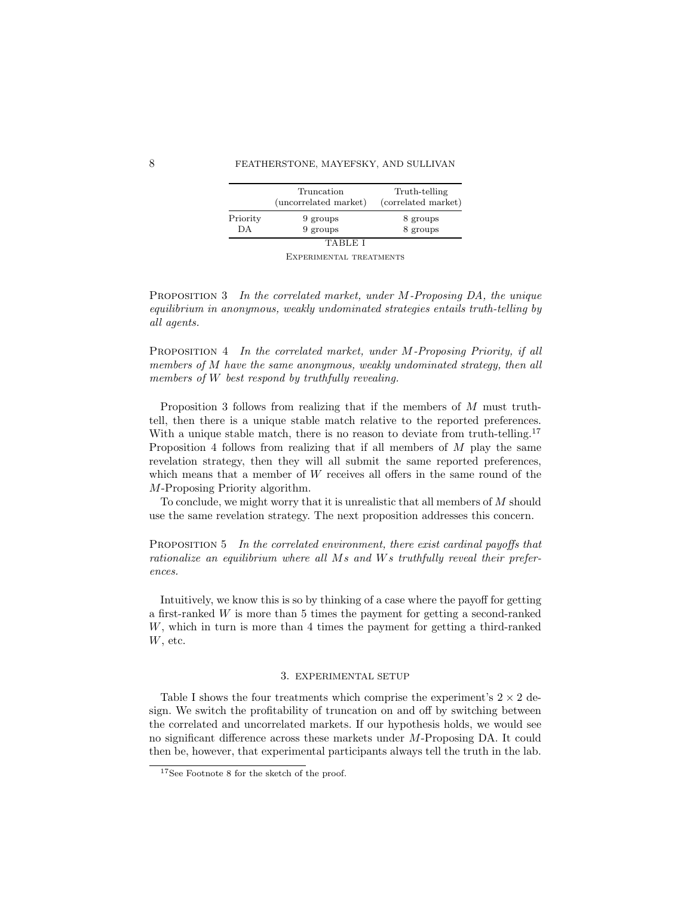| | Truncation (uncorrelated market) | Truth-telling (correlated market) |
|---|---|---|
| Priority | 9 groups | 8 groups |
| DA | 9 groups | 8 groups |

TABLE I

EXPERIMENTAL TREATMENTS

PROPOSITION 3 *In the correlated market, under $M$-Proposing DA, the unique equilibrium in anonymous, weakly undominated strategies entails truth-telling by all agents.*

PROPOSITION 4 *In the correlated market, under $M$-Proposing Priority, if all members of $M$ have the same anonymous, weakly undominated strategy, then all members of $W$ best respond by truthfully revealing.*

Proposition 3 follows from realizing that if the members of $M$ must truth-tell, then there is a unique stable match relative to the reported preferences. With a unique stable match, there is no reason to deviate from truth-telling.[17] Proposition 4 follows from realizing that if all members of $M$ play the same revelation strategy, then they will all submit the same reported preferences, which means that a member of $W$ receives all offers in the same round of the $M$-Proposing Priority algorithm.

To conclude, we might worry that it is unrealistic that all members of $M$ should use the same revelation strategy. The next proposition addresses this concern.

PROPOSITION 5 *In the correlated environment, there exist cardinal payoffs that rationalize an equilibrium where all $M$s and $W$s truthfully reveal their preferences.*

Intuitively, we know this is so by thinking of a case where the payoff for getting a first-ranked $W$ is more than 5 times the payment for getting a second-ranked $W$, which in turn is more than 4 times the payment for getting a third-ranked $W$, etc.

## 3. EXPERIMENTAL SETUP

Table I shows the four treatments which comprise the experiment's $2 \times 2$ design. We switch the profitability of truncation on and off by switching between the correlated and uncorrelated markets. If our hypothesis holds, we would see no significant difference across these markets under $M$-Proposing DA. It could then be, however, that experimental participants always tell the truth in the lab.

[17] See Footnote 8 for the sketch of the proof.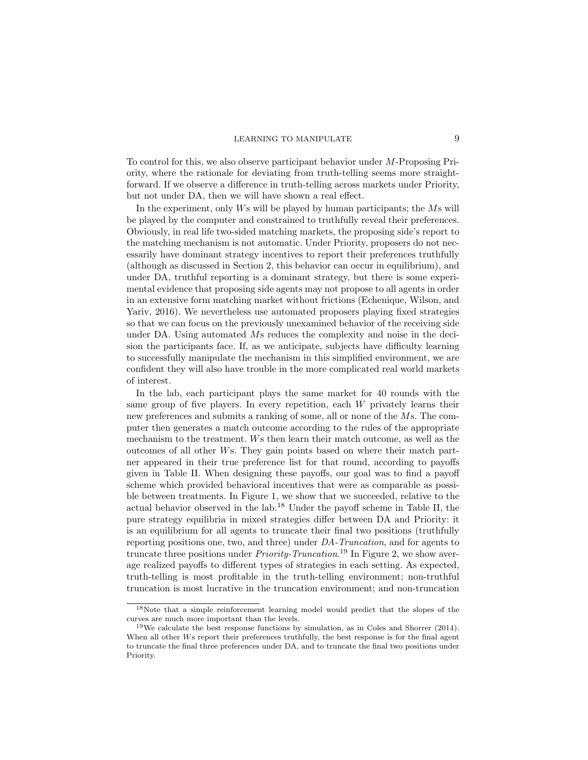To control for this, we also observe participant behavior under $M$-Proposing Priority, where the rationale for deviating from truth-telling seems more straightforward. If we observe a difference in truth-telling across markets under Priority, but not under DA, then we will have shown a real effect.

In the experiment, only $W$s will be played by human participants; the $M$s will be played by the computer and constrained to truthfully reveal their preferences. Obviously, in real life two-sided matching markets, the proposing side's report to the matching mechanism is not automatic. Under Priority, proposers do not necessarily have dominant strategy incentives to report their preferences truthfully (although as discussed in Section 2, this behavior can occur in equilibrium), and under DA, truthful reporting is a dominant strategy, but there is some experimental evidence that proposing side agents may not propose to all agents in order in an extensive form matching market without frictions (Echenique, Wilson, and Yariv, 2016). We nevertheless use automated proposers playing fixed strategies so that we can focus on the previously unexamined behavior of the receiving side under DA. Using automated $M$s reduces the complexity and noise in the decision the participants face. If, as we anticipate, subjects have difficulty learning to successfully manipulate the mechanism in this simplified environment, we are confident they will also have trouble in the more complicated real world markets of interest.

In the lab, each participant plays the same market for 40 rounds with the same group of five players. In every repetition, each $W$ privately learns their new preferences and submits a ranking of some, all or none of the $M$s. The computer then generates a match outcome according to the rules of the appropriate mechanism to the treatment. $W$s then learn their match outcome, as well as the outcomes of all other $W$s. They gain points based on where their match partner appeared in their true preference list for that round, according to payoffs given in Table II. When designing these payoffs, our goal was to find a payoff scheme which provided behavioral incentives that were as comparable as possible between treatments. In Figure 1, we show that we succeeded, relative to the actual behavior observed in the lab.[18] Under the payoff scheme in Table II, the pure strategy equilibria in mixed strategies differ between DA and Priority: it is an equilibrium for all agents to truncate their final two positions (truthfully reporting positions one, two, and three) under *DA-Truncation*, and for agents to truncate three positions under *Priority-Truncation*.[19] In Figure 2, we show average realized payoffs to different types of strategies in each setting. As expected, truth-telling is most profitable in the truth-telling environment; non-truthful truncation is most lucrative in the truncation environment; and non-truncation

[18] Note that a simple reinforcement learning model would predict that the slopes of the curves are much more important than the levels.

[19] We calculate the best response functions by simulation, as in Coles and Shorrer (2014). When all other $W$s report their preferences truthfully, the best response is for the final agent to truncate the final three preferences under DA, and to truncate the final two positions under Priority.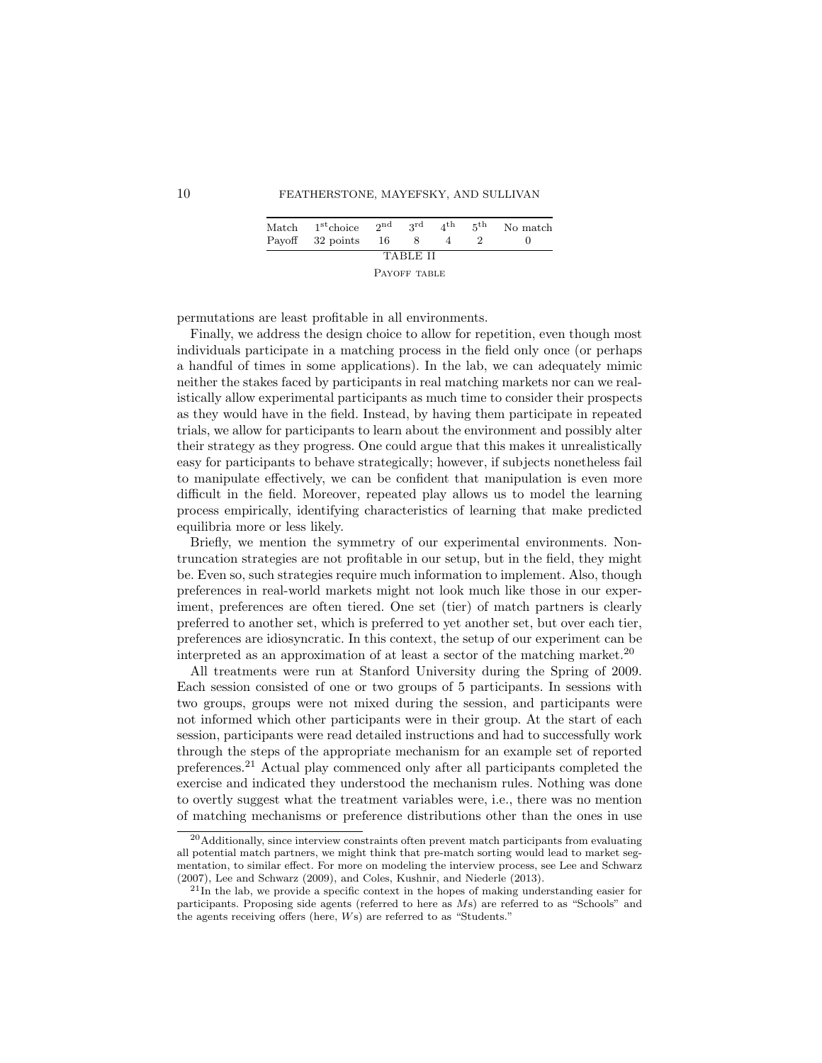| Match | 1st choice | 2nd | 3rd | 4th | 5th | No match |
|---|---|---|---|---|---|---|
| Payoff | 32 points | 16 | 8 | 4 | 2 | 0 |

TABLE II

Payoff table

permutations are least profitable in all environments.

Finally, we address the design choice to allow for repetition, even though most individuals participate in a matching process in the field only once (or perhaps a handful of times in some applications). In the lab, we can adequately mimic neither the stakes faced by participants in real matching markets nor can we realistically allow experimental participants as much time to consider their prospects as they would have in the field. Instead, by having them participate in repeated trials, we allow for participants to learn about the environment and possibly alter their strategy as they progress. One could argue that this makes it unrealistically easy for participants to behave strategically; however, if subjects nonetheless fail to manipulate effectively, we can be confident that manipulation is even more difficult in the field. Moreover, repeated play allows us to model the learning process empirically, identifying characteristics of learning that make predicted equilibria more or less likely.

Briefly, we mention the symmetry of our experimental environments. Non-truncation strategies are not profitable in our setup, but in the field, they might be. Even so, such strategies require much information to implement. Also, though preferences in real-world markets might not look much like those in our experiment, preferences are often tiered. One set (tier) of match partners is clearly preferred to another set, which is preferred to yet another set, but over each tier, preferences are idiosyncratic. In this context, the setup of our experiment can be interpreted as an approximation of at least a sector of the matching market.[20]

All treatments were run at Stanford University during the Spring of 2009. Each session consisted of one or two groups of 5 participants. In sessions with two groups, groups were not mixed during the session, and participants were not informed which other participants were in their group. At the start of each session, participants were read detailed instructions and had to successfully work through the steps of the appropriate mechanism for an example set of reported preferences.[21] Actual play commenced only after all participants completed the exercise and indicated they understood the mechanism rules. Nothing was done to overtly suggest what the treatment variables were, i.e., there was no mention of matching mechanisms or preference distributions other than the ones in use

[20] Additionally, since interview constraints often prevent match participants from evaluating all potential match partners, we might think that pre-match sorting would lead to market segmentation, to similar effect. For more on modeling the interview process, see Lee and Schwarz (2007), Lee and Schwarz (2009), and Coles, Kushnir, and Niederle (2013).

[21] In the lab, we provide a specific context in the hopes of making understanding easier for participants. Proposing side agents (referred to here as $M$s) are referred to as "Schools" and the agents receiving offers (here, $W$s) are referred to as "Students."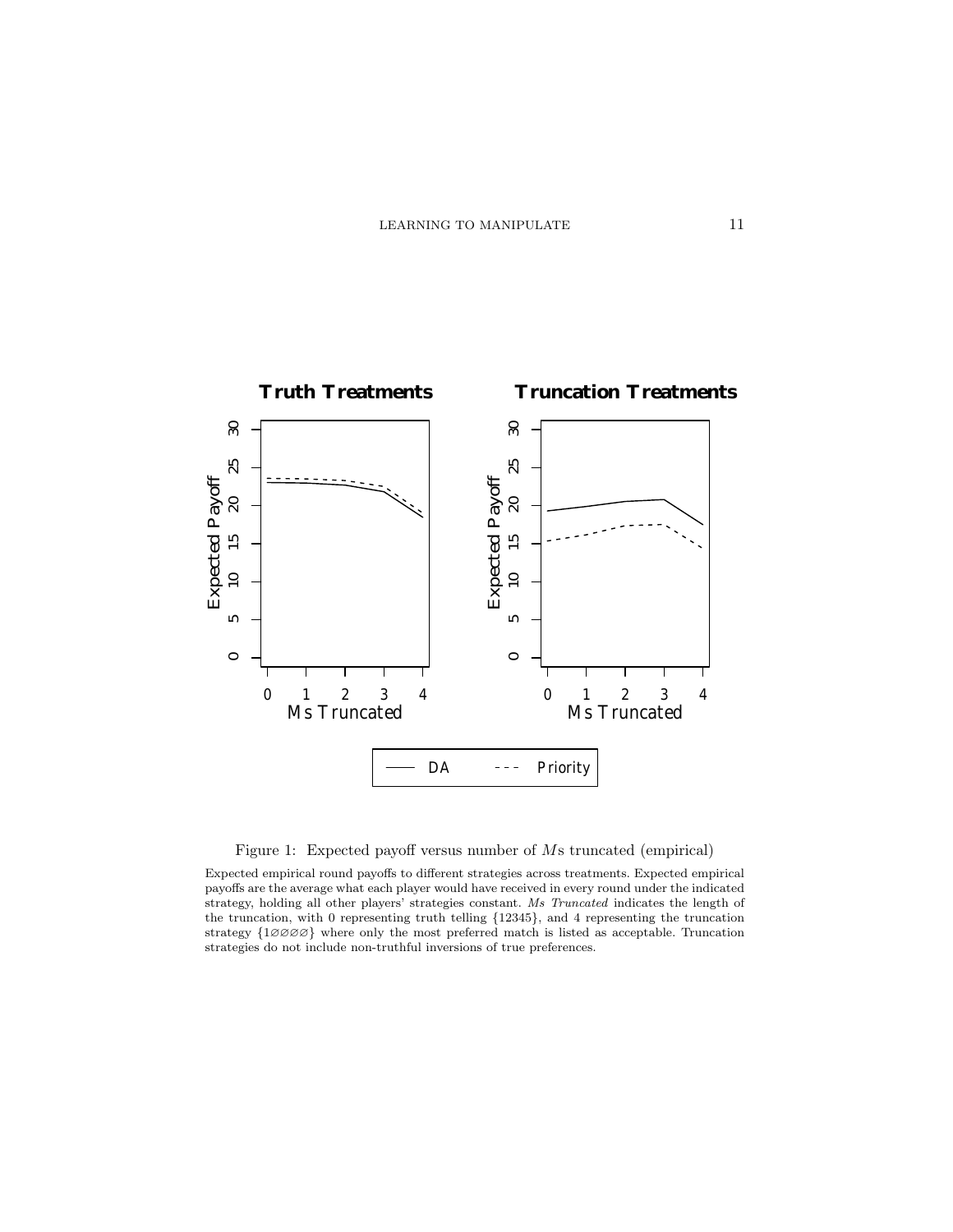Figure 1: Expected payoff versus number of $M$s truncated (empirical)

Expected empirical round payoffs to different strategies across treatments. Expected empirical payoffs are the average what each player would have received in every round under the indicated strategy, holding all other players' strategies constant. *Ms Truncated* indicates the length of the truncation, with 0 representing truth telling {12345}, and 4 representing the truncation strategy $\{1\varnothing\varnothing\varnothing\varnothing\}$ where only the most preferred match is listed as acceptable. Truncation strategies do not include non-truthful inversions of true preferences.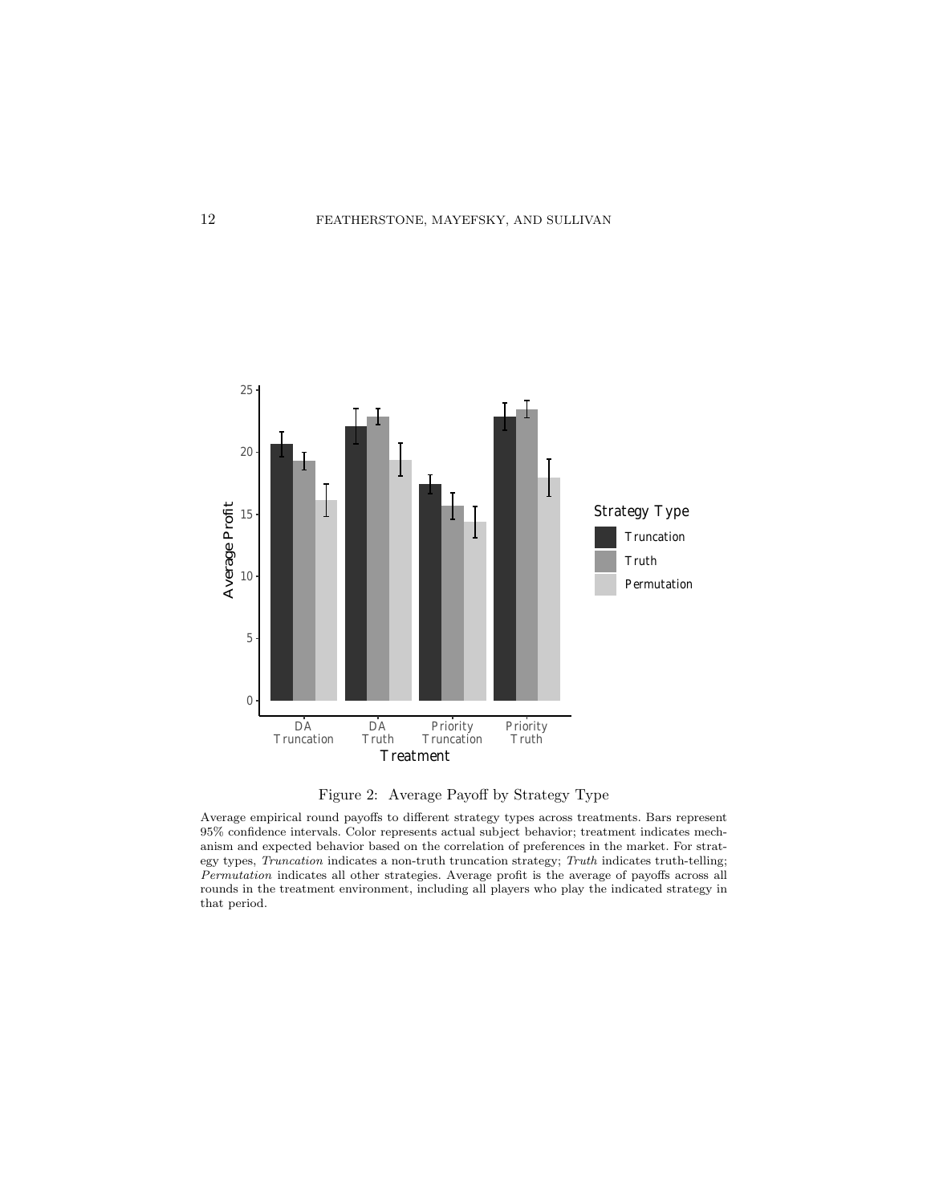Figure 2: Average Payoff by Strategy Type

Average empirical round payoffs to different strategy types across treatments. Bars represent 95% confidence intervals. Color represents actual subject behavior; treatment indicates mechanism and expected behavior based on the correlation of preferences in the market. For strategy types, *Truncation* indicates a non-truth truncation strategy; *Truth* indicates truth-telling; *Permutation* indicates all other strategies. Average profit is the average of payoffs across all rounds in the treatment environment, including all players who play the indicated strategy in that period.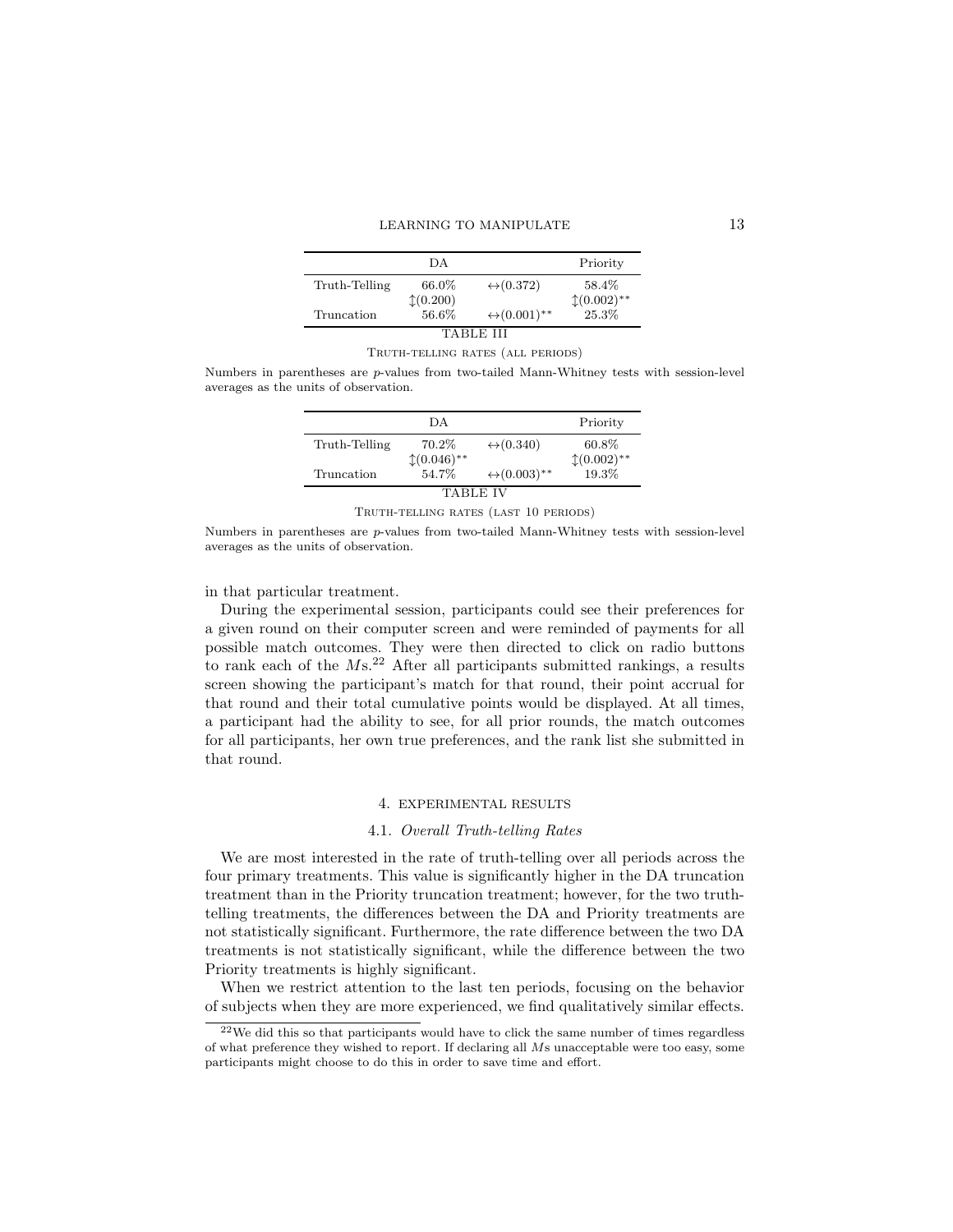| | DA | | Priority |
|---|---|---|---|
| Truth-Telling | 66.0% | ↔(0.372) | 58.4% |
| | ↕(0.200) | | ↕(0.002)** |
| Truncation | 56.6% | ↔(0.001)** | 25.3% |

TABLE III

TRUTH-TELLING RATES (ALL PERIODS)

Numbers in parentheses are $p$-values from two-tailed Mann-Whitney tests with session-level averages as the units of observation.

| | DA | | Priority |
|---|---|---|---|
| Truth-Telling | 70.2% | ↔(0.340) | 60.8% |
| | ↕(0.046)** | | ↕(0.002)** |
| Truncation | 54.7% | ↔(0.003)** | 19.3% |

TABLE IV

TRUTH-TELLING RATES (LAST 10 PERIODS)

Numbers in parentheses are $p$-values from two-tailed Mann-Whitney tests with session-level averages as the units of observation.

in that particular treatment.

During the experimental session, participants could see their preferences for a given round on their computer screen and were reminded of payments for all possible match outcomes. They were then directed to click on radio buttons to rank each of the $M$s.[22] After all participants submitted rankings, a results screen showing the participant's match for that round, their point accrual for that round and their total cumulative points would be displayed. At all times, a participant had the ability to see, for all prior rounds, the match outcomes for all participants, her own true preferences, and the rank list she submitted in that round.

## 4. EXPERIMENTAL RESULTS

### 4.1. *Overall Truth-telling Rates*

We are most interested in the rate of truth-telling over all periods across the four primary treatments. This value is significantly higher in the DA truncation treatment than in the Priority truncation treatment; however, for the two truth-telling treatments, the differences between the DA and Priority treatments are not statistically significant. Furthermore, the rate difference between the two DA treatments is not statistically significant, while the difference between the two Priority treatments is highly significant.

When we restrict attention to the last ten periods, focusing on the behavior of subjects when they are more experienced, we find qualitatively similar effects.

[22] We did this so that participants would have to click the same number of times regardless of what preference they wished to report. If declaring all $M$s unacceptable were too easy, some participants might choose to do this in order to save time and effort.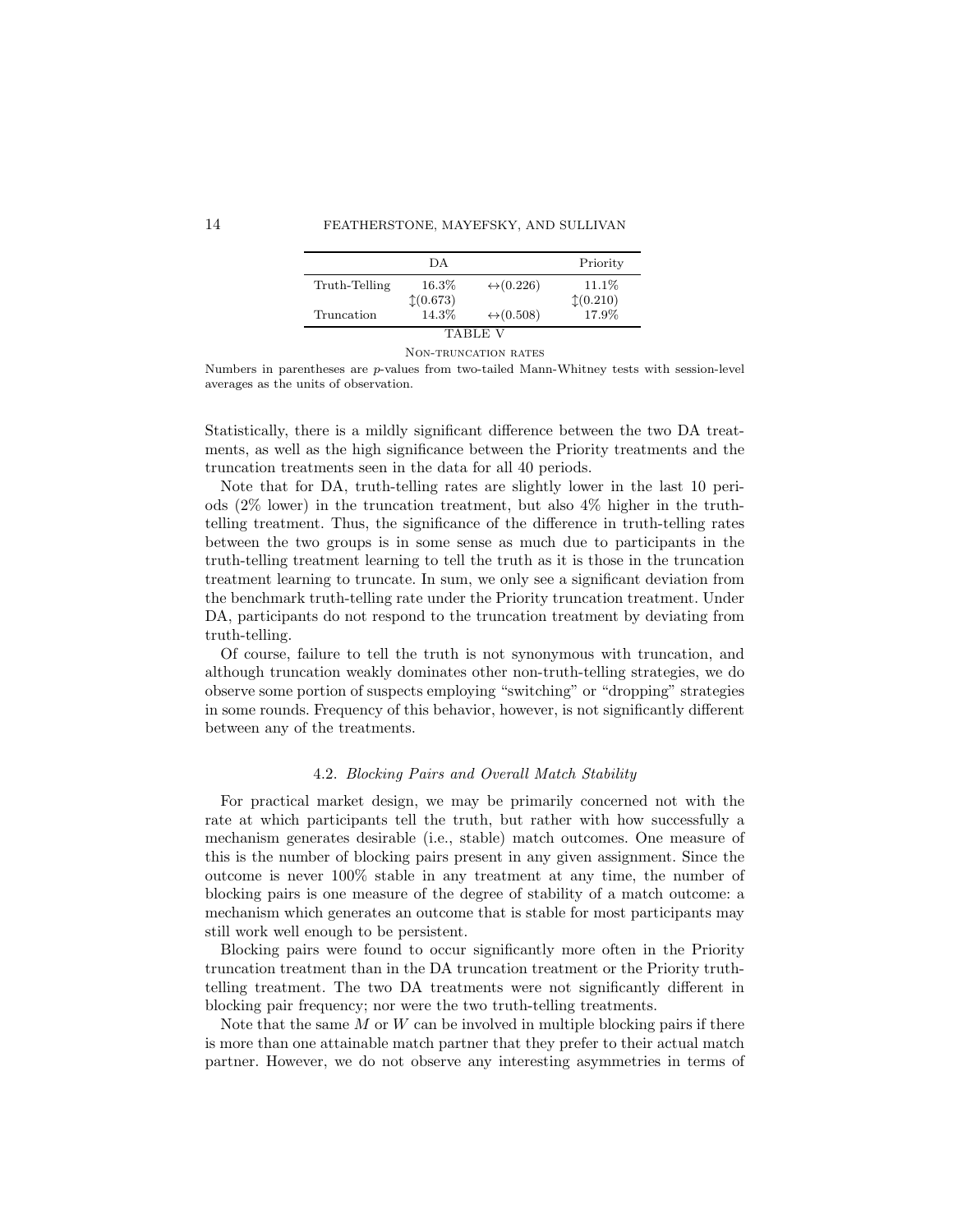| | DA | | Priority |
|---|---|---|---|
| Truth-Telling | 16.3% | $\leftrightarrow$(0.226) | 11.1% |
| | $\updownarrow$(0.673) | | $\updownarrow$(0.210) |
| Truncation | 14.3% | $\leftrightarrow$(0.508) | 17.9% |

TABLE V

NON-TRUNCATION RATES

Numbers in parentheses are $p$-values from two-tailed Mann-Whitney tests with session-level averages as the units of observation.

Statistically, there is a mildly significant difference between the two DA treatments, as well as the high significance between the Priority treatments and the truncation treatments seen in the data for all 40 periods.

Note that for DA, truth-telling rates are slightly lower in the last 10 periods (2% lower) in the truncation treatment, but also 4% higher in the truth-telling treatment. Thus, the significance of the difference in truth-telling rates between the two groups is in some sense as much due to participants in the truth-telling treatment learning to tell the truth as it is those in the truncation treatment learning to truncate. In sum, we only see a significant deviation from the benchmark truth-telling rate under the Priority truncation treatment. Under DA, participants do not respond to the truncation treatment by deviating from truth-telling.

Of course, failure to tell the truth is not synonymous with truncation, and although truncation weakly dominates other non-truth-telling strategies, we do observe some portion of suspects employing "switching" or "dropping" strategies in some rounds. Frequency of this behavior, however, is not significantly different between any of the treatments.

### 4.2. *Blocking Pairs and Overall Match Stability*

For practical market design, we may be primarily concerned not with the rate at which participants tell the truth, but rather with how successfully a mechanism generates desirable (i.e., stable) match outcomes. One measure of this is the number of blocking pairs present in any given assignment. Since the outcome is never 100% stable in any treatment at any time, the number of blocking pairs is one measure of the degree of stability of a match outcome: a mechanism which generates an outcome that is stable for most participants may still work well enough to be persistent.

Blocking pairs were found to occur significantly more often in the Priority truncation treatment than in the DA truncation treatment or the Priority truth-telling treatment. The two DA treatments were not significantly different in blocking pair frequency; nor were the two truth-telling treatments.

Note that the same $M$ or $W$ can be involved in multiple blocking pairs if there is more than one attainable match partner that they prefer to their actual match partner. However, we do not observe any interesting asymmetries in terms of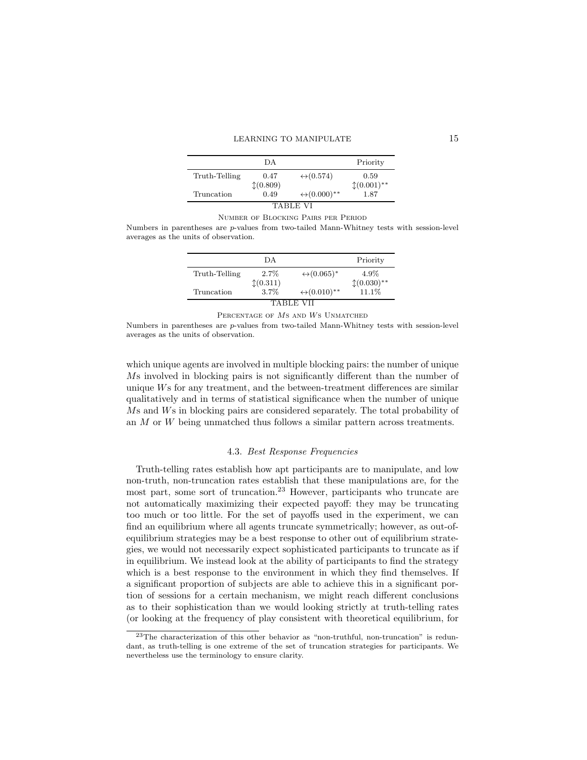| | DA | | Priority |
|---|---|---|---|
| Truth-Telling | 0.47 | $\leftrightarrow(0.574)$ | 0.59 |
| | $\updownarrow(0.809)$ | | $\updownarrow(0.001)^{**}$ |
| Truncation | 0.49 | $\leftrightarrow(0.000)^{**}$ | 1.87 |

TABLE VI

NUMBER OF BLOCKING PAIRS PER PERIOD

Numbers in parentheses are $p$-values from two-tailed Mann-Whitney tests with session-level averages as the units of observation.

| | DA | | Priority |
|---|---|---|---|
| Truth-Telling | 2.7% | $\leftrightarrow(0.065)^{*}$ | 4.9% |
| | $\updownarrow(0.311)$ | | $\updownarrow(0.030)^{**}$ |
| Truncation | 3.7% | $\leftrightarrow(0.010)^{**}$ | 11.1% |

TABLE VII

PERCENTAGE OF $M$S AND $W$S UNMATCHED

Numbers in parentheses are $p$-values from two-tailed Mann-Whitney tests with session-level averages as the units of observation.

which unique agents are involved in multiple blocking pairs: the number of unique $M$s involved in blocking pairs is not significantly different than the number of unique $W$s for any treatment, and the between-treatment differences are similar qualitatively and in terms of statistical significance when the number of unique $M$s and $W$s in blocking pairs are considered separately. The total probability of an $M$ or $W$ being unmatched thus follows a similar pattern across treatments.

### 4.3. *Best Response Frequencies*

Truth-telling rates establish how apt participants are to manipulate, and low non-truth, non-truncation rates establish that these manipulations are, for the most part, some sort of truncation.[23] However, participants who truncate are not automatically maximizing their expected payoff: they may be truncating too much or too little. For the set of payoffs used in the experiment, we can find an equilibrium where all agents truncate symmetrically; however, as out-of-equilibrium strategies may be a best response to other out of equilibrium strategies, we would not necessarily expect sophisticated participants to truncate as if in equilibrium. We instead look at the ability of participants to find the strategy which is a best response to the environment in which they find themselves. If a significant proportion of subjects are able to achieve this in a significant portion of sessions for a certain mechanism, we might reach different conclusions as to their sophistication than we would looking strictly at truth-telling rates (or looking at the frequency of play consistent with theoretical equilibrium, for

[23]The characterization of this other behavior as "non-truthful, non-truncation" is redundant, as truth-telling is one extreme of the set of truncation strategies for participants. We nevertheless use the terminology to ensure clarity.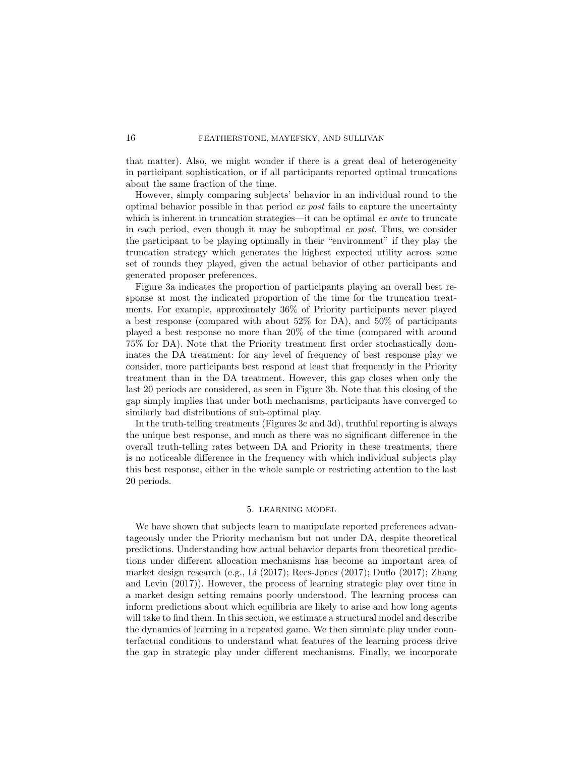that matter). Also, we might wonder if there is a great deal of heterogeneity in participant sophistication, or if all participants reported optimal truncations about the same fraction of the time.

However, simply comparing subjects' behavior in an individual round to the optimal behavior possible in that period *ex post* fails to capture the uncertainty which is inherent in truncation strategies—it can be optimal *ex ante* to truncate in each period, even though it may be suboptimal *ex post*. Thus, we consider the participant to be playing optimally in their "environment" if they play the truncation strategy which generates the highest expected utility across some set of rounds they played, given the actual behavior of other participants and generated proposer preferences.

Figure 3a indicates the proportion of participants playing an overall best response at most the indicated proportion of the time for the truncation treatments. For example, approximately 36% of Priority participants never played a best response (compared with about 52% for DA), and 50% of participants played a best response no more than 20% of the time (compared with around 75% for DA). Note that the Priority treatment first order stochastically dominates the DA treatment: for any level of frequency of best response play we consider, more participants best respond at least that frequently in the Priority treatment than in the DA treatment. However, this gap closes when only the last 20 periods are considered, as seen in Figure 3b. Note that this closing of the gap simply implies that under both mechanisms, participants have converged to similarly bad distributions of sub-optimal play.

In the truth-telling treatments (Figures 3c and 3d), truthful reporting is always the unique best response, and much as there was no significant difference in the overall truth-telling rates between DA and Priority in these treatments, there is no noticeable difference in the frequency with which individual subjects play this best response, either in the whole sample or restricting attention to the last 20 periods.

## 5. Learning Model

We have shown that subjects learn to manipulate reported preferences advantageously under the Priority mechanism but not under DA, despite theoretical predictions. Understanding how actual behavior departs from theoretical predictions under different allocation mechanisms has become an important area of market design research (e.g., Li (2017); Rees-Jones (2017); Duflo (2017); Zhang and Levin (2017)). However, the process of learning strategic play over time in a market design setting remains poorly understood. The learning process can inform predictions about which equilibria are likely to arise and how long agents will take to find them. In this section, we estimate a structural model and describe the dynamics of learning in a repeated game. We then simulate play under counterfactual conditions to understand what features of the learning process drive the gap in strategic play under different mechanisms. Finally, we incorporate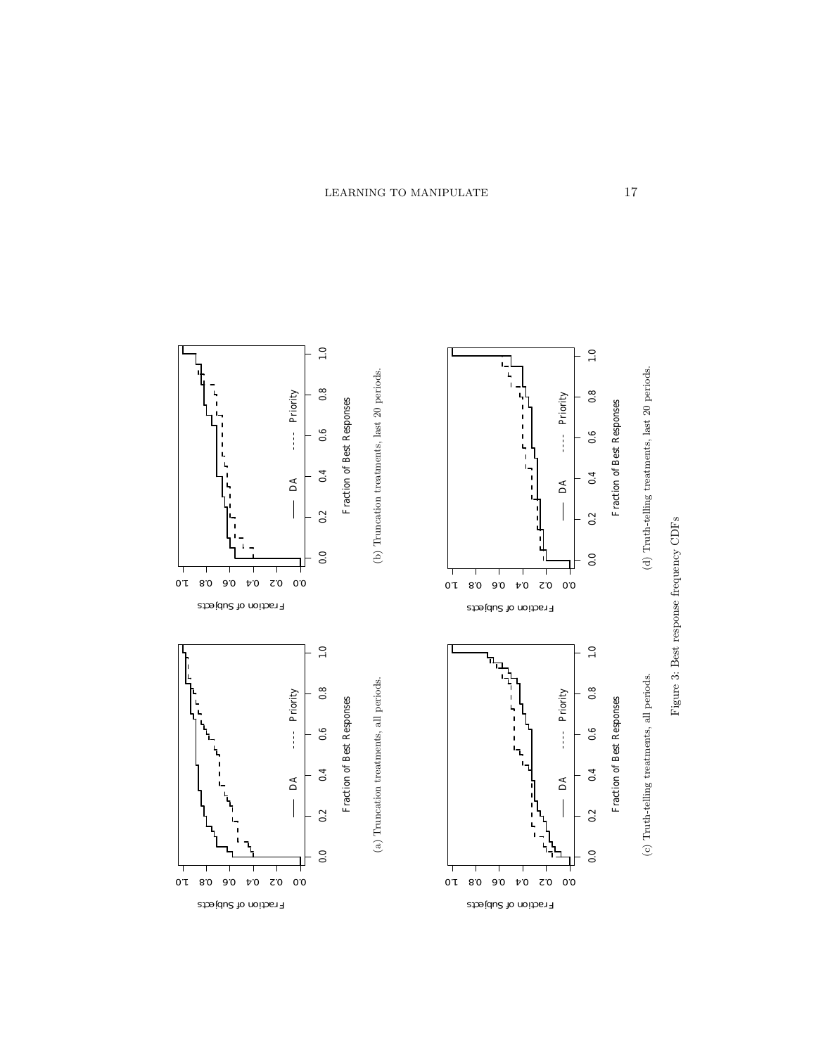(a) Truncation treatments, all periods.

(b) Truncation treatments, last 20 periods.

(c) Truth-telling treatments, all periods.

(d) Truth-telling treatments, last 20 periods.

Figure 3: Best response frequency CDFs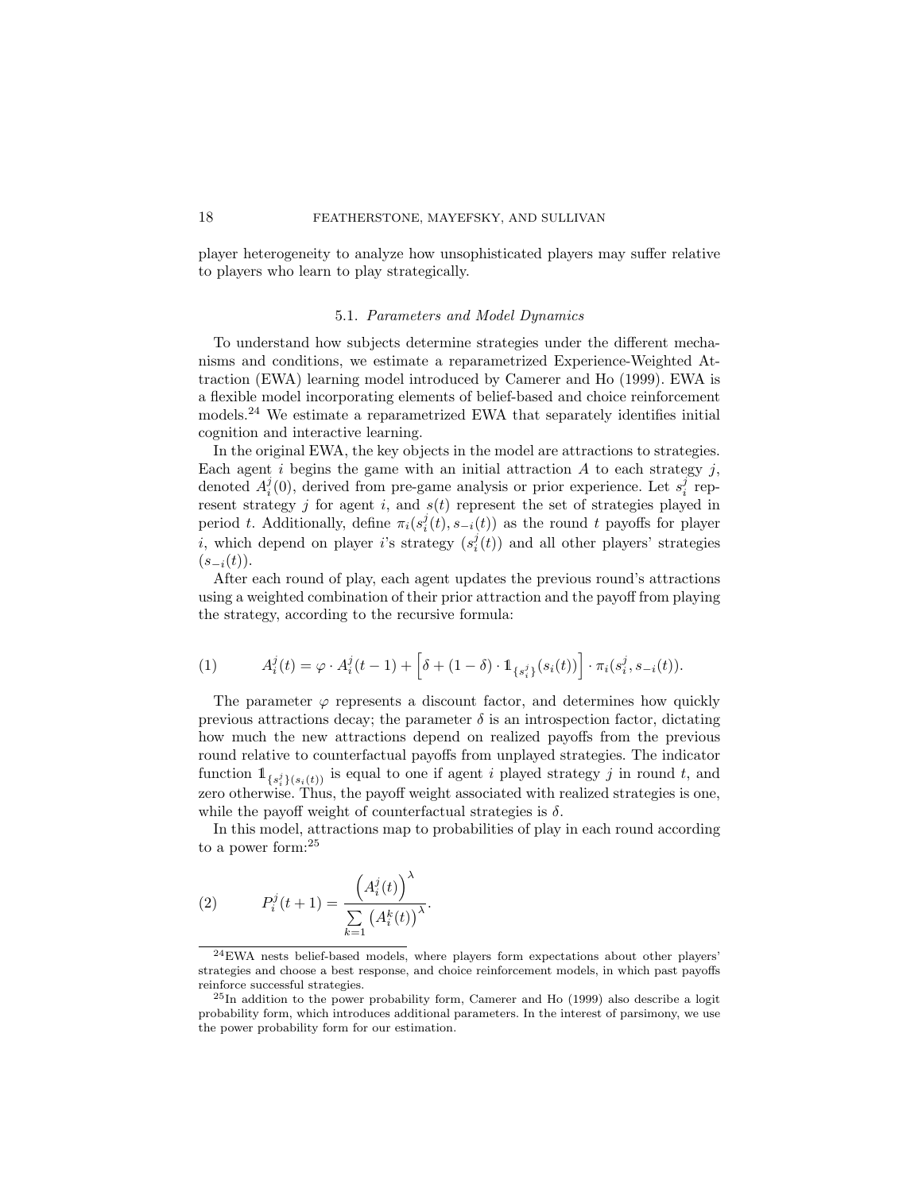player heterogeneity to analyze how unsophisticated players may suffer relative to players who learn to play strategically.

### 5.1. *Parameters and Model Dynamics*

To understand how subjects determine strategies under the different mechanisms and conditions, we estimate a reparametrized Experience-Weighted Attraction (EWA) learning model introduced by Camerer and Ho (1999). EWA is a flexible model incorporating elements of belief-based and choice reinforcement models.[24] We estimate a reparametrized EWA that separately identifies initial cognition and interactive learning.

In the original EWA, the key objects in the model are attractions to strategies. Each agent $i$ begins the game with an initial attraction $A$ to each strategy $j$, denoted $A_i^j(0)$, derived from pre-game analysis or prior experience. Let $s_i^j$ represent strategy $j$ for agent $i$, and $s(t)$ represent the set of strategies played in period $t$. Additionally, define $\pi_i(s_i^j(t), s_{-i}(t))$ as the round $t$ payoffs for player $i$, which depend on player $i$'s strategy ($s_i^j(t)$) and all other players' strategies ($s_{-i}(t)$).

After each round of play, each agent updates the previous round's attractions using a weighted combination of their prior attraction and the payoff from playing the strategy, according to the recursive formula:

$$A_i^j(t) = \varphi \cdot A_i^j(t-1) + \left[\delta + (1-\delta) \cdot \mathbb{1}_{\{s_i^j\}}(s_i(t))\right] \cdot \pi_i(s_i^j, s_{-i}(t)). \tag{1}$$

The parameter $\varphi$ represents a discount factor, and determines how quickly previous attractions decay; the parameter $\delta$ is an introspection factor, dictating how much the new attractions depend on realized payoffs from the previous round relative to counterfactual payoffs from unplayed strategies. The indicator function $\mathbb{1}_{\{s_i^j\}(s_i(t))}$ is equal to one if agent $i$ played strategy $j$ in round $t$, and zero otherwise. Thus, the payoff weight associated with realized strategies is one, while the payoff weight of counterfactual strategies is $\delta$.

In this model, attractions map to probabilities of play in each round according to a power form:[25]

$$P_i^j(t+1) = \frac{\left(A_i^j(t)\right)^\lambda}{\sum\limits_{k=1} \left(A_i^k(t)\right)^\lambda}. \tag{2}$$

---

[24] EWA nests belief-based models, where players form expectations about other players' strategies and choose a best response, and choice reinforcement models, in which past payoffs reinforce successful strategies.

[25] In addition to the power probability form, Camerer and Ho (1999) also describe a logit probability form, which introduces additional parameters. In the interest of parsimony, we use the power probability form for our estimation.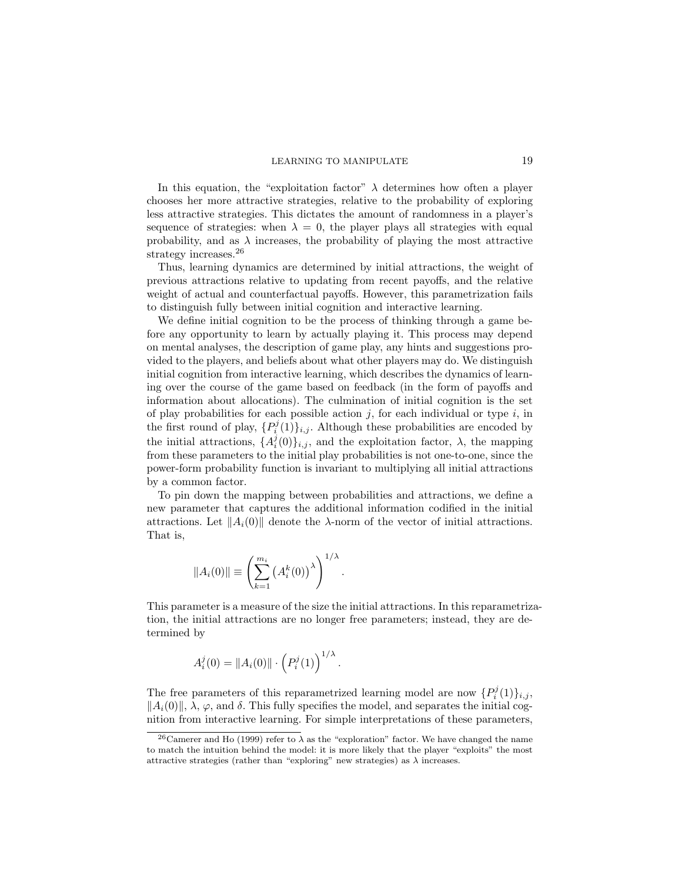In this equation, the "exploitation factor" $\lambda$ determines how often a player chooses her more attractive strategies, relative to the probability of exploring less attractive strategies. This dictates the amount of randomness in a player's sequence of strategies: when $\lambda = 0$, the player plays all strategies with equal probability, and as $\lambda$ increases, the probability of playing the most attractive strategy increases.[26]

Thus, learning dynamics are determined by initial attractions, the weight of previous attractions relative to updating from recent payoffs, and the relative weight of actual and counterfactual payoffs. However, this parametrization fails to distinguish fully between initial cognition and interactive learning.

We define initial cognition to be the process of thinking through a game before any opportunity to learn by actually playing it. This process may depend on mental analyses, the description of game play, any hints and suggestions provided to the players, and beliefs about what other players may do. We distinguish initial cognition from interactive learning, which describes the dynamics of learning over the course of the game based on feedback (in the form of payoffs and information about allocations). The culmination of initial cognition is the set of play probabilities for each possible action $j$, for each individual or type $i$, in the first round of play, $\{P_i^j(1)\}_{i,j}$. Although these probabilities are encoded by the initial attractions, $\{A_i^j(0)\}_{i,j}$, and the exploitation factor, $\lambda$, the mapping from these parameters to the initial play probabilities is not one-to-one, since the power-form probability function is invariant to multiplying all initial attractions by a common factor.

To pin down the mapping between probabilities and attractions, we define a new parameter that captures the additional information codified in the initial attractions. Let $\|A_i(0)\|$ denote the $\lambda$-norm of the vector of initial attractions. That is,

$$\|A_i(0)\| \equiv \left( \sum_{k=1}^{m_i} \left( A_i^k(0) \right)^{\lambda} \right)^{1/\lambda}.$$

This parameter is a measure of the size the initial attractions. In this reparametrization, the initial attractions are no longer free parameters; instead, they are determined by

$$A_i^j(0) = \|A_i(0)\| \cdot \left( P_i^j(1) \right)^{1/\lambda}.$$

The free parameters of this reparametrized learning model are now $\{P_i^j(1)\}_{i,j}$, $\|A_i(0)\|$, $\lambda$, $\varphi$, and $\delta$. This fully specifies the model, and separates the initial cognition from interactive learning. For simple interpretations of these parameters,

[26] Camerer and Ho (1999) refer to $\lambda$ as the "exploration" factor. We have changed the name to match the intuition behind the model: it is more likely that the player "exploits" the most attractive strategies (rather than "exploring" new strategies) as $\lambda$ increases.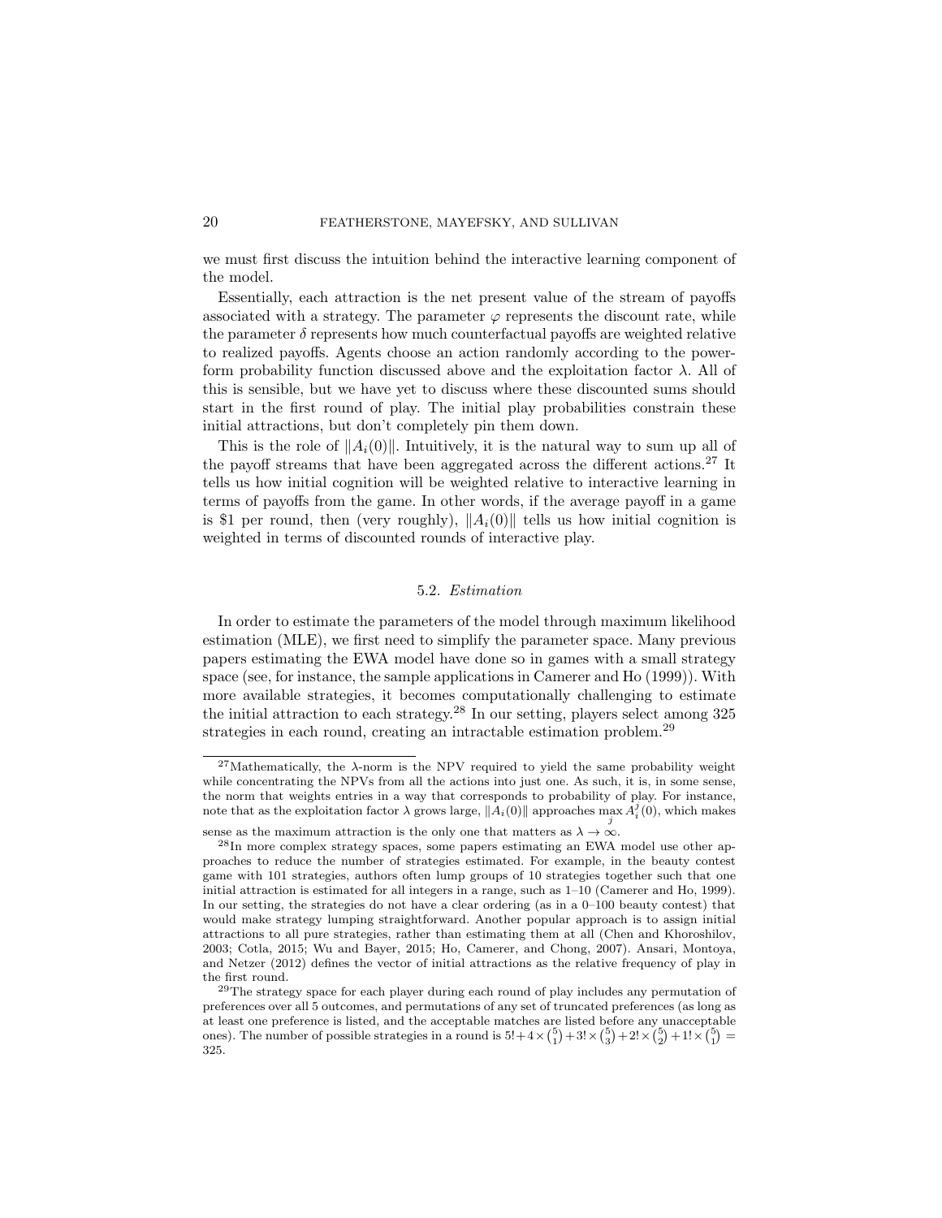we must first discuss the intuition behind the interactive learning component of the model.

Essentially, each attraction is the net present value of the stream of payoffs associated with a strategy. The parameter $\varphi$ represents the discount rate, while the parameter $\delta$ represents how much counterfactual payoffs are weighted relative to realized payoffs. Agents choose an action randomly according to the power-form probability function discussed above and the exploitation factor $\lambda$. All of this is sensible, but we have yet to discuss where these discounted sums should start in the first round of play. The initial play probabilities constrain these initial attractions, but don't completely pin them down.

This is the role of $\|A_i(0)\|$. Intuitively, it is the natural way to sum up all of the payoff streams that have been aggregated across the different actions.[27] It tells us how initial cognition will be weighted relative to interactive learning in terms of payoffs from the game. In other words, if the average payoff in a game is \$1 per round, then (very roughly), $\|A_i(0)\|$ tells us how initial cognition is weighted in terms of discounted rounds of interactive play.

## 5.2. *Estimation*

In order to estimate the parameters of the model through maximum likelihood estimation (MLE), we first need to simplify the parameter space. Many previous papers estimating the EWA model have done so in games with a small strategy space (see, for instance, the sample applications in Camerer and Ho (1999)). With more available strategies, it becomes computationally challenging to estimate the initial attraction to each strategy.[28] In our setting, players select among 325 strategies in each round, creating an intractable estimation problem.[29]

---

[27] Mathematically, the $\lambda$-norm is the NPV required to yield the same probability weight while concentrating the NPVs from all the actions into just one. As such, it is, in some sense, the norm that weights entries in a way that corresponds to probability of play. For instance, note that as the exploitation factor $\lambda$ grows large, $\|A_i(0)\|$ approaches $\max_j A_i^j(0)$, which makes sense as the maximum attraction is the only one that matters as $\lambda \to \infty$.

[28] In more complex strategy spaces, some papers estimating an EWA model use other approaches to reduce the number of strategies estimated. For example, in the beauty contest game with 101 strategies, authors often lump groups of 10 strategies together such that one initial attraction is estimated for all integers in a range, such as 1–10 (Camerer and Ho, 1999). In our setting, the strategies do not have a clear ordering (as in a 0–100 beauty contest) that would make strategy lumping straightforward. Another popular approach is to assign initial attractions to all pure strategies, rather than estimating them at all (Chen and Khoroshilov, 2003; Cotla, 2015; Wu and Bayer, 2015; Ho, Camerer, and Chong, 2007). Ansari, Montoya, and Netzer (2012) defines the vector of initial attractions as the relative frequency of play in the first round.

[29] The strategy space for each player during each round of play includes any permutation of preferences over all 5 outcomes, and permutations of any set of truncated preferences (as long as at least one preference is listed, and the acceptable matches are listed before any unacceptable ones). The number of possible strategies in a round is $5! + 4 \times \binom{5}{1} + 3! \times \binom{5}{3} + 2! \times \binom{5}{2} + 1! \times \binom{5}{1} = 325$.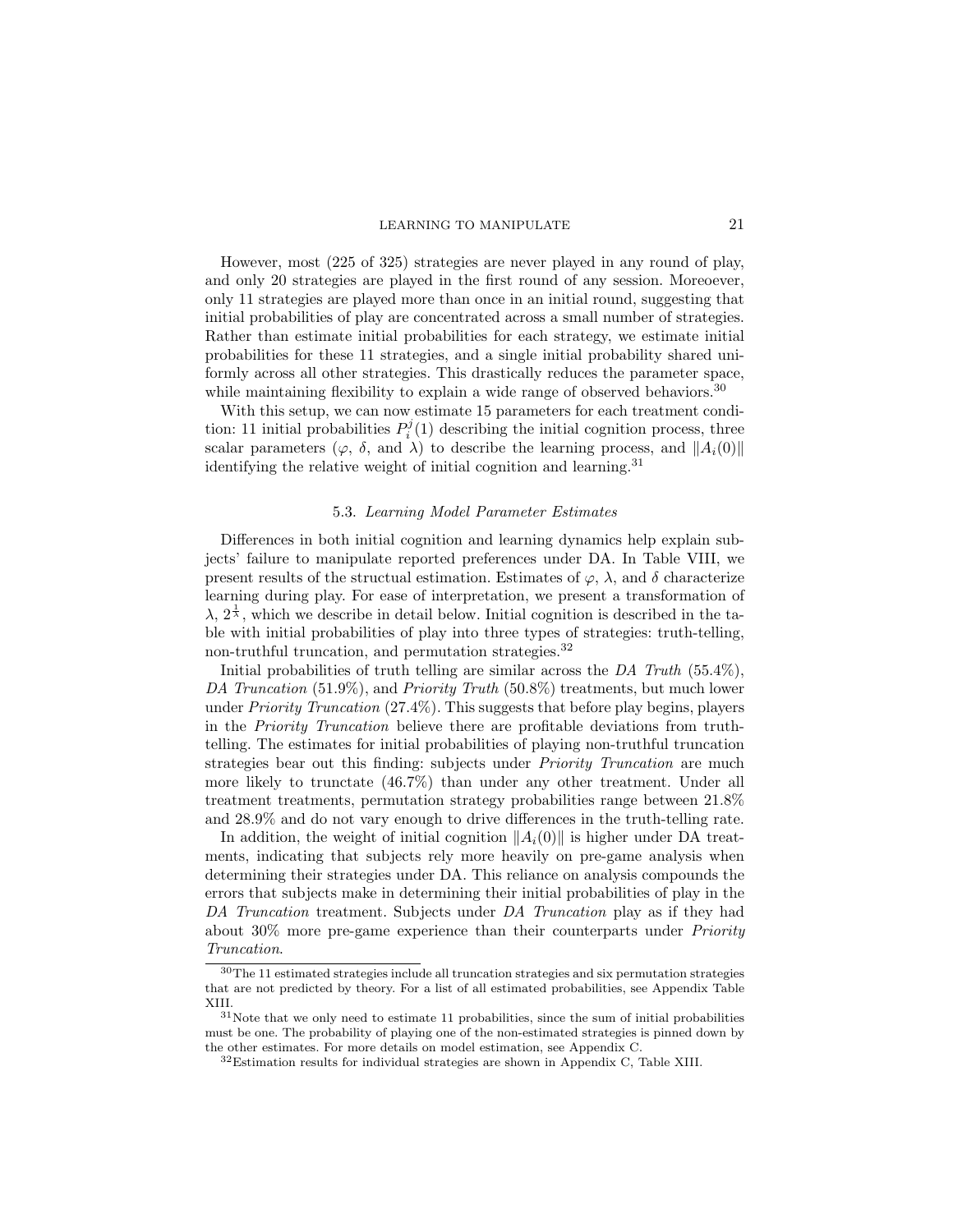However, most (225 of 325) strategies are never played in any round of play, and only 20 strategies are played in the first round of any session. Moreoever, only 11 strategies are played more than once in an initial round, suggesting that initial probabilities of play are concentrated across a small number of strategies. Rather than estimate initial probabilities for each strategy, we estimate initial probabilities for these 11 strategies, and a single initial probability shared uniformly across all other strategies. This drastically reduces the parameter space, while maintaining flexibility to explain a wide range of observed behaviors.[30]

With this setup, we can now estimate 15 parameters for each treatment condition: 11 initial probabilities $P_i^j(1)$ describing the initial cognition process, three scalar parameters ($\varphi$, $\delta$, and $\lambda$) to describe the learning process, and $\|A_i(0)\|$ identifying the relative weight of initial cognition and learning.[31]

### 5.3. *Learning Model Parameter Estimates*

Differences in both initial cognition and learning dynamics help explain subjects' failure to manipulate reported preferences under DA. In Table VIII, we present results of the structual estimation. Estimates of $\varphi$, $\lambda$, and $\delta$ characterize learning during play. For ease of interpretation, we present a transformation of $\lambda$, $2^{\frac{1}{\lambda}}$, which we describe in detail below. Initial cognition is described in the table with initial probabilities of play into three types of strategies: truth-telling, non-truthful truncation, and permutation strategies.[32]

Initial probabilities of truth telling are similar across the *DA Truth* (55.4%), *DA Truncation* (51.9%), and *Priority Truth* (50.8%) treatments, but much lower under *Priority Truncation* (27.4%). This suggests that before play begins, players in the *Priority Truncation* believe there are profitable deviations from truth-telling. The estimates for initial probabilities of playing non-truthful truncation strategies bear out this finding: subjects under *Priority Truncation* are much more likely to trunctate (46.7%) than under any other treatment. Under all treatment treatments, permutation strategy probabilities range between 21.8% and 28.9% and do not vary enough to drive differences in the truth-telling rate.

In addition, the weight of initial cognition $\|A_i(0)\|$ is higher under DA treatments, indicating that subjects rely more heavily on pre-game analysis when determining their strategies under DA. This reliance on analysis compounds the errors that subjects make in determining their initial probabilities of play in the *DA Truncation* treatment. Subjects under *DA Truncation* play as if they had about 30% more pre-game experience than their counterparts under *Priority Truncation*.

---

[30] The 11 estimated strategies include all truncation strategies and six permutation strategies that are not predicted by theory. For a list of all estimated probabilities, see Appendix Table XIII.

[31] Note that we only need to estimate 11 probabilities, since the sum of initial probabilities must be one. The probability of playing one of the non-estimated strategies is pinned down by the other estimates. For more details on model estimation, see Appendix C.

[32] Estimation results for individual strategies are shown in Appendix C, Table XIII.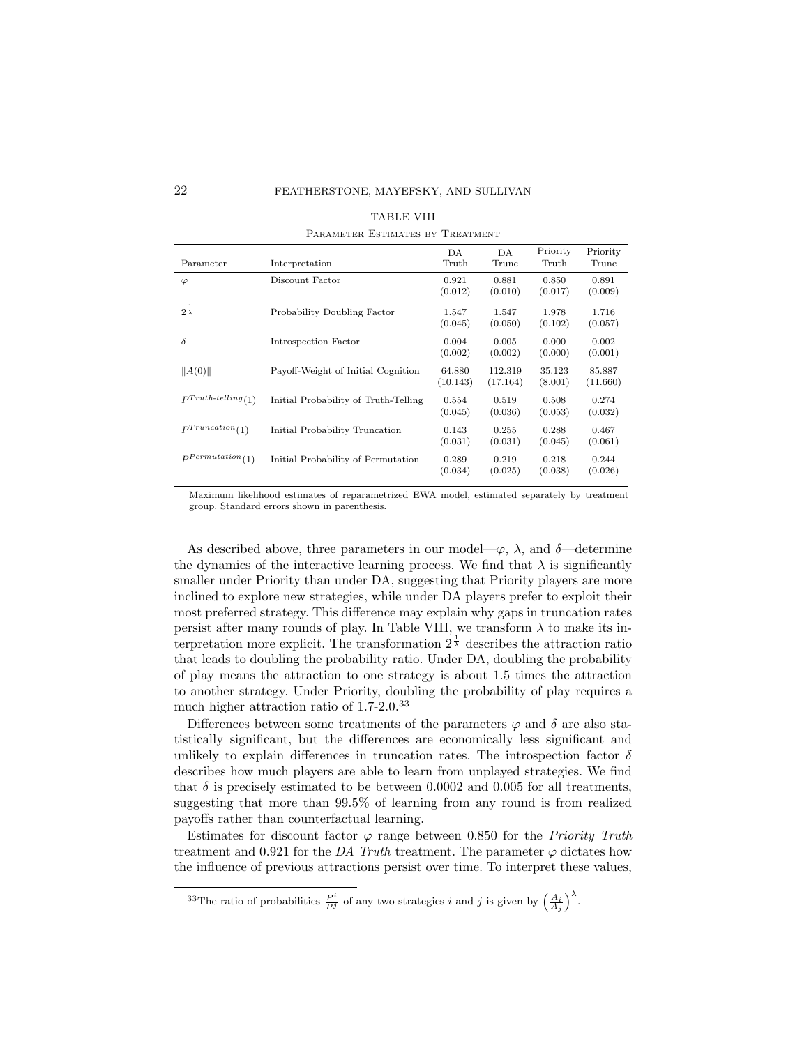TABLE VIII

PARAMETER ESTIMATES BY TREATMENT

| Parameter | Interpretation | DA Truth | DA Trunc | Priority Truth | Priority Trunc |
|---|---|---|---|---|---|
| $\varphi$ | Discount Factor | 0.921 (0.012) | 0.881 (0.010) | 0.850 (0.017) | 0.891 (0.009) |
| $2^{\frac{1}{\lambda}}$ | Probability Doubling Factor | 1.547 (0.045) | 1.547 (0.050) | 1.978 (0.102) | 1.716 (0.057) |
| $\delta$ | Introspection Factor | 0.004 (0.002) | 0.005 (0.002) | 0.000 (0.000) | 0.002 (0.001) |
| $\|A(0)\|$ | Payoff-Weight of Initial Cognition | 64.880 (10.143) | 112.319 (17.164) | 35.123 (8.001) | 85.887 (11.660) |
| $P^{Truth\text{-}telling}(1)$ | Initial Probability of Truth-Telling | 0.554 (0.045) | 0.519 (0.036) | 0.508 (0.053) | 0.274 (0.032) |
| $P^{Truncation}(1)$ | Initial Probability Truncation | 0.143 (0.031) | 0.255 (0.031) | 0.288 (0.045) | 0.467 (0.061) |
| $P^{Permutation}(1)$ | Initial Probability of Permutation | 0.289 (0.034) | 0.219 (0.025) | 0.218 (0.038) | 0.244 (0.026) |

Maximum likelihood estimates of reparametrized EWA model, estimated separately by treatment group. Standard errors shown in parenthesis.

As described above, three parameters in our model—$\varphi$, $\lambda$, and $\delta$—determine the dynamics of the interactive learning process. We find that $\lambda$ is significantly smaller under Priority than under DA, suggesting that Priority players are more inclined to explore new strategies, while under DA players prefer to exploit their most preferred strategy. This difference may explain why gaps in truncation rates persist after many rounds of play. In Table VIII, we transform $\lambda$ to make its interpretation more explicit. The transformation $2^{\frac{1}{\lambda}}$ describes the attraction ratio that leads to doubling the probability ratio. Under DA, doubling the probability of play means the attraction to one strategy is about 1.5 times the attraction to another strategy. Under Priority, doubling the probability of play requires a much higher attraction ratio of 1.7-2.0.[33]

Differences between some treatments of the parameters $\varphi$ and $\delta$ are also statistically significant, but the differences are economically less significant and unlikely to explain differences in truncation rates. The introspection factor $\delta$ describes how much players are able to learn from unplayed strategies. We find that $\delta$ is precisely estimated to be between 0.0002 and 0.005 for all treatments, suggesting that more than 99.5% of learning from any round is from realized payoffs rather than counterfactual learning.

Estimates for discount factor $\varphi$ range between 0.850 for the *Priority Truth* treatment and 0.921 for the *DA Truth* treatment. The parameter $\varphi$ dictates how the influence of previous attractions persist over time. To interpret these values,

[33] The ratio of probabilities $\frac{P^i}{P^j}$ of any two strategies $i$ and $j$ is given by $\left(\frac{A_i}{A_j}\right)^{\lambda}$.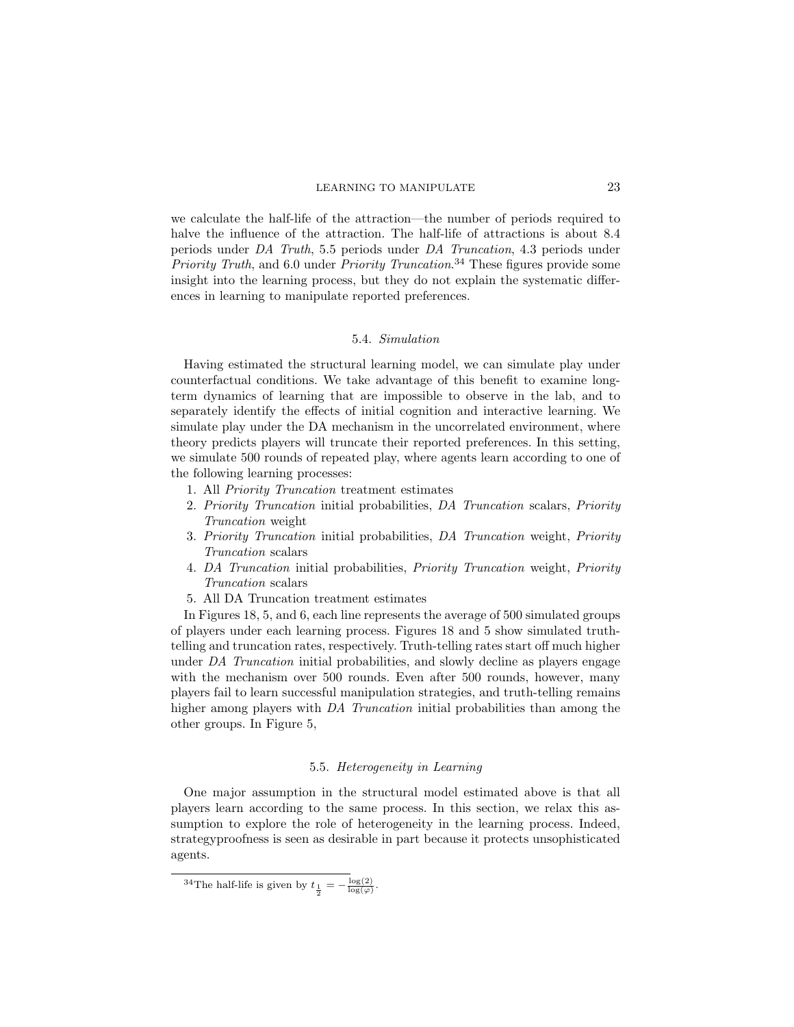we calculate the half-life of the attraction—the number of periods required to halve the influence of the attraction. The half-life of attractions is about 8.4 periods under *DA Truth*, 5.5 periods under *DA Truncation*, 4.3 periods under *Priority Truth*, and 6.0 under *Priority Truncation*.[34] These figures provide some insight into the learning process, but they do not explain the systematic differences in learning to manipulate reported preferences.

### 5.4. *Simulation*

Having estimated the structural learning model, we can simulate play under counterfactual conditions. We take advantage of this benefit to examine long-term dynamics of learning that are impossible to observe in the lab, and to separately identify the effects of initial cognition and interactive learning. We simulate play under the DA mechanism in the uncorrelated environment, where theory predicts players will truncate their reported preferences. In this setting, we simulate 500 rounds of repeated play, where agents learn according to one of the following learning processes:

1. All *Priority Truncation* treatment estimates
2. *Priority Truncation* initial probabilities, *DA Truncation* scalars, *Priority Truncation* weight
3. *Priority Truncation* initial probabilities, *DA Truncation* weight, *Priority Truncation* scalars
4. *DA Truncation* initial probabilities, *Priority Truncation* weight, *Priority Truncation* scalars
5. All DA Truncation treatment estimates

In Figures 18, 5, and 6, each line represents the average of 500 simulated groups of players under each learning process. Figures 18 and 5 show simulated truth-telling and truncation rates, respectively. Truth-telling rates start off much higher under *DA Truncation* initial probabilities, and slowly decline as players engage with the mechanism over 500 rounds. Even after 500 rounds, however, many players fail to learn successful manipulation strategies, and truth-telling remains higher among players with *DA Truncation* initial probabilities than among the other groups. In Figure 5,

### 5.5. *Heterogeneity in Learning*

One major assumption in the structural model estimated above is that all players learn according to the same process. In this section, we relax this assumption to explore the role of heterogeneity in the learning process. Indeed, strategyproofness is seen as desirable in part because it protects unsophisticated agents.

[34]The half-life is given by $t_{\frac{1}{2}} = -\frac{\log(2)}{\log(\varphi)}$.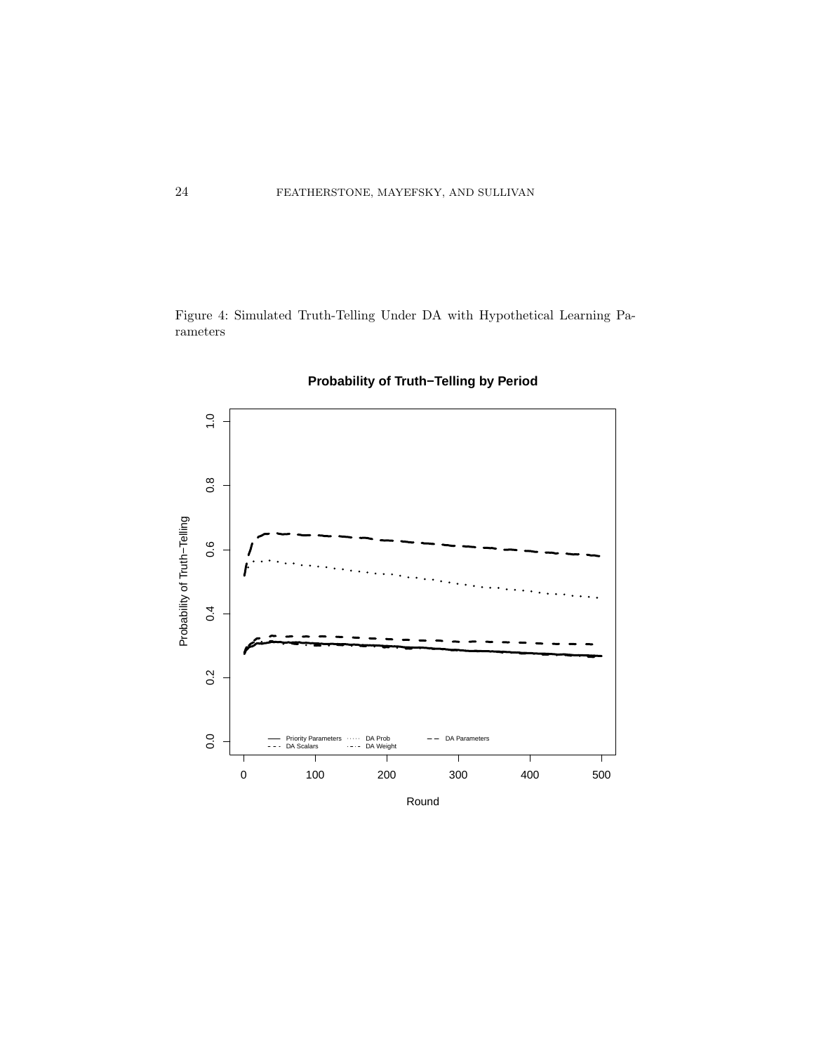Figure 4: Simulated Truth-Telling Under DA with Hypothetical Learning Parameters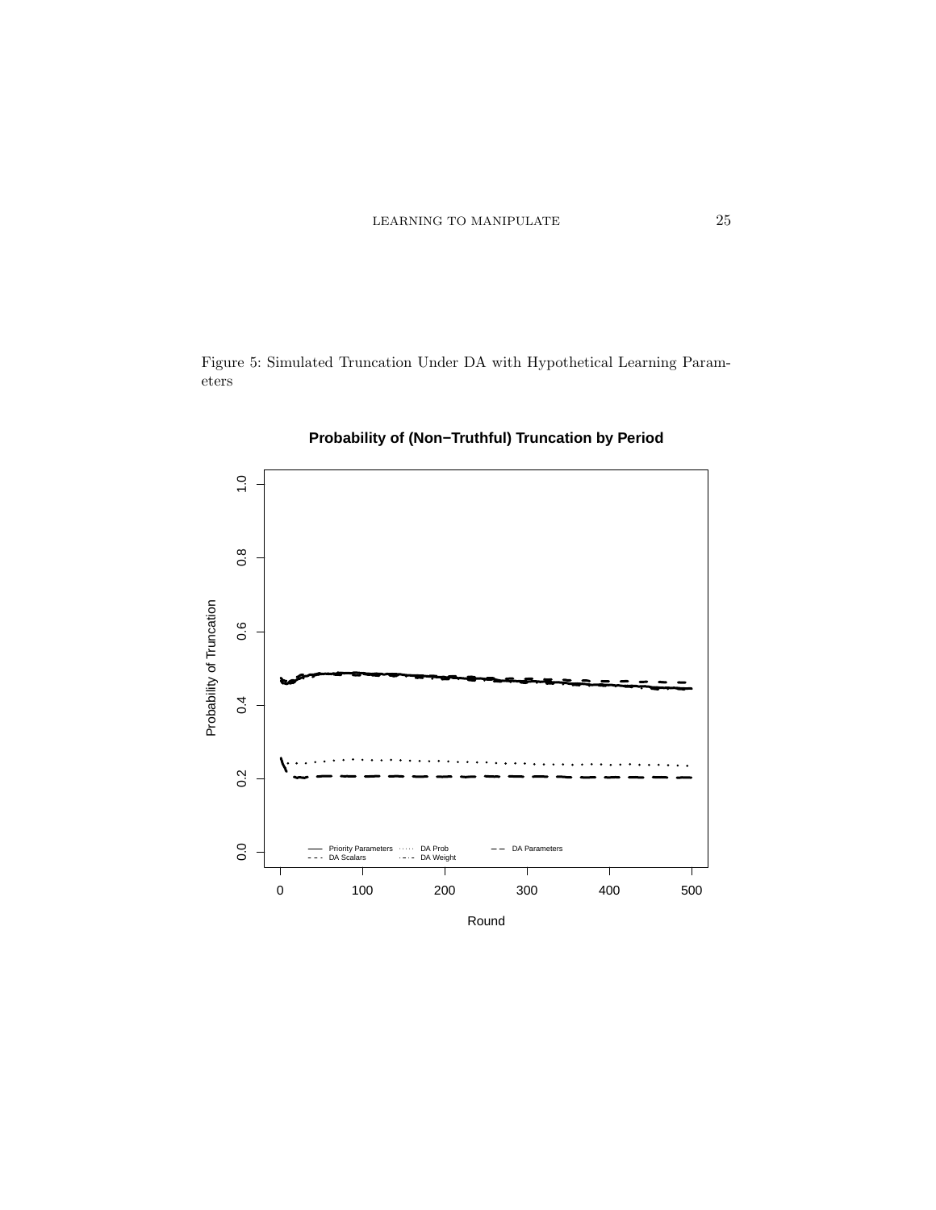Figure 5: Simulated Truncation Under DA with Hypothetical Learning Parameters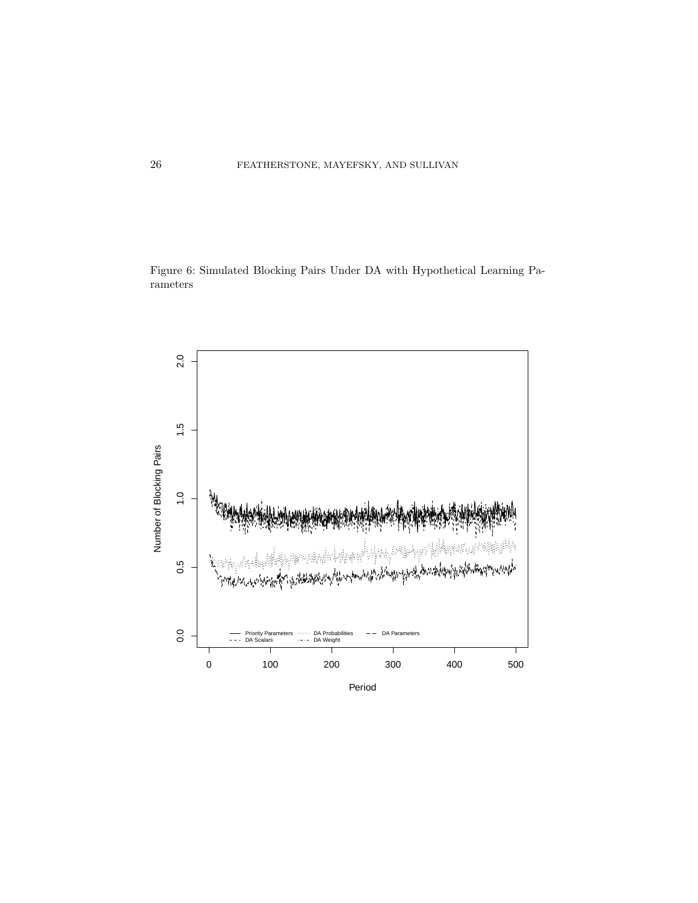Figure 6: Simulated Blocking Pairs Under DA with Hypothetical Learning Parameters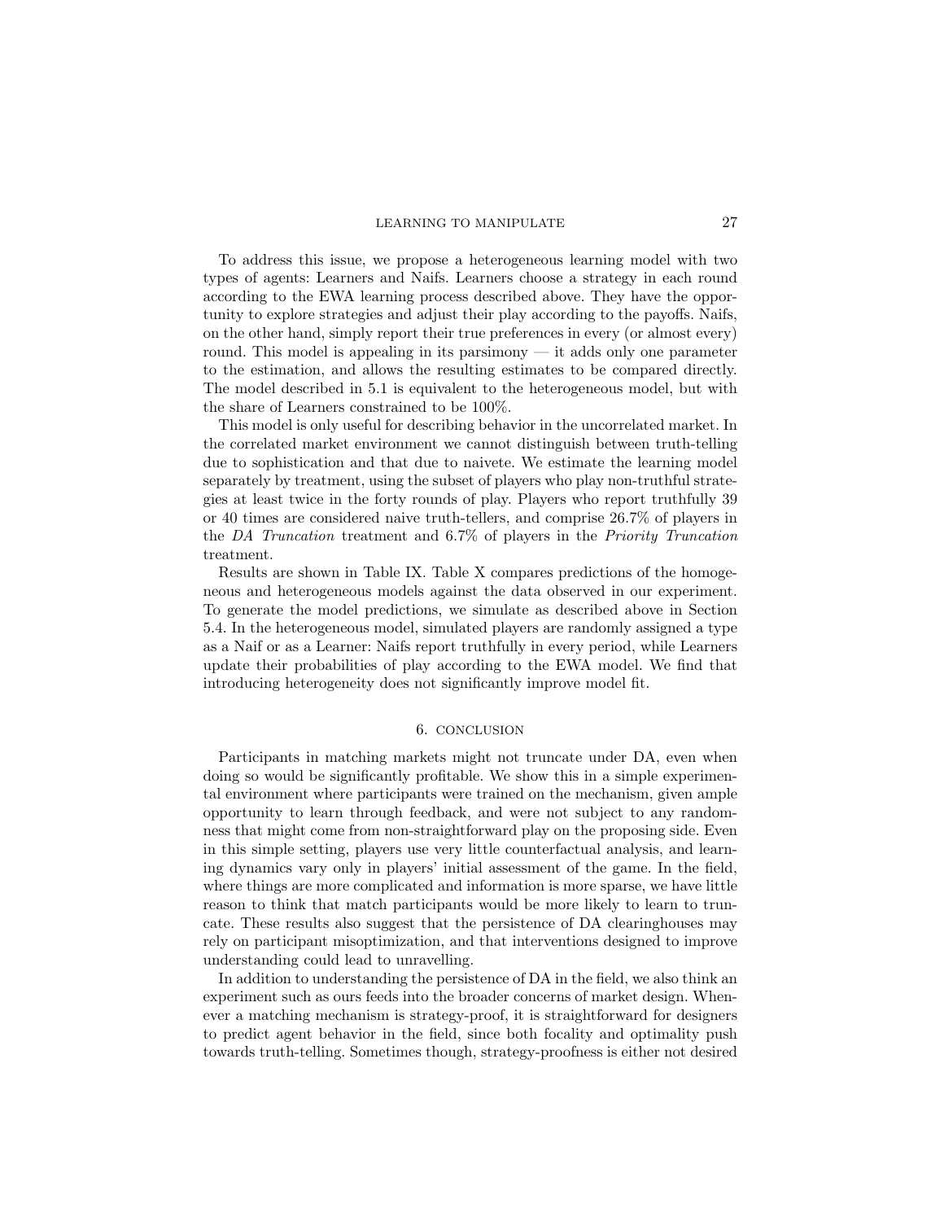To address this issue, we propose a heterogeneous learning model with two types of agents: Learners and Naifs. Learners choose a strategy in each round according to the EWA learning process described above. They have the opportunity to explore strategies and adjust their play according to the payoffs. Naifs, on the other hand, simply report their true preferences in every (or almost every) round. This model is appealing in its parsimony — it adds only one parameter to the estimation, and allows the resulting estimates to be compared directly. The model described in 5.1 is equivalent to the heterogeneous model, but with the share of Learners constrained to be 100%.

This model is only useful for describing behavior in the uncorrelated market. In the correlated market environment we cannot distinguish between truth-telling due to sophistication and that due to naivete. We estimate the learning model separately by treatment, using the subset of players who play non-truthful strategies at least twice in the forty rounds of play. Players who report truthfully 39 or 40 times are considered naive truth-tellers, and comprise 26.7% of players in the *DA Truncation* treatment and 6.7% of players in the *Priority Truncation* treatment.

Results are shown in Table IX. Table X compares predictions of the homogeneous and heterogeneous models against the data observed in our experiment. To generate the model predictions, we simulate as described above in Section 5.4. In the heterogeneous model, simulated players are randomly assigned a type as a Naif or as a Learner: Naifs report truthfully in every period, while Learners update their probabilities of play according to the EWA model. We find that introducing heterogeneity does not significantly improve model fit.

## 6. CONCLUSION

Participants in matching markets might not truncate under DA, even when doing so would be significantly profitable. We show this in a simple experimental environment where participants were trained on the mechanism, given ample opportunity to learn through feedback, and were not subject to any randomness that might come from non-straightforward play on the proposing side. Even in this simple setting, players use very little counterfactual analysis, and learning dynamics vary only in players' initial assessment of the game. In the field, where things are more complicated and information is more sparse, we have little reason to think that match participants would be more likely to learn to truncate. These results also suggest that the persistence of DA clearinghouses may rely on participant misoptimization, and that interventions designed to improve understanding could lead to unravelling.

In addition to understanding the persistence of DA in the field, we also think an experiment such as ours feeds into the broader concerns of market design. Whenever a matching mechanism is strategy-proof, it is straightforward for designers to predict agent behavior in the field, since both focality and optimality push towards truth-telling. Sometimes though, strategy-proofness is either not desired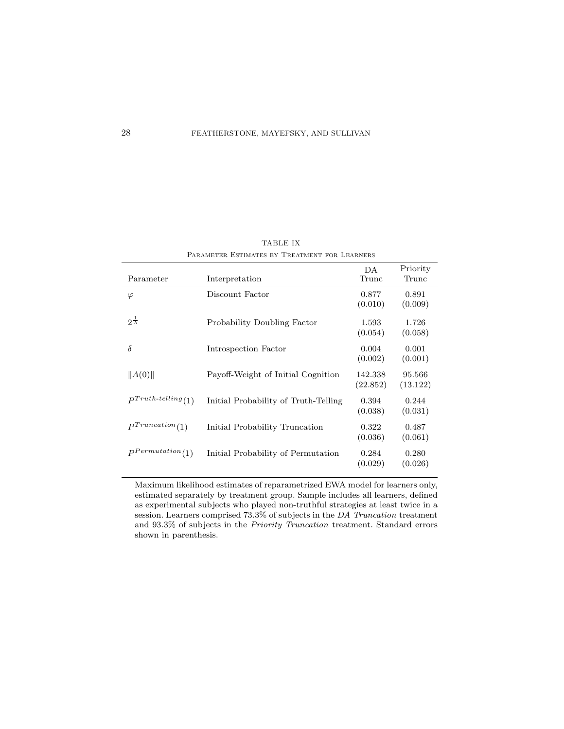TABLE IX

Parameter Estimates by Treatment for Learners

| Parameter | Interpretation | DA Trunc | Priority Trunc |
|---|---|---|---|
| $\varphi$ | Discount Factor | 0.877 (0.010) | 0.891 (0.009) |
| $2^{\frac{1}{\lambda}}$ | Probability Doubling Factor | 1.593 (0.054) | 1.726 (0.058) |
| $\delta$ | Introspection Factor | 0.004 (0.002) | 0.001 (0.001) |
| $\|A(0)\|$ | Payoff-Weight of Initial Cognition | 142.338 (22.852) | 95.566 (13.122) |
| $P^{Truth\text{-}telling}(1)$ | Initial Probability of Truth-Telling | 0.394 (0.038) | 0.244 (0.031) |
| $P^{Truncation}(1)$ | Initial Probability Truncation | 0.322 (0.036) | 0.487 (0.061) |
| $P^{Permutation}(1)$ | Initial Probability of Permutation | 0.284 (0.029) | 0.280 (0.026) |

Maximum likelihood estimates of reparametrized EWA model for learners only, estimated separately by treatment group. Sample includes all learners, defined as experimental subjects who played non-truthful strategies at least twice in a session. Learners comprised 73.3% of subjects in the *DA Truncation* treatment and 93.3% of subjects in the *Priority Truncation* treatment. Standard errors shown in parenthesis.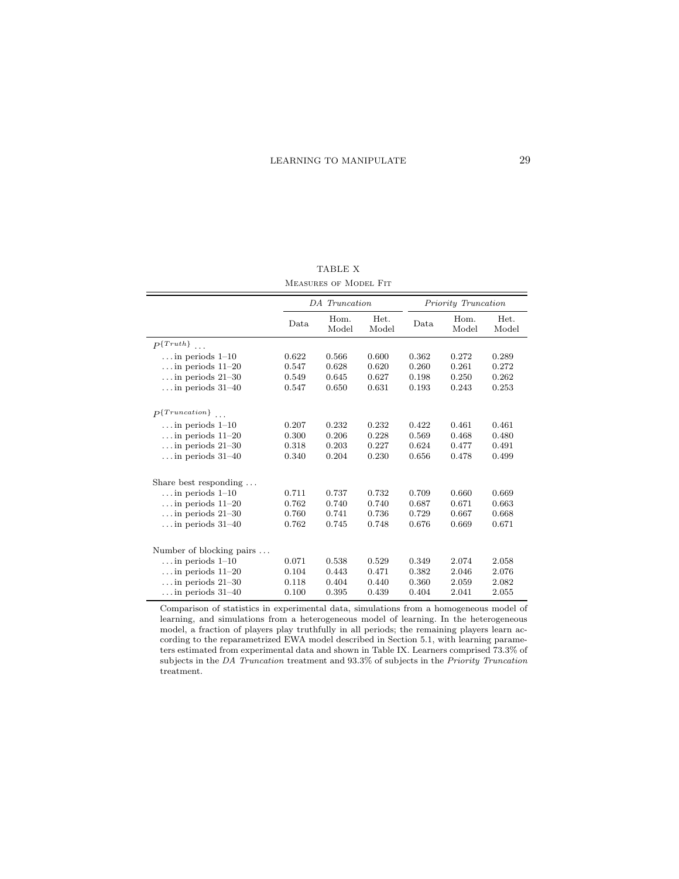TABLE X

MEASURES OF MODEL FIT

| | *DA Truncation* | | | *Priority Truncation* | | |
|---|---|---|---|---|---|---|
| | Data | Hom. Model | Het. Model | Data | Hom. Model | Het. Model |
| $P^{\{Truth\}}$ ... | | | | | | |
| ... in periods 1–10 | 0.622 | 0.566 | 0.600 | 0.362 | 0.272 | 0.289 |
| ... in periods 11–20 | 0.547 | 0.628 | 0.620 | 0.260 | 0.261 | 0.272 |
| ... in periods 21–30 | 0.549 | 0.645 | 0.627 | 0.198 | 0.250 | 0.262 |
| ... in periods 31–40 | 0.547 | 0.650 | 0.631 | 0.193 | 0.243 | 0.253 |
| $P^{\{Truncation\}}$ ... | | | | | | |
| ... in periods 1–10 | 0.207 | 0.232 | 0.232 | 0.422 | 0.461 | 0.461 |
| ... in periods 11–20 | 0.300 | 0.206 | 0.228 | 0.569 | 0.468 | 0.480 |
| ... in periods 21–30 | 0.318 | 0.203 | 0.227 | 0.624 | 0.477 | 0.491 |
| ... in periods 31–40 | 0.340 | 0.204 | 0.230 | 0.656 | 0.478 | 0.499 |
| Share best responding ... | | | | | | |
| ... in periods 1–10 | 0.711 | 0.737 | 0.732 | 0.709 | 0.660 | 0.669 |
| ... in periods 11–20 | 0.762 | 0.740 | 0.740 | 0.687 | 0.671 | 0.663 |
| ... in periods 21–30 | 0.760 | 0.741 | 0.736 | 0.729 | 0.667 | 0.668 |
| ... in periods 31–40 | 0.762 | 0.745 | 0.748 | 0.676 | 0.669 | 0.671 |
| Number of blocking pairs ... | | | | | | |
| ... in periods 1–10 | 0.071 | 0.538 | 0.529 | 0.349 | 2.074 | 2.058 |
| ... in periods 11–20 | 0.104 | 0.443 | 0.471 | 0.382 | 2.046 | 2.076 |
| ... in periods 21–30 | 0.118 | 0.404 | 0.440 | 0.360 | 2.059 | 2.082 |
| ... in periods 31–40 | 0.100 | 0.395 | 0.439 | 0.404 | 2.041 | 2.055 |

Comparison of statistics in experimental data, simulations from a homogeneous model of learning, and simulations from a heterogeneous model of learning. In the heterogeneous model, a fraction of players play truthfully in all periods; the remaining players learn according to the reparametrized EWA model described in Section 5.1, with learning parameters estimated from experimental data and shown in Table IX. Learners comprised 73.3% of subjects in the *DA Truncation* treatment and 93.3% of subjects in the *Priority Truncation* treatment.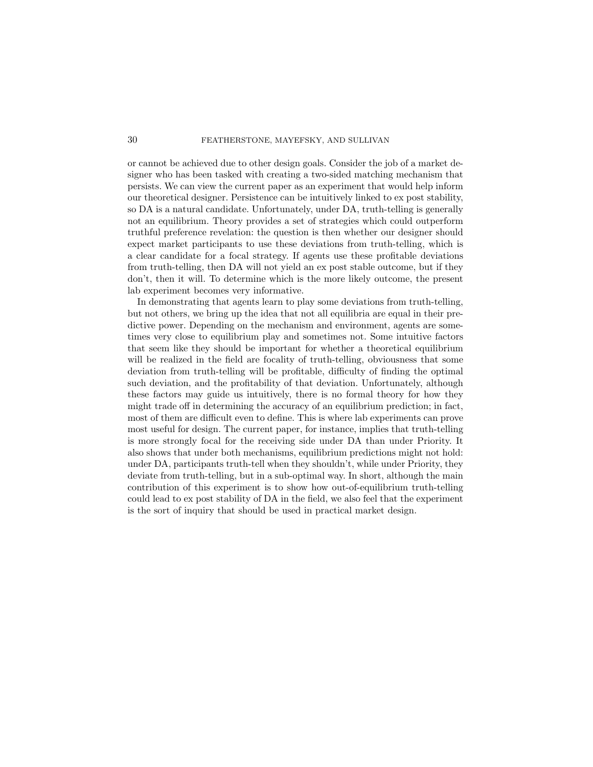or cannot be achieved due to other design goals. Consider the job of a market designer who has been tasked with creating a two-sided matching mechanism that persists. We can view the current paper as an experiment that would help inform our theoretical designer. Persistence can be intuitively linked to ex post stability, so DA is a natural candidate. Unfortunately, under DA, truth-telling is generally not an equilibrium. Theory provides a set of strategies which could outperform truthful preference revelation: the question is then whether our designer should expect market participants to use these deviations from truth-telling, which is a clear candidate for a focal strategy. If agents use these profitable deviations from truth-telling, then DA will not yield an ex post stable outcome, but if they don't, then it will. To determine which is the more likely outcome, the present lab experiment becomes very informative.

In demonstrating that agents learn to play some deviations from truth-telling, but not others, we bring up the idea that not all equilibria are equal in their predictive power. Depending on the mechanism and environment, agents are sometimes very close to equilibrium play and sometimes not. Some intuitive factors that seem like they should be important for whether a theoretical equilibrium will be realized in the field are focality of truth-telling, obviousness that some deviation from truth-telling will be profitable, difficulty of finding the optimal such deviation, and the profitability of that deviation. Unfortunately, although these factors may guide us intuitively, there is no formal theory for how they might trade off in determining the accuracy of an equilibrium prediction; in fact, most of them are difficult even to define. This is where lab experiments can prove most useful for design. The current paper, for instance, implies that truth-telling is more strongly focal for the receiving side under DA than under Priority. It also shows that under both mechanisms, equilibrium predictions might not hold: under DA, participants truth-tell when they shouldn't, while under Priority, they deviate from truth-telling, but in a sub-optimal way. In short, although the main contribution of this experiment is to show how out-of-equilibrium truth-telling could lead to ex post stability of DA in the field, we also feel that the experiment is the sort of inquiry that should be used in practical market design.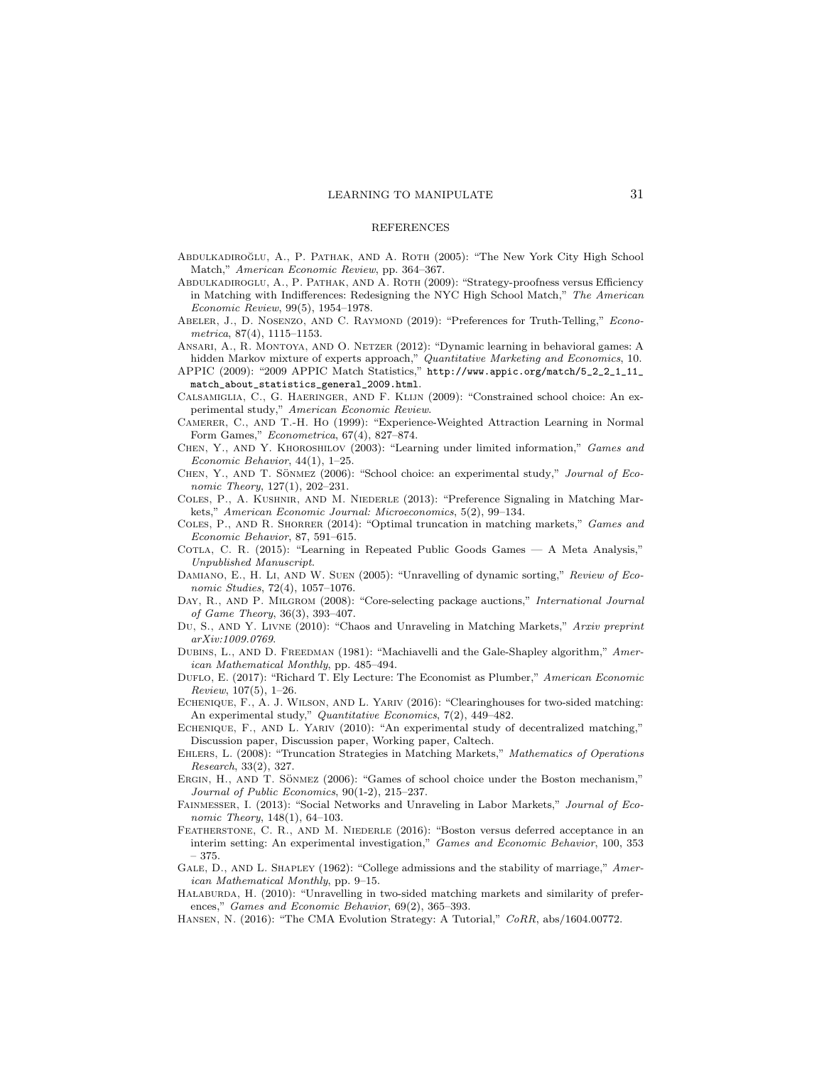## REFERENCES

Abdulkadiroğlu, A., P. Pathak, and A. Roth (2005): "The New York City High School Match," *American Economic Review*, pp. 364–367.

Abdulkadiroglu, A., P. Pathak, and A. Roth (2009): "Strategy-proofness versus Efficiency in Matching with Indifferences: Redesigning the NYC High School Match," *The American Economic Review*, 99(5), 1954–1978.

Abeler, J., D. Nosenzo, and C. Raymond (2019): "Preferences for Truth-Telling," *Econometrica*, 87(4), 1115–1153.

Ansari, A., R. Montoya, and O. Netzer (2012): "Dynamic learning in behavioral games: A hidden Markov mixture of experts approach," *Quantitative Marketing and Economics*, 10.

APPIC (2009): "2009 APPIC Match Statistics," `http://www.appic.org/match/5_2_2_1_11_match_about_statistics_general_2009.html`.

Calsamiglia, C., G. Haeringer, and F. Klijn (2009): "Constrained school choice: An experimental study," *American Economic Review*.

Camerer, C., and T.-H. Ho (1999): "Experience-Weighted Attraction Learning in Normal Form Games," *Econometrica*, 67(4), 827–874.

Chen, Y., and Y. Khoroshilov (2003): "Learning under limited information," *Games and Economic Behavior*, 44(1), 1–25.

Chen, Y., and T. Sönmez (2006): "School choice: an experimental study," *Journal of Economic Theory*, 127(1), 202–231.

Coles, P., A. Kushnir, and M. Niederle (2013): "Preference Signaling in Matching Markets," *American Economic Journal: Microeconomics*, 5(2), 99–134.

Coles, P., and R. Shorrer (2014): "Optimal truncation in matching markets," *Games and Economic Behavior*, 87, 591–615.

Cotla, C. R. (2015): "Learning in Repeated Public Goods Games — A Meta Analysis," *Unpublished Manuscript*.

Damiano, E., H. Li, and W. Suen (2005): "Unravelling of dynamic sorting," *Review of Economic Studies*, 72(4), 1057–1076.

Day, R., and P. Milgrom (2008): "Core-selecting package auctions," *International Journal of Game Theory*, 36(3), 393–407.

Du, S., and Y. Livne (2010): "Chaos and Unraveling in Matching Markets," *Arxiv preprint arXiv:1009.0769*.

Dubins, L., and D. Freedman (1981): "Machiavelli and the Gale-Shapley algorithm," *American Mathematical Monthly*, pp. 485–494.

Duflo, E. (2017): "Richard T. Ely Lecture: The Economist as Plumber," *American Economic Review*, 107(5), 1–26.

Echenique, F., A. J. Wilson, and L. Yariv (2016): "Clearinghouses for two-sided matching: An experimental study," *Quantitative Economics*, 7(2), 449–482.

Echenique, F., and L. Yariv (2010): "An experimental study of decentralized matching," Discussion paper, Discussion paper, Working paper, Caltech.

Ehlers, L. (2008): "Truncation Strategies in Matching Markets," *Mathematics of Operations Research*, 33(2), 327.

Ergin, H., and T. Sönmez (2006): "Games of school choice under the Boston mechanism," *Journal of Public Economics*, 90(1-2), 215–237.

Fainmesser, I. (2013): "Social Networks and Unraveling in Labor Markets," *Journal of Economic Theory*, 148(1), 64–103.

Featherstone, C. R., and M. Niederle (2016): "Boston versus deferred acceptance in an interim setting: An experimental investigation," *Games and Economic Behavior*, 100, 353 – 375.

Gale, D., and L. Shapley (1962): "College admissions and the stability of marriage," *American Mathematical Monthly*, pp. 9–15.

Hałaburda, H. (2010): "Unravelling in two-sided matching markets and similarity of preferences," *Games and Economic Behavior*, 69(2), 365–393.

Hansen, N. (2016): "The CMA Evolution Strategy: A Tutorial," *CoRR*, abs/1604.00772.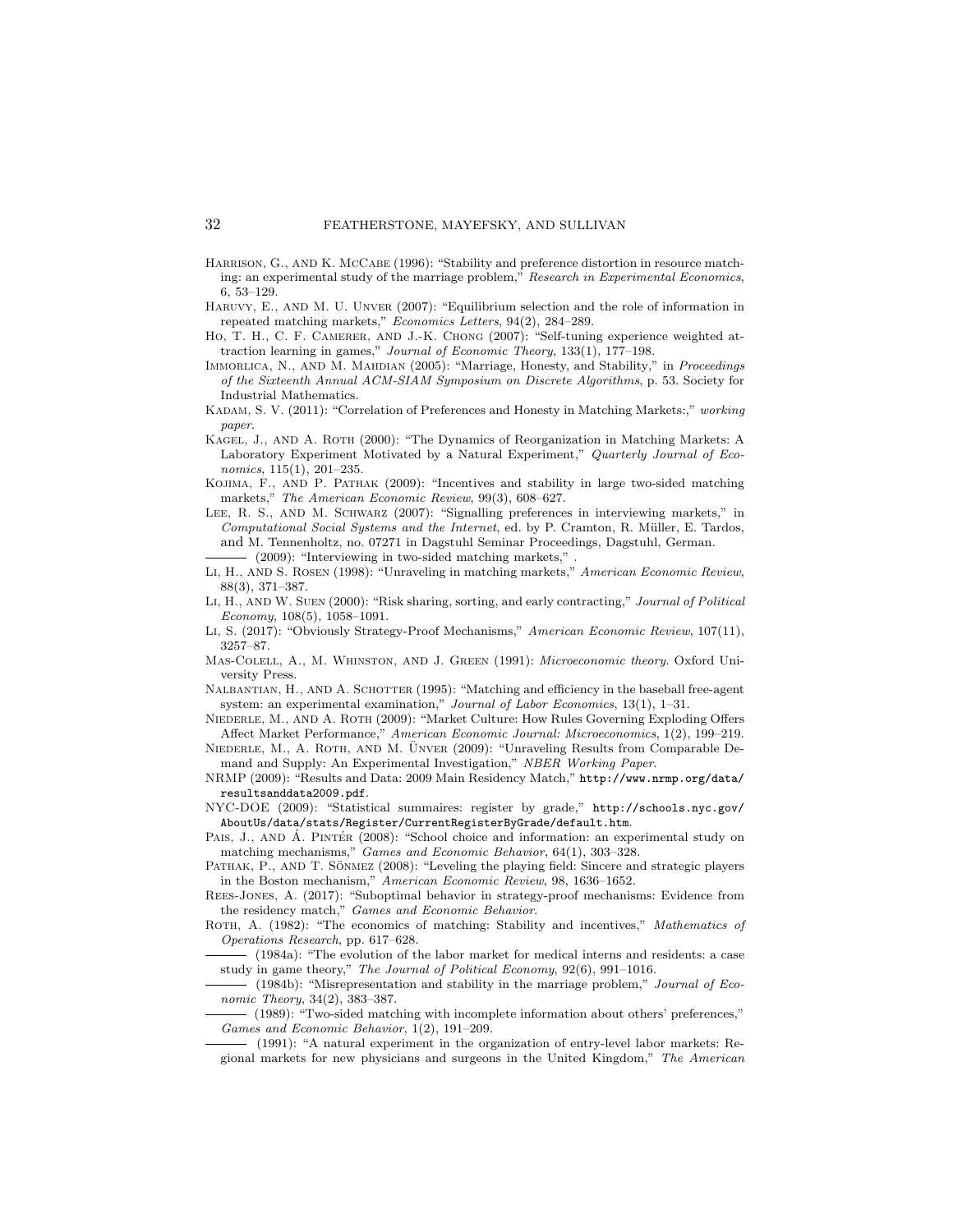Harrison, G., and K. McCabe (1996): "Stability and preference distortion in resource matching: an experimental study of the marriage problem," *Research in Experimental Economics*, 6, 53–129.

Haruvy, E., and M. U. Unver (2007): "Equilibrium selection and the role of information in repeated matching markets," *Economics Letters*, 94(2), 284–289.

Ho, T. H., C. F. Camerer, and J.-K. Chong (2007): "Self-tuning experience weighted attraction learning in games," *Journal of Economic Theory*, 133(1), 177–198.

Immorlica, N., and M. Mahdian (2005): "Marriage, Honesty, and Stability," in *Proceedings of the Sixteenth Annual ACM-SIAM Symposium on Discrete Algorithms*, p. 53. Society for Industrial Mathematics.

Kadam, S. V. (2011): "Correlation of Preferences and Honesty in Matching Markets:," *working paper*.

Kagel, J., and A. Roth (2000): "The Dynamics of Reorganization in Matching Markets: A Laboratory Experiment Motivated by a Natural Experiment," *Quarterly Journal of Economics*, 115(1), 201–235.

Kojima, F., and P. Pathak (2009): "Incentives and stability in large two-sided matching markets," *The American Economic Review*, 99(3), 608–627.

Lee, R. S., and M. Schwarz (2007): "Signalling preferences in interviewing markets," in *Computational Social Systems and the Internet*, ed. by P. Cramton, R. Müller, E. Tardos, and M. Tennenholtz, no. 07271 in Dagstuhl Seminar Proceedings, Dagstuhl, German.

——— (2009): "Interviewing in two-sided matching markets," .

Li, H., and S. Rosen (1998): "Unraveling in matching markets," *American Economic Review*, 88(3), 371–387.

Li, H., and W. Suen (2000): "Risk sharing, sorting, and early contracting," *Journal of Political Economy*, 108(5), 1058–1091.

Li, S. (2017): "Obviously Strategy-Proof Mechanisms," *American Economic Review*, 107(11), 3257–87.

Mas-Colell, A., M. Whinston, and J. Green (1991): *Microeconomic theory*. Oxford University Press.

Nalbantian, H., and A. Schotter (1995): "Matching and efficiency in the baseball free-agent system: an experimental examination," *Journal of Labor Economics*, 13(1), 1–31.

Niederle, M., and A. Roth (2009): "Market Culture: How Rules Governing Exploding Offers Affect Market Performance," *American Economic Journal: Microeconomics*, 1(2), 199–219.

Niederle, M., A. Roth, and M. Ünver (2009): "Unraveling Results from Comparable Demand and Supply: An Experimental Investigation," *NBER Working Paper*.

NRMP (2009): "Results and Data: 2009 Main Residency Match," `http://www.nrmp.org/data/resultsanddata2009.pdf`.

NYC-DOE (2009): "Statistical summaires: register by grade," `http://schools.nyc.gov/AboutUs/data/stats/Register/CurrentRegisterByGrade/default.htm`.

Pais, J., and Á. Pintér (2008): "School choice and information: an experimental study on matching mechanisms," *Games and Economic Behavior*, 64(1), 303–328.

Pathak, P., and T. Sönmez (2008): "Leveling the playing field: Sincere and strategic players in the Boston mechanism," *American Economic Review*, 98, 1636–1652.

Rees-Jones, A. (2017): "Suboptimal behavior in strategy-proof mechanisms: Evidence from the residency match," *Games and Economic Behavior*.

Roth, A. (1982): "The economics of matching: Stability and incentives," *Mathematics of Operations Research*, pp. 617–628.

——— (1984a): "The evolution of the labor market for medical interns and residents: a case study in game theory," *The Journal of Political Economy*, 92(6), 991–1016.

——— (1984b): "Misrepresentation and stability in the marriage problem," *Journal of Economic Theory*, 34(2), 383–387.

——— (1989): "Two-sided matching with incomplete information about others' preferences," *Games and Economic Behavior*, 1(2), 191–209.

——— (1991): "A natural experiment in the organization of entry-level labor markets: Regional markets for new physicians and surgeons in the United Kingdom," *The American*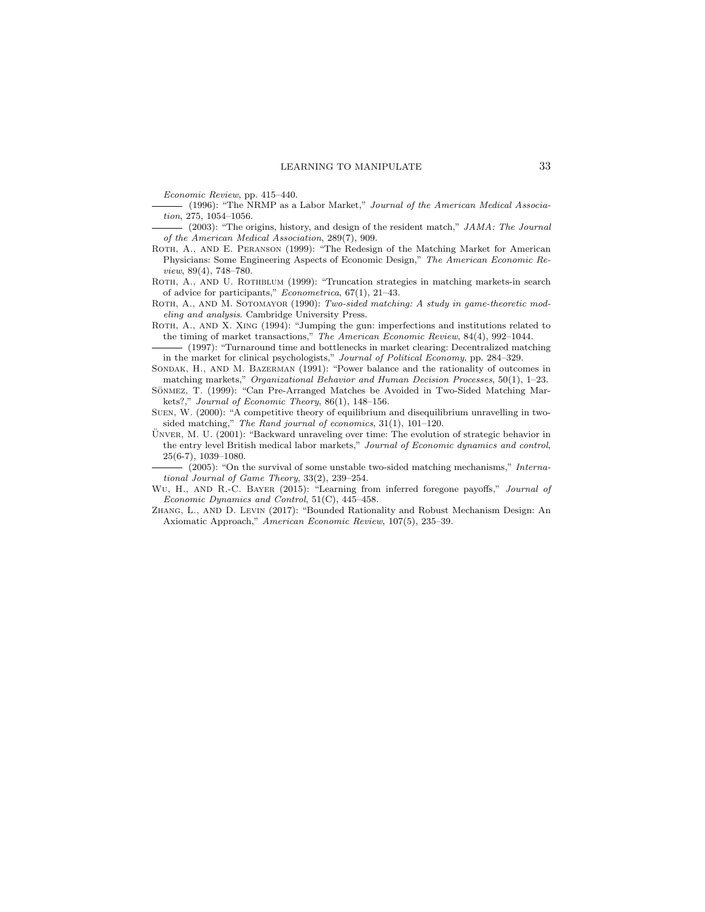*Economic Review*, pp. 415–440.

——— (1996): "The NRMP as a Labor Market," *Journal of the American Medical Association*, 275, 1054–1056.

——— (2003): "The origins, history, and design of the resident match," *JAMA: The Journal of the American Medical Association*, 289(7), 909.

Roth, A., and E. Peranson (1999): "The Redesign of the Matching Market for American Physicians: Some Engineering Aspects of Economic Design," *The American Economic Review*, 89(4), 748–780.

Roth, A., and U. Rothblum (1999): "Truncation strategies in matching markets-in search of advice for participants," *Econometrica*, 67(1), 21–43.

Roth, A., and M. Sotomayor (1990): *Two-sided matching: A study in game-theoretic modeling and analysis*. Cambridge University Press.

Roth, A., and X. Xing (1994): "Jumping the gun: imperfections and institutions related to the timing of market transactions," *The American Economic Review*, 84(4), 992–1044.

——— (1997): "Turnaround time and bottlenecks in market clearing: Decentralized matching in the market for clinical psychologists," *Journal of Political Economy*, pp. 284–329.

Sondak, H., and M. Bazerman (1991): "Power balance and the rationality of outcomes in matching markets," *Organizational Behavior and Human Decision Processes*, 50(1), 1–23.

Sönmez, T. (1999): "Can Pre-Arranged Matches be Avoided in Two-Sided Matching Markets?," *Journal of Economic Theory*, 86(1), 148–156.

Suen, W. (2000): "A competitive theory of equilibrium and disequilibrium unravelling in two-sided matching," *The Rand journal of economics*, 31(1), 101–120.

Ünver, M. U. (2001): "Backward unraveling over time: The evolution of strategic behavior in the entry level British medical labor markets," *Journal of Economic dynamics and control*, 25(6-7), 1039–1080.

——— (2005): "On the survival of some unstable two-sided matching mechanisms," *International Journal of Game Theory*, 33(2), 239–254.

Wu, H., and R.-C. Bayer (2015): "Learning from inferred foregone payoffs," *Journal of Economic Dynamics and Control*, 51(C), 445–458.

Zhang, L., and D. Levin (2017): "Bounded Rationality and Robust Mechanism Design: An Axiomatic Approach," *American Economic Review*, 107(5), 235–39.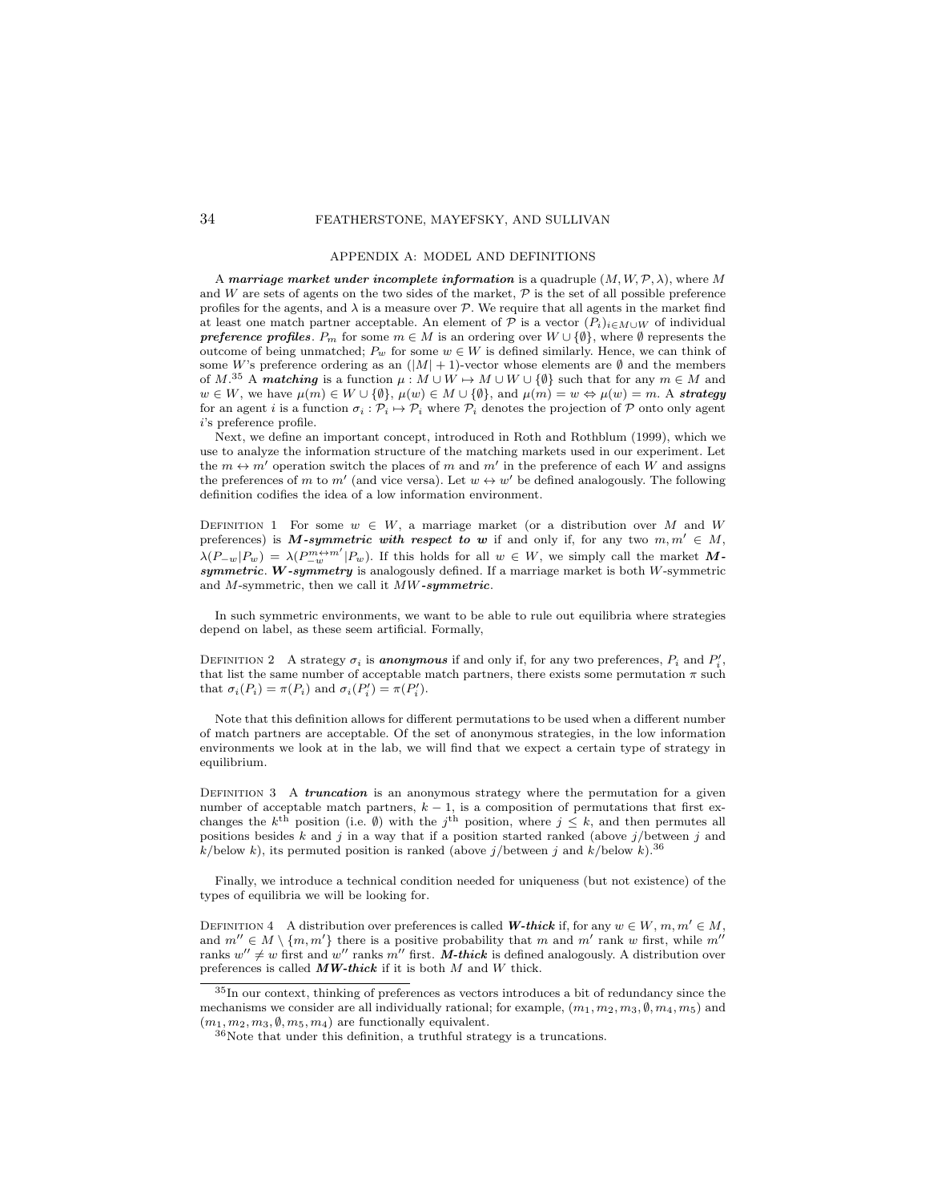## APPENDIX A: MODEL AND DEFINITIONS

A ***marriage market under incomplete information*** is a quadruple $(M, W, \mathcal{P}, \lambda)$, where $M$ and $W$ are sets of agents on the two sides of the market, $\mathcal{P}$ is the set of all possible preference profiles for the agents, and $\lambda$ is a measure over $\mathcal{P}$. We require that all agents in the market find at least one match partner acceptable. An element of $\mathcal{P}$ is a vector $(P_i)_{i \in M \cup W}$ of individual ***preference profiles***. $P_m$ for some $m \in M$ is an ordering over $W \cup \{\emptyset\}$, where $\emptyset$ represents the outcome of being unmatched; $P_w$ for some $w \in W$ is defined similarly. Hence, we can think of some $W$'s preference ordering as an $(|M|+1)$-vector whose elements are $\emptyset$ and the members of $M$.[35] A ***matching*** is a function $\mu : M \cup W \mapsto M \cup W \cup \{\emptyset\}$ such that for any $m \in M$ and $w \in W$, we have $\mu(m) \in W \cup \{\emptyset\}$, $\mu(w) \in M \cup \{\emptyset\}$, and $\mu(m) = w \Leftrightarrow \mu(w) = m$. A ***strategy*** for an agent $i$ is a function $\sigma_i : \mathcal{P}_i \mapsto \mathcal{P}_i$ where $\mathcal{P}_i$ denotes the projection of $\mathcal{P}$ onto only agent $i$'s preference profile.

Next, we define an important concept, introduced in Roth and Rothblum (1999), which we use to analyze the information structure of the matching markets used in our experiment. Let the $m \leftrightarrow m'$ operation switch the places of $m$ and $m'$ in the preference of each $W$ and assigns the preferences of $m$ to $m'$ (and vice versa). Let $w \leftrightarrow w'$ be defined analogously. The following definition codifies the idea of a low information environment.

Definition 1 For some $w \in W$, a marriage market (or a distribution over $M$ and $W$ preferences) is ***M-symmetric with respect to w*** if and only if, for any two $m, m' \in M$, $\lambda(P_{-w}|P_w) = \lambda(P_{-w}^{m \leftrightarrow m'}|P_w)$. If this holds for all $w \in W$, we simply call the market ***M-symmetric***. ***W-symmetry*** is analogously defined. If a marriage market is both $W$-symmetric and $M$-symmetric, then we call it ***MW-symmetric***.

In such symmetric environments, we want to be able to rule out equilibria where strategies depend on label, as these seem artificial. Formally,

Definition 2 A strategy $\sigma_i$ is ***anonymous*** if and only if, for any two preferences, $P_i$ and $P_i'$, that list the same number of acceptable match partners, there exists some permutation $\pi$ such that $\sigma_i(P_i) = \pi(P_i)$ and $\sigma_i(P_i') = \pi(P_i')$.

Note that this definition allows for different permutations to be used when a different number of match partners are acceptable. Of the set of anonymous strategies, in the low information environments we look at in the lab, we will find that we expect a certain type of strategy in equilibrium.

Definition 3 A ***truncation*** is an anonymous strategy where the permutation for a given number of acceptable match partners, $k-1$, is a composition of permutations that first exchanges the $k^{\text{th}}$ position (i.e. $\emptyset$) with the $j^{\text{th}}$ position, where $j \leq k$, and then permutes all positions besides $k$ and $j$ in a way that if a position started ranked (above $j$/between $j$ and $k$/below $k$), its permuted position is ranked (above $j$/between $j$ and $k$/below $k$).[36]

Finally, we introduce a technical condition needed for uniqueness (but not existence) of the types of equilibria we will be looking for.

Definition 4 A distribution over preferences is called ***W-thick*** if, for any $w \in W$, $m, m' \in M$, and $m'' \in M \setminus \{m, m'\}$ there is a positive probability that $m$ and $m'$ rank $w$ first, while $m''$ ranks $w'' \neq w$ first and $w''$ ranks $m''$ first. ***M-thick*** is defined analogously. A distribution over preferences is called ***MW-thick*** if it is both $M$ and $W$ thick.

---

[35] In our context, thinking of preferences as vectors introduces a bit of redundancy since the mechanisms we consider are all individually rational; for example, $(m_1, m_2, m_3, \emptyset, m_4, m_5)$ and $(m_1, m_2, m_3, \emptyset, m_5, m_4)$ are functionally equivalent.

[36] Note that under this definition, a truthful strategy is a truncations.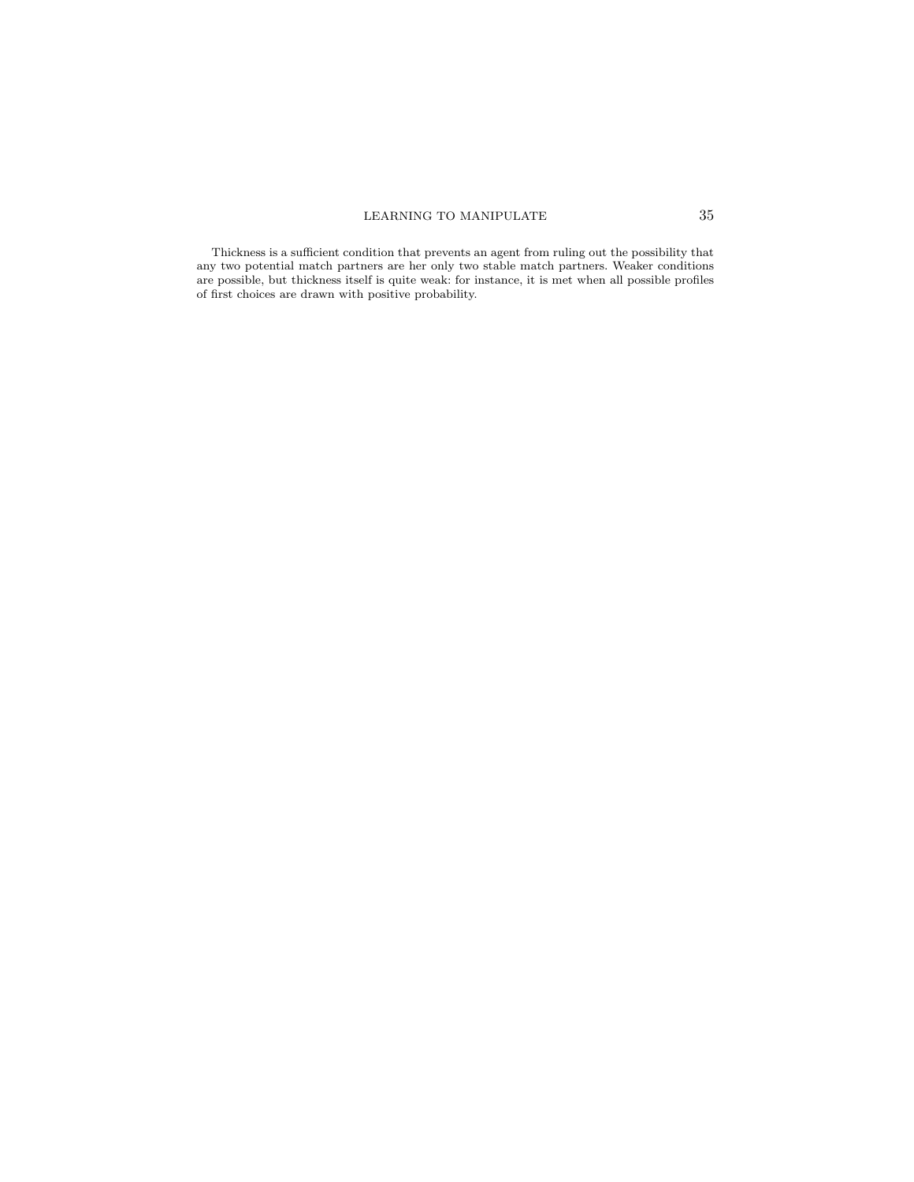Thickness is a sufficient condition that prevents an agent from ruling out the possibility that any two potential match partners are her only two stable match partners. Weaker conditions are possible, but thickness itself is quite weak: for instance, it is met when all possible profiles of first choices are drawn with positive probability.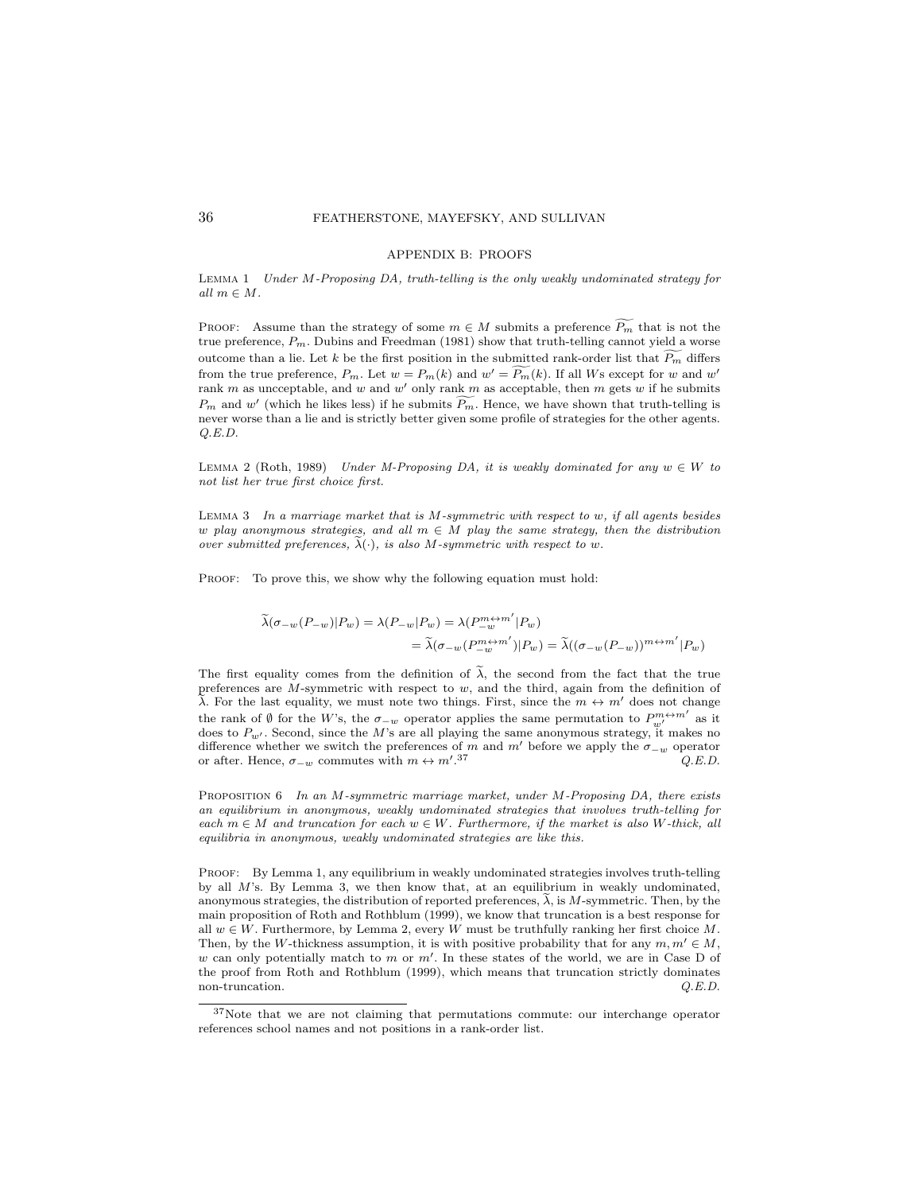## APPENDIX B: PROOFS

Lemma 1 *Under M-Proposing DA, truth-telling is the only weakly undominated strategy for all $m \in M$.*

Proof: Assume than the strategy of some $m \in M$ submits a preference $\widetilde{P_m}$ that is not the true preference, $P_m$. Dubins and Freedman (1981) show that truth-telling cannot yield a worse outcome than a lie. Let $k$ be the first position in the submitted rank-order list that $\widetilde{P_m}$ differs from the true preference, $P_m$. Let $w = P_m(k)$ and $w' = \widetilde{P_m}(k)$. If all $W$s except for $w$ and $w'$ rank $m$ as uncceptable, and $w$ and $w'$ only rank $m$ as acceptable, then $m$ gets $w$ if he submits $P_m$ and $w'$ (which he likes less) if he submits $\widetilde{P_m}$. Hence, we have shown that truth-telling is never worse than a lie and is strictly better given some profile of strategies for the other agents. *Q.E.D.*

Lemma 2 (Roth, 1989) *Under M-Proposing DA, it is weakly dominated for any $w \in W$ to not list her true first choice first.*

Lemma 3 *In a marriage market that is M-symmetric with respect to $w$, if all agents besides $w$ play anonymous strategies, and all $m \in M$ play the same strategy, then the distribution over submitted preferences, $\widetilde{\lambda}(\cdot)$, is also M-symmetric with respect to $w$.*

Proof: To prove this, we show why the following equation must hold:

$$\widetilde{\lambda}(\sigma_{-w}(P_{-w})|P_w) = \lambda(P_{-w}|P_w) = \lambda(P_{-w}^{m\leftrightarrow m'}|P_w)$$
$$= \widetilde{\lambda}(\sigma_{-w}(P_{-w}^{m\leftrightarrow m'})|P_w) = \widetilde{\lambda}((\sigma_{-w}(P_{-w}))^{m\leftrightarrow m'}|P_w)$$

The first equality comes from the definition of $\widetilde{\lambda}$, the second from the fact that the true preferences are $M$-symmetric with respect to $w$, and the third, again from the definition of $\widetilde{\lambda}$. For the last equality, we must note two things. First, since the $m \leftrightarrow m'$ does not change the rank of $\emptyset$ for the $W$'s, the $\sigma_{-w}$ operator applies the same permutation to $P_{w'}^{m\leftrightarrow m'}$ as it does to $P_{w'}$. Second, since the $M$'s are all playing the same anonymous strategy, it makes no difference whether we switch the preferences of $m$ and $m'$ before we apply the $\sigma_{-w}$ operator or after. Hence, $\sigma_{-w}$ commutes with $m \leftrightarrow m'$.[37] *Q.E.D.*

Proposition 6 *In an M-symmetric marriage market, under M-Proposing DA, there exists an equilibrium in anonymous, weakly undominated strategies that involves truth-telling for each $m \in M$ and truncation for each $w \in W$. Furthermore, if the market is also W-thick, all equilibria in anonymous, weakly undominated strategies are like this.*

Proof: By Lemma 1, any equilibrium in weakly undominated strategies involves truth-telling by all $M$'s. By Lemma 3, we then know that, at an equilibrium in weakly undominated, anonymous strategies, the distribution of reported preferences, $\widetilde{\lambda}$, is $M$-symmetric. Then, by the main proposition of Roth and Rothblum (1999), we know that truncation is a best response for all $w \in W$. Furthermore, by Lemma 2, every $W$ must be truthfully ranking her first choice $M$. Then, by the $W$-thickness assumption, it is with positive probability that for any $m, m' \in M$, $w$ can only potentially match to $m$ or $m'$. In these states of the world, we are in Case D of the proof from Roth and Rothblum (1999), which means that truncation strictly dominates non-truncation. *Q.E.D.*

[37] Note that we are not claiming that permutations commute: our interchange operator references school names and not positions in a rank-order list.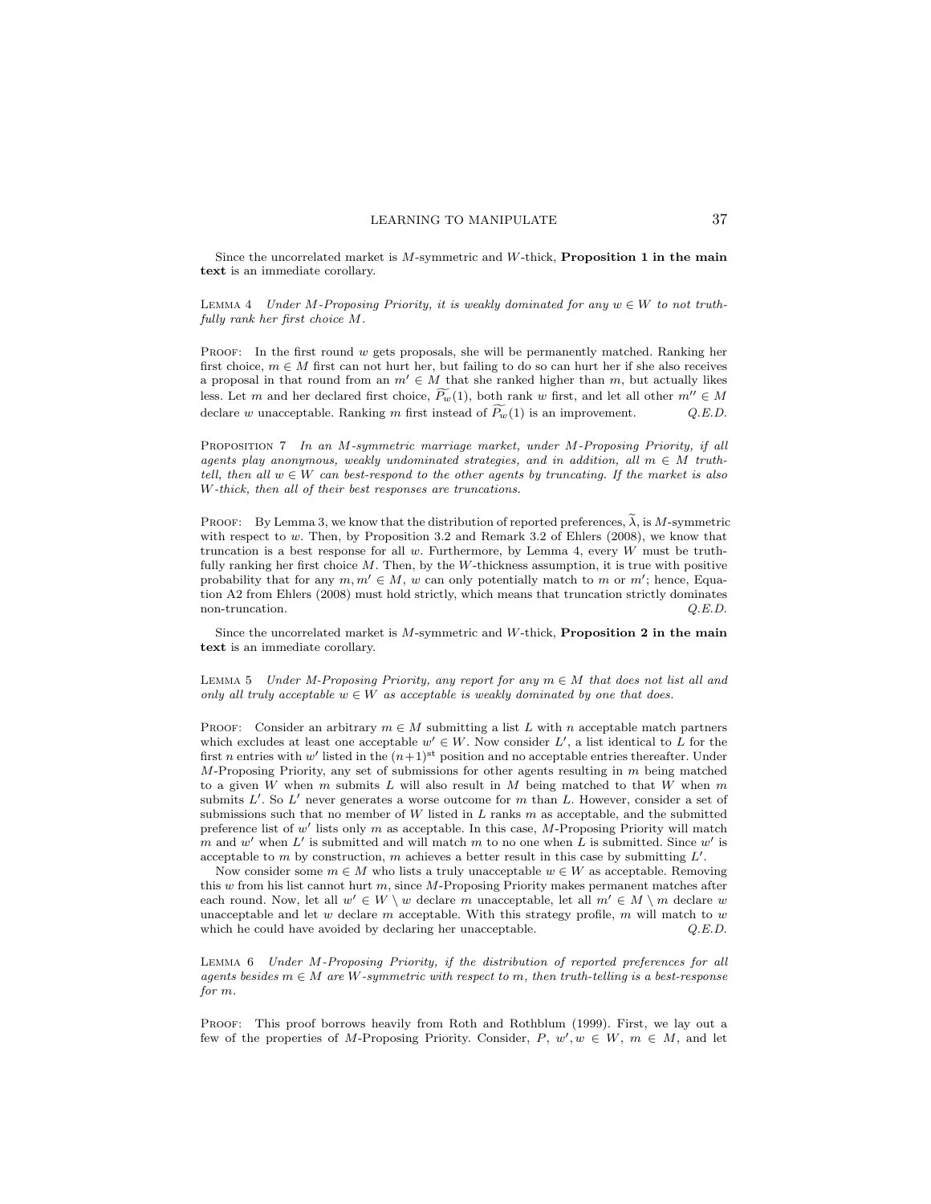Since the uncorrelated market is $M$-symmetric and $W$-thick, **Proposition 1 in the main text** is an immediate corollary.

LEMMA 4 *Under $M$-Proposing Priority, it is weakly dominated for any $w \in W$ to not truthfully rank her first choice $M$.*

PROOF: In the first round $w$ gets proposals, she will be permanently matched. Ranking her first choice, $m \in M$ first can not hurt her, but failing to do so can hurt her if she also receives a proposal in that round from an $m' \in M$ that she ranked higher than $m$, but actually likes less. Let $m$ and her declared first choice, $\widetilde{P_w}(1)$, both rank $w$ first, and let all other $m'' \in M$ declare $w$ unacceptable. Ranking $m$ first instead of $\widetilde{P_w}(1)$ is an improvement. *Q.E.D.*

PROPOSITION 7 *In an $M$-symmetric marriage market, under $M$-Proposing Priority, if all agents play anonymous, weakly undominated strategies, and in addition, all $m \in M$ truthtell, then all $w \in W$ can best-respond to the other agents by truncating. If the market is also $W$-thick, then all of their best responses are truncations.*

PROOF: By Lemma 3, we know that the distribution of reported preferences, $\widetilde{\lambda}$, is $M$-symmetric with respect to $w$. Then, by Proposition 3.2 and Remark 3.2 of Ehlers (2008), we know that truncation is a best response for all $w$. Furthermore, by Lemma 4, every $W$ must be truthfully ranking her first choice $M$. Then, by the $W$-thickness assumption, it is true with positive probability that for any $m, m' \in M$, $w$ can only potentially match to $m$ or $m'$; hence, Equation A2 from Ehlers (2008) must hold strictly, which means that truncation strictly dominates non-truncation. *Q.E.D.*

Since the uncorrelated market is $M$-symmetric and $W$-thick, **Proposition 2 in the main text** is an immediate corollary.

LEMMA 5 *Under $M$-Proposing Priority, any report for any $m \in M$ that does not list all and only all truly acceptable $w \in W$ as acceptable is weakly dominated by one that does.*

PROOF: Consider an arbitrary $m \in M$ submitting a list $L$ with $n$ acceptable match partners which excludes at least one acceptable $w' \in W$. Now consider $L'$, a list identical to $L$ for the first $n$ entries with $w'$ listed in the $(n+1)^{\text{st}}$ position and no acceptable entries thereafter. Under $M$-Proposing Priority, any set of submissions for other agents resulting in $m$ being matched to a given $W$ when $m$ submits $L$ will also result in $M$ being matched to that $W$ when $m$ submits $L'$. So $L'$ never generates a worse outcome for $m$ than $L$. However, consider a set of submissions such that no member of $W$ listed in $L$ ranks $m$ as acceptable, and the submitted preference list of $w'$ lists only $m$ as acceptable. In this case, $M$-Proposing Priority will match $m$ and $w'$ when $L'$ is submitted and will match $m$ to no one when $L$ is submitted. Since $w'$ is acceptable to $m$ by construction, $m$ achieves a better result in this case by submitting $L'$.

Now consider some $m \in M$ who lists a truly unacceptable $w \in W$ as acceptable. Removing this $w$ from his list cannot hurt $m$, since $M$-Proposing Priority makes permanent matches after each round. Now, let all $w' \in W \setminus w$ declare $m$ unacceptable, let all $m' \in M \setminus m$ declare $w$ unacceptable and let $w$ declare $m$ acceptable. With this strategy profile, $m$ will match to $w$ which he could have avoided by declaring her unacceptable. *Q.E.D.*

LEMMA 6 *Under $M$-Proposing Priority, if the distribution of reported preferences for all agents besides $m \in M$ are $W$-symmetric with respect to $m$, then truth-telling is a best-response for $m$.*

PROOF: This proof borrows heavily from Roth and Rothblum (1999). First, we lay out a few of the properties of $M$-Proposing Priority. Consider, $P$, $w', w \in W$, $m \in M$, and let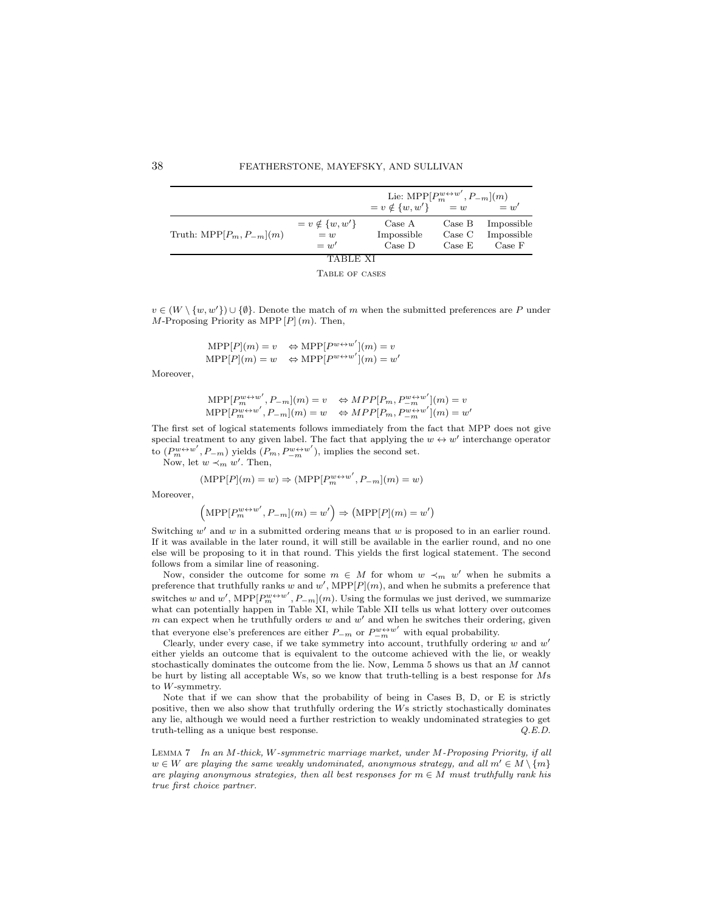| | | Lie: $\text{MPP}[P_m^{w\leftrightarrow w'}, P_{-m}](m)$ | | |
|---|---|---|---|---|
| | | $= v \notin \{w, w'\}$ | $= w$ | $= w'$ |
| | $= v \notin \{w, w'\}$ | Case A | Case B | Impossible |
| Truth: $\text{MPP}[P_m, P_{-m}](m)$ | $= w$ | Impossible | Case C | Impossible |
| | $= w'$ | Case D | Case E | Case F |

TABLE XI

Table of cases

$v \in (W \setminus \{w, w'\}) \cup \{\emptyset\}$. Denote the match of $m$ when the submitted preferences are $P$ under $M$-Proposing Priority as $\text{MPP}[P](m)$. Then,

$$\begin{aligned}
\text{MPP}[P](m) = v \quad &\Leftrightarrow \text{MPP}[P^{w\leftrightarrow w'}](m) = v \\
\text{MPP}[P](m) = w \quad &\Leftrightarrow \text{MPP}[P^{w\leftrightarrow w'}](m) = w'
\end{aligned}$$

Moreover,

$$\begin{aligned}
\text{MPP}[P_m^{w\leftrightarrow w'}, P_{-m}](m) = v \quad &\Leftrightarrow MPP[P_m, P_{-m}^{w\leftrightarrow w'}](m) = v \\
\text{MPP}[P_m^{w\leftrightarrow w'}, P_{-m}](m) = w \quad &\Leftrightarrow MPP[P_m, P_{-m}^{w\leftrightarrow w'}](m) = w'
\end{aligned}$$

The first set of logical statements follows immediately from the fact that MPP does not give special treatment to any given label. The fact that applying the $w \leftrightarrow w'$ interchange operator to $(P_m^{w\leftrightarrow w'}, P_{-m})$ yields $(P_m, P_{-m}^{w\leftrightarrow w'})$, implies the second set.

Now, let $w \prec_m w'$. Then,

$$(\text{MPP}[P](m) = w) \Rightarrow (\text{MPP}[P_m^{w\leftrightarrow w'}, P_{-m}](m) = w)$$

Moreover,

$$\left(\text{MPP}[P_m^{w\leftrightarrow w'}, P_{-m}](m) = w'\right) \Rightarrow \left(\text{MPP}[P](m) = w'\right)$$

Switching $w'$ and $w$ in a submitted ordering means that $w$ is proposed to in an earlier round. If it was available in the later round, it will still be available in the earlier round, and no one else will be proposing to it in that round. This yields the first logical statement. The second follows from a similar line of reasoning.

Now, consider the outcome for some $m \in M$ for whom $w \prec_m w'$ when he submits a preference that truthfully ranks $w$ and $w'$, $\text{MPP}[P](m)$, and when he submits a preference that switches $w$ and $w'$, $\text{MPP}[P_m^{w\leftrightarrow w'}, P_{-m}](m)$. Using the formulas we just derived, we summarize what can potentially happen in Table XI, while Table XII tells us what lottery over outcomes $m$ can expect when he truthfully orders $w$ and $w'$ and when he switches their ordering, given that everyone else's preferences are either $P_{-m}$ or $P_{-m}^{w\leftrightarrow w'}$ with equal probability.

Clearly, under every case, if we take symmetry into account, truthfully ordering $w$ and $w'$ either yields an outcome that is equivalent to the outcome achieved with the lie, or weakly stochastically dominates the outcome from the lie. Now, Lemma 5 shows us that an $M$ cannot be hurt by listing all acceptable Ws, so we know that truth-telling is a best response for $M$s to $W$-symmetry.

Note that if we can show that the probability of being in Cases B, D, or E is strictly positive, then we also show that truthfully ordering the $W$s strictly stochastically dominates any lie, although we would need a further restriction to weakly undominated strategies to get truth-telling as a unique best response. *Q.E.D.*

Lemma 7 *In an $M$-thick, $W$-symmetric marriage market, under $M$-Proposing Priority, if all $w \in W$ are playing the same weakly undominated, anonymous strategy, and all $m' \in M \setminus \{m\}$ are playing anonymous strategies, then all best responses for $m \in M$ must truthfully rank his true first choice partner.*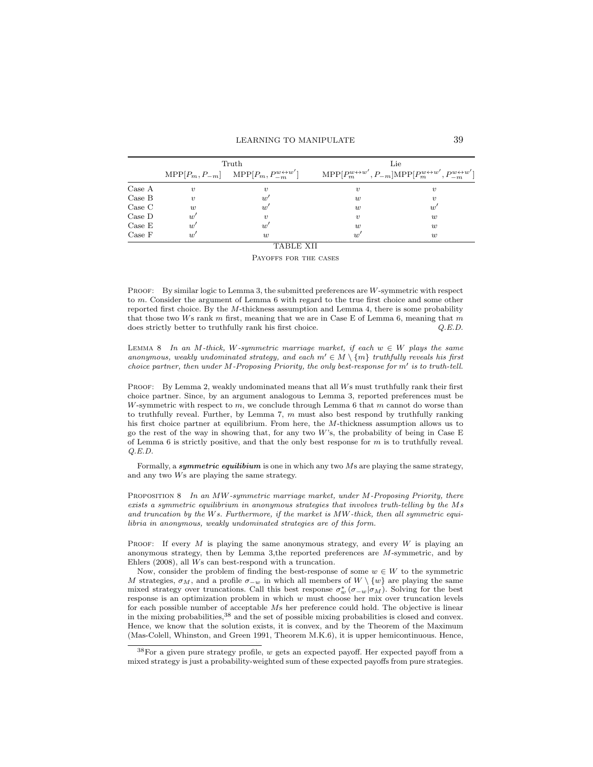| | Truth | | Lie | |
|---|---|---|---|---|
| | $\text{MPP}[P_m, P_{-m}]$ | $\text{MPP}[P_m, P_{-m}^{w\leftrightarrow w'}]$ | $\text{MPP}[P_m^{w\leftrightarrow w'}, P_{-m}]$ | $\text{MPP}[P_m^{w\leftrightarrow w'}, P_{-m}^{w\leftrightarrow w'}]$ |
| Case A | $v$ | $v$ | $v$ | $v$ |
| Case B | $v$ | $w'$ | $w$ | $v$ |
| Case C | $w$ | $w'$ | $w$ | $w'$ |
| Case D | $w'$ | $v$ | $v$ | $w$ |
| Case E | $w'$ | $w'$ | $w$ | $w$ |
| Case F | $w'$ | $w$ | $w'$ | $w$ |

TABLE XII

PAYOFFS FOR THE CASES

PROOF: By similar logic to Lemma 3, the submitted preferences are $W$-symmetric with respect to $m$. Consider the argument of Lemma 6 with regard to the true first choice and some other reported first choice. By the $M$-thickness assumption and Lemma 4, there is some probability that those two $W$s rank $m$ first, meaning that we are in Case E of Lemma 6, meaning that $m$ does strictly better to truthfully rank his first choice. *Q.E.D.*

LEMMA 8 *In an $M$-thick, $W$-symmetric marriage market, if each $w \in W$ play the same anonymous, weakly undominated strategy, and each $m' \in M \setminus \{m\}$ truthfully reveals his first choice partner, then under $M$-Proposing Priority, the only best-response for $m'$ is to truth-tell.*

PROOF: By Lemma 2, weakly undominated means that all $W$s must truthfully rank their first choice partner. Since, by an argument analogous to Lemma 3, reported preferences must be $W$-symmetric with respect to $m$, we conclude through Lemma 6 that $m$ cannot do worse than to truthfully reveal. Further, by Lemma 7, $m$ must also best respond by truthfully ranking his first choice partner at equilibrium. From here, the $M$-thickness assumption allows us to go the rest of the way in showing that, for any two $W$'s, the probability of being in Case E of Lemma 6 is strictly positive, and that the only best response for $m$ is to truthfully reveal. *Q.E.D.*

Formally, a ***symmetric equilibium*** is one in which any two $M$s are playing the same strategy, and any two $W$s are playing the same strategy.

PROPOSITION 8 *In an $MW$-symmetric marriage market, under $M$-Proposing Priority, there exists a symmetric equilibrium in anonymous strategies that involves truth-telling by the $M$s and truncation by the $W$s. Furthermore, if the market is $MW$-thick, then all symmetric equilibria in anonymous, weakly undominated strategies are of this form.*

PROOF: If every $M$ is playing the same anonymous strategy, and every $W$ is playing an anonymous strategy, then by Lemma 3,the reported preferences are $M$-symmetric, and by Ehlers (2008), all $W$s can best-respond with a truncation.

Now, consider the problem of finding the best-response of some $w \in W$ to the symmetric $M$ strategies, $\sigma_M$, and a profile $\sigma_{-w}$ in which all members of $W \setminus \{w\}$ are playing the same mixed strategy over truncations. Call this best response $\sigma_w^*(\sigma_{-w}|\sigma_M)$. Solving for the best response is an optimization problem in which $w$ must choose her mix over truncation levels for each possible number of acceptable $M$s her preference could hold. The objective is linear in the mixing probabilities,[38] and the set of possible mixing probabilities is closed and convex. Hence, we know that the solution exists, it is convex, and by the Theorem of the Maximum (Mas-Colell, Whinston, and Green 1991, Theorem M.K.6), it is upper hemicontinuous. Hence,

[38] For a given pure strategy profile, $w$ gets an expected payoff. Her expected payoff from a mixed strategy is just a probability-weighted sum of these expected payoffs from pure strategies.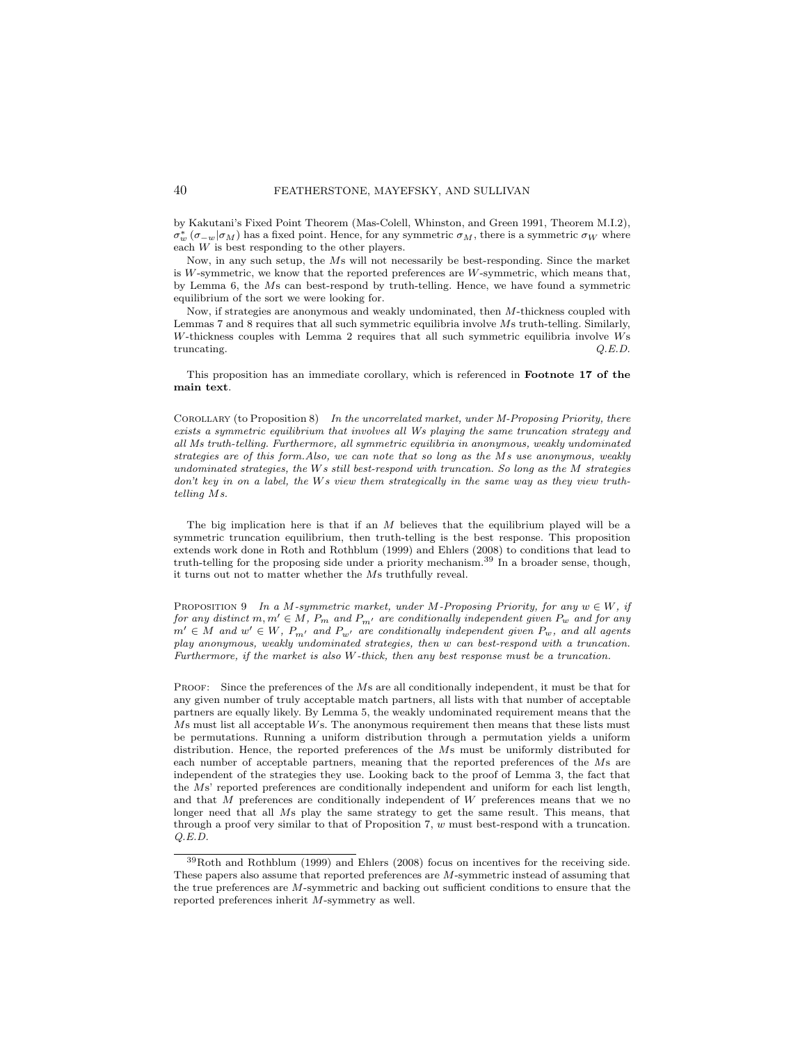by Kakutani's Fixed Point Theorem (Mas-Colell, Whinston, and Green 1991, Theorem M.I.2), $\sigma^*_w(\sigma_{-w}|\sigma_M)$ has a fixed point. Hence, for any symmetric $\sigma_M$, there is a symmetric $\sigma_W$ where each $W$ is best responding to the other players.

Now, in any such setup, the $M$s will not necessarily be best-responding. Since the market is $W$-symmetric, we know that the reported preferences are $W$-symmetric, which means that, by Lemma 6, the $M$s can best-respond by truth-telling. Hence, we have found a symmetric equilibrium of the sort we were looking for.

Now, if strategies are anonymous and weakly undominated, then $M$-thickness coupled with Lemmas 7 and 8 requires that all such symmetric equilibria involve $M$s truth-telling. Similarly, $W$-thickness couples with Lemma 2 requires that all such symmetric equilibria involve $W$s truncating. *Q.E.D.*

This proposition has an immediate corollary, which is referenced in **Footnote 17 of the main text**.

COROLLARY (to Proposition 8) *In the uncorrelated market, under M-Proposing Priority, there exists a symmetric equilibrium that involves all Ws playing the same truncation strategy and all Ms truth-telling. Furthermore, all symmetric equilibria in anonymous, weakly undominated strategies are of this form.Also, we can note that so long as the Ms use anonymous, weakly undominated strategies, the Ws still best-respond with truncation. So long as the M strategies don't key in on a label, the Ws view them strategically in the same way as they view truth-telling Ms.*

The big implication here is that if an $M$ believes that the equilibrium played will be a symmetric truncation equilibrium, then truth-telling is the best response. This proposition extends work done in Roth and Rothblum (1999) and Ehlers (2008) to conditions that lead to truth-telling for the proposing side under a priority mechanism.[39] In a broader sense, though, it turns out not to matter whether the $M$s truthfully reveal.

PROPOSITION 9 *In a M-symmetric market, under M-Proposing Priority, for any $w \in W$, if for any distinct $m, m' \in M$, $P_m$ and $P_{m'}$ are conditionally independent given $P_w$ and for any $m' \in M$ and $w' \in W$, $P_{m'}$ and $P_{w'}$ are conditionally independent given $P_w$, and all agents play anonymous, weakly undominated strategies, then $w$ can best-respond with a truncation. Furthermore, if the market is also W-thick, then any best response must be a truncation.*

PROOF: Since the preferences of the $M$s are all conditionally independent, it must be that for any given number of truly acceptable match partners, all lists with that number of acceptable partners are equally likely. By Lemma 5, the weakly undominated requirement means that the $M$s must list all acceptable $W$s. The anonymous requirement then means that these lists must be permutations. Running a uniform distribution through a permutation yields a uniform distribution. Hence, the reported preferences of the $M$s must be uniformly distributed for each number of acceptable partners, meaning that the reported preferences of the $M$s are independent of the strategies they use. Looking back to the proof of Lemma 3, the fact that the $M$s' reported preferences are conditionally independent and uniform for each list length, and that $M$ preferences are conditionally independent of $W$ preferences means that we no longer need that all $M$s play the same strategy to get the same result. This means, that through a proof very similar to that of Proposition 7, $w$ must best-respond with a truncation. *Q.E.D.*

[39] Roth and Rothblum (1999) and Ehlers (2008) focus on incentives for the receiving side. These papers also assume that reported preferences are $M$-symmetric instead of assuming that the true preferences are $M$-symmetric and backing out sufficient conditions to ensure that the reported preferences inherit $M$-symmetry as well.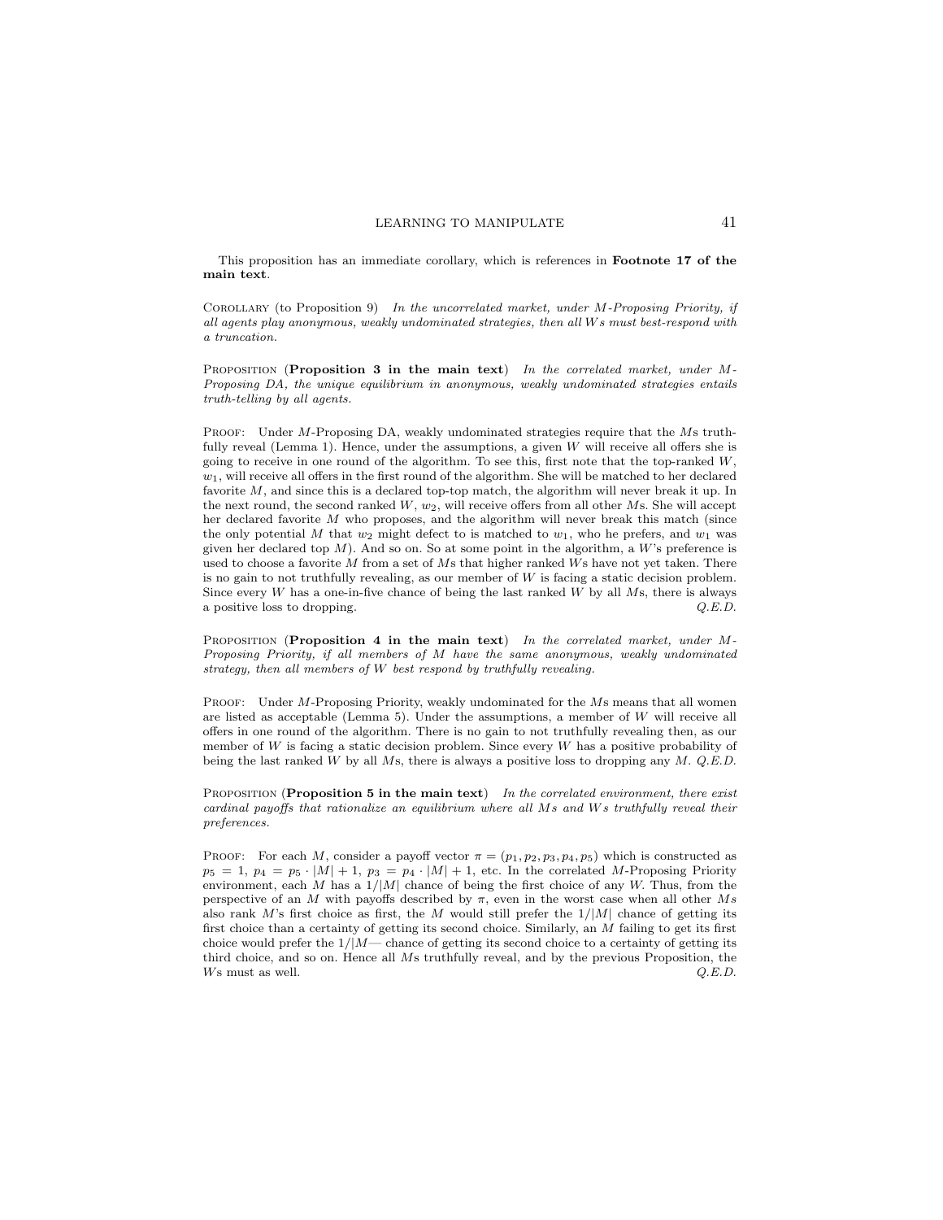This proposition has an immediate corollary, which is references in **Footnote 17 of the main text**.

Corollary (to Proposition 9) *In the uncorrelated market, under $M$-Proposing Priority, if all agents play anonymous, weakly undominated strategies, then all $W$s must best-respond with a truncation.*

Proposition (**Proposition 3 in the main text**) *In the correlated market, under $M$-Proposing DA, the unique equilibrium in anonymous, weakly undominated strategies entails truth-telling by all agents.*

Proof: Under $M$-Proposing DA, weakly undominated strategies require that the $M$s truthfully reveal (Lemma 1). Hence, under the assumptions, a given $W$ will receive all offers she is going to receive in one round of the algorithm. To see this, first note that the top-ranked $W$, $w_1$, will receive all offers in the first round of the algorithm. She will be matched to her declared favorite $M$, and since this is a declared top-top match, the algorithm will never break it up. In the next round, the second ranked $W$, $w_2$, will receive offers from all other $M$s. She will accept her declared favorite $M$ who proposes, and the algorithm will never break this match (since the only potential $M$ that $w_2$ might defect to is matched to $w_1$, who he prefers, and $w_1$ was given her declared top $M$). And so on. So at some point in the algorithm, a $W$'s preference is used to choose a favorite $M$ from a set of $M$s that higher ranked $W$s have not yet taken. There is no gain to not truthfully revealing, as our member of $W$ is facing a static decision problem. Since every $W$ has a one-in-five chance of being the last ranked $W$ by all $M$s, there is always a positive loss to dropping. *Q.E.D.*

Proposition (**Proposition 4 in the main text**) *In the correlated market, under $M$-Proposing Priority, if all members of $M$ have the same anonymous, weakly undominated strategy, then all members of $W$ best respond by truthfully revealing.*

Proof: Under $M$-Proposing Priority, weakly undominated for the $M$s means that all women are listed as acceptable (Lemma 5). Under the assumptions, a member of $W$ will receive all offers in one round of the algorithm. There is no gain to not truthfully revealing then, as our member of $W$ is facing a static decision problem. Since every $W$ has a positive probability of being the last ranked $W$ by all $M$s, there is always a positive loss to dropping any $M$. *Q.E.D.*

Proposition (**Proposition 5 in the main text**) *In the correlated environment, there exist cardinal payoffs that rationalize an equilibrium where all $M$s and $W$s truthfully reveal their preferences.*

Proof: For each $M$, consider a payoff vector $\pi = (p_1, p_2, p_3, p_4, p_5)$ which is constructed as $p_5 = 1$, $p_4 = p_5 \cdot |M| + 1$, $p_3 = p_4 \cdot |M| + 1$, etc. In the correlated $M$-Proposing Priority environment, each $M$ has a $1/|M|$ chance of being the first choice of any $W$. Thus, from the perspective of an $M$ with payoffs described by $\pi$, even in the worst case when all other $M$s also rank $M$'s first choice as first, the $M$ would still prefer the $1/|M|$ chance of getting its first choice than a certainty of getting its second choice. Similarly, an $M$ failing to get its first choice would prefer the $1/|M$— chance of getting its second choice to a certainty of getting its third choice, and so on. Hence all $M$s truthfully reveal, and by the previous Proposition, the $W$s must as well. *Q.E.D.*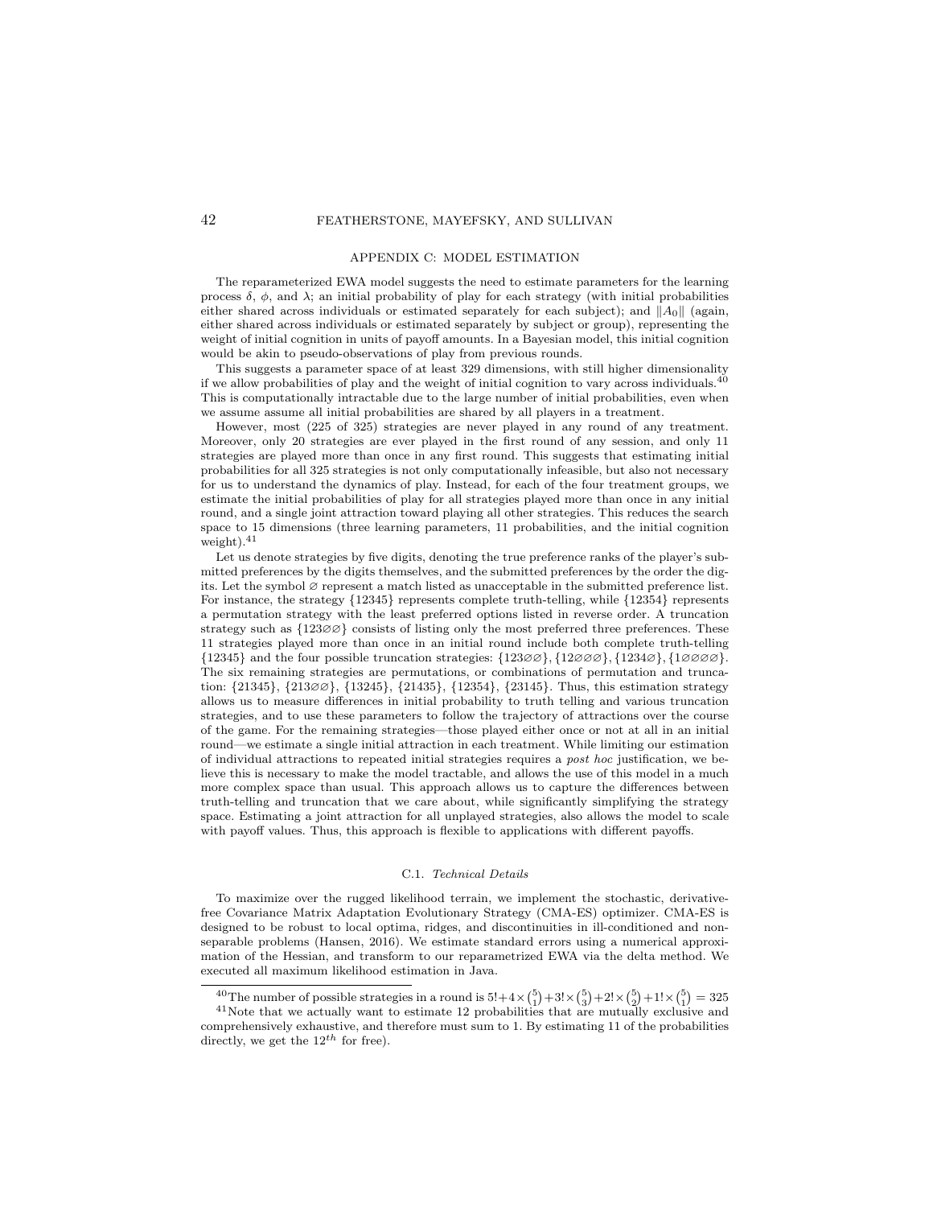## APPENDIX C: MODEL ESTIMATION

The reparameterized EWA model suggests the need to estimate parameters for the learning process $\delta$, $\phi$, and $\lambda$; an initial probability of play for each strategy (with initial probabilities either shared across individuals or estimated separately for each subject); and $\|A_0\|$ (again, either shared across individuals or estimated separately by subject or group), representing the weight of initial cognition in units of payoff amounts. In a Bayesian model, this initial cognition would be akin to pseudo-observations of play from previous rounds.

This suggests a parameter space of at least 329 dimensions, with still higher dimensionality if we allow probabilities of play and the weight of initial cognition to vary across individuals.[40] This is computationally intractable due to the large number of initial probabilities, even when we assume assume all initial probabilities are shared by all players in a treatment.

However, most (225 of 325) strategies are never played in any round of any treatment. Moreover, only 20 strategies are ever played in the first round of any session, and only 11 strategies are played more than once in any first round. This suggests that estimating initial probabilities for all 325 strategies is not only computationally infeasible, but also not necessary for us to understand the dynamics of play. Instead, for each of the four treatment groups, we estimate the initial probabilities of play for all strategies played more than once in any initial round, and a single joint attraction toward playing all other strategies. This reduces the search space to 15 dimensions (three learning parameters, 11 probabilities, and the initial cognition weight).[41]

Let us denote strategies by five digits, denoting the true preference ranks of the player's submitted preferences by the digits themselves, and the submitted preferences by the order the digits. Let the symbol $\varnothing$ represent a match listed as unacceptable in the submitted preference list. For instance, the strategy {12345} represents complete truth-telling, while {12354} represents a permutation strategy with the least preferred options listed in reverse order. A truncation strategy such as {123$\varnothing\varnothing$} consists of listing only the most preferred three preferences. These 11 strategies played more than once in an initial round include both complete truth-telling {12345} and the four possible truncation strategies: {123$\varnothing\varnothing$}, {12$\varnothing\varnothing\varnothing$}, {1234$\varnothing$}, {1$\varnothing\varnothing\varnothing\varnothing$}. The six remaining strategies are permutations, or combinations of permutation and truncation: {21345}, {213$\varnothing\varnothing$}, {13245}, {21435}, {12354}, {23145}. Thus, this estimation strategy allows us to measure differences in initial probability to truth telling and various truncation strategies, and to use these parameters to follow the trajectory of attractions over the course of the game. For the remaining strategies—those played either once or not at all in an initial round—we estimate a single initial attraction in each treatment. While limiting our estimation of individual attractions to repeated initial strategies requires a *post hoc* justification, we believe this is necessary to make the model tractable, and allows the use of this model in a much more complex space than usual. This approach allows us to capture the differences between truth-telling and truncation that we care about, while significantly simplifying the strategy space. Estimating a joint attraction for all unplayed strategies, also allows the model to scale with payoff values. Thus, this approach is flexible to applications with different payoffs.

### C.1. *Technical Details*

To maximize over the rugged likelihood terrain, we implement the stochastic, derivative-free Covariance Matrix Adaptation Evolutionary Strategy (CMA-ES) optimizer. CMA-ES is designed to be robust to local optima, ridges, and discontinuities in ill-conditioned and non-separable problems (Hansen, 2016). We estimate standard errors using a numerical approximation of the Hessian, and transform to our reparametrized EWA via the delta method. We executed all maximum likelihood estimation in Java.

---

[40]The number of possible strategies in a round is $5! + 4 \times \binom{5}{1} + 3! \times \binom{5}{3} + 2! \times \binom{5}{2} + 1! \times \binom{5}{1} = 325$

[41]Note that we actually want to estimate 12 probabilities that are mutually exclusive and comprehensively exhaustive, and therefore must sum to 1. By estimating 11 of the probabilities directly, we get the $12^{th}$ for free).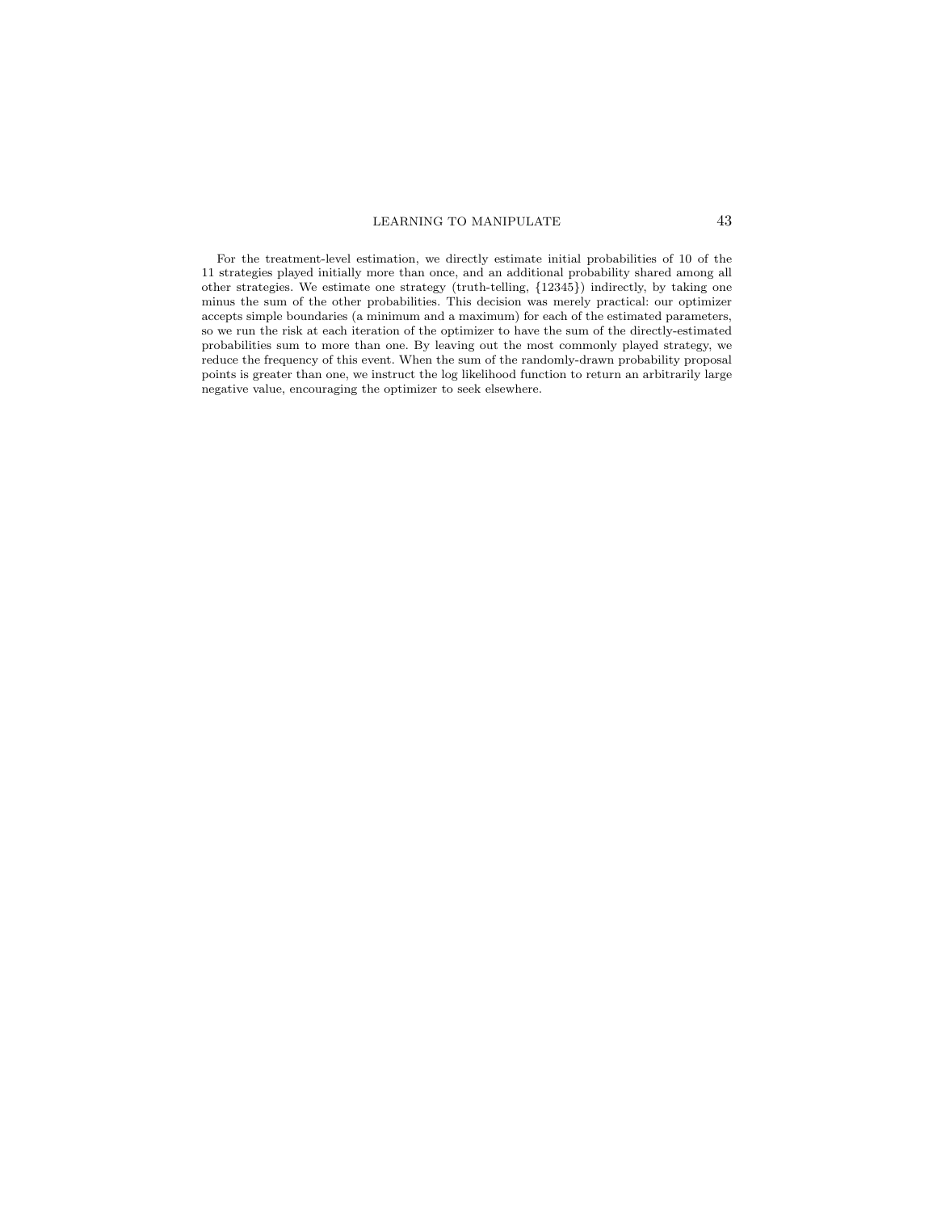For the treatment-level estimation, we directly estimate initial probabilities of 10 of the 11 strategies played initially more than once, and an additional probability shared among all other strategies. We estimate one strategy (truth-telling, {12345}) indirectly, by taking one minus the sum of the other probabilities. This decision was merely practical: our optimizer accepts simple boundaries (a minimum and a maximum) for each of the estimated parameters, so we run the risk at each iteration of the optimizer to have the sum of the directly-estimated probabilities sum to more than one. By leaving out the most commonly played strategy, we reduce the frequency of this event. When the sum of the randomly-drawn probability proposal points is greater than one, we instruct the log likelihood function to return an arbitrarily large negative value, encouraging the optimizer to seek elsewhere.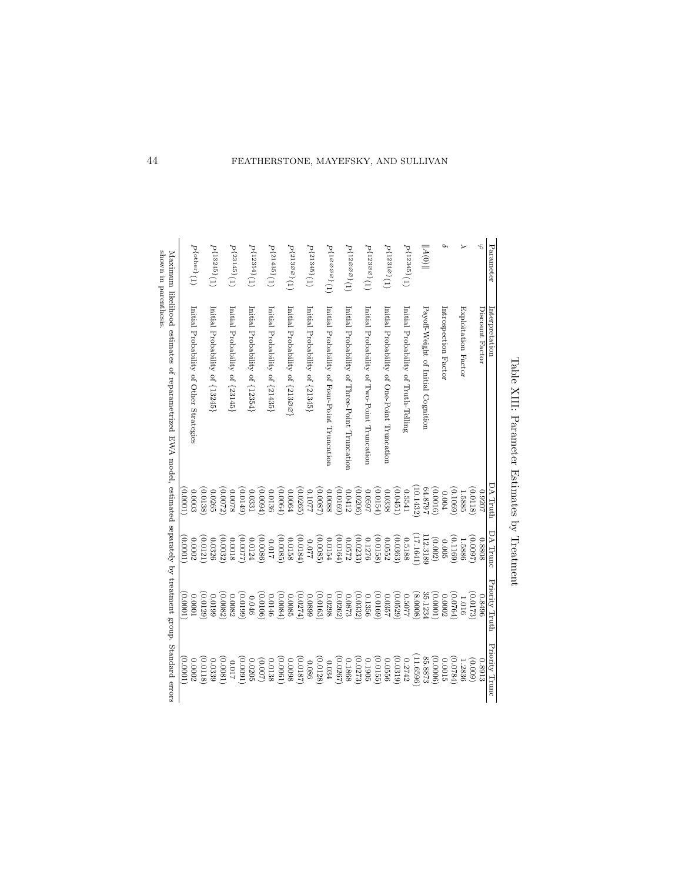Table XIII: Parameter Estimates by Treatment

| Parameter | Interpretation | DA Truth | DA Trunc | Priority Truth | Priority Trunc |
|---|---|---|---|---|---|
| $\varphi$ | Discount Factor | 0.9207 | 0.8808 | 0.8496 | 0.8913 |
| | | (0.0118) | (0.0097) | (0.0173) | (0.009) |
| $\lambda$ | Exploitation Factor | 1.5885 | 1.5886 | 1.016 | 1.2836 |
| | | (0.1069) | (0.1169) | (0.0764) | (0.0784) |
| $\delta$ | Introspection Factor | 0.004 | 0.005 | 0.0002 | 0.0015 |
| | | (0.0016) | (0.002) | (0.0001) | (0.0006) |
| $\lVert A(0) \rVert$ | Payoff-Weight of Initial Cognition | 64.8797 | 112.3189 | 35.1234 | 85.8873 |
| | | (10.1432) | (17.1641) | (8.0008) | (11.6596) |
| $P^{\{12345\}}(1)$ | Initial Probability of Truth-Telling | 0.5541 | 0.5188 | 0.5077 | 0.2742 |
| | | (0.0451) | (0.0363) | (0.0529) | (0.0319) |
| $P^{\{1234\emptyset\}}(1)$ | Initial Probability of One-Point Truncation | 0.0338 | 0.0552 | 0.0357 | 0.0556 |
| | | (0.0154) | (0.0158) | (0.0169) | (0.0155) |
| $P^{\{123\emptyset\emptyset\}}(1)$ | Initial Probability of Two-Point Truncation | 0.0597 | 0.1276 | 0.1356 | 0.1905 |
| | | (0.0206) | (0.0233) | (0.0332) | (0.0273) |
| $P^{\{12\emptyset\emptyset\emptyset\}}(1)$ | Initial Probability of Three-Point Truncation | 0.0412 | 0.0572 | 0.0873 | 0.1868 |
| | | (0.0169) | (0.0164) | (0.0262) | (0.0267) |
| $P^{\{1\emptyset\emptyset\emptyset\emptyset\}}(1)$ | Initial Probability of Four-Point Truncation | 0.0088 | 0.0154 | 0.0298 | 0.034 |
| | | (0.0087) | (0.0085) | (0.0163) | (0.0128) |
| $P^{\{21345\}}(1)$ | Initial Probability of {21345} | 0.1077 | 0.077 | 0.0899 | 0.086 |
| | | (0.0265) | (0.0184) | (0.0274) | (0.0187) |
| $P^{\{213\emptyset\emptyset\}}(1)$ | Initial Probability of $\{213\emptyset\emptyset\}$ | 0.0064 | 0.0158 | 0.0085 | 0.0098 |
| | | (0.0064) | (0.0085) | (0.0084) | (0.0061) |
| $P^{\{21435\}}(1)$ | Initial Probability of {21435} | 0.0136 | 0.017 | 0.0146 | 0.0138 |
| | | (0.0094) | (0.0086) | (0.0106) | (0.007) |
| $P^{\{12354\}}(1)$ | Initial Probability of {12354} | 0.0331 | 0.0124 | 0.046 | 0.0205 |
| | | (0.0149) | (0.0077) | (0.0199) | (0.0091) |
| $P^{\{23145\}}(1)$ | Initial Probability of {23145} | 0.0078 | 0.0018 | 0.0082 | 0.017 |
| | | (0.0072) | (0.0032) | (0.0082) | (0.0081) |
| $P^{\{13245\}}(1)$ | Initial Probability of {13245} | 0.0265 | 0.0326 | 0.0199 | 0.0339 |
| | | (0.0138) | (0.0121) | (0.0129) | (0.0118) |
| $P^{\{\text{other}\}}(1)$ | Initial Probability of Other Strategies | 0.0003 | 0.0002 | 0.0001 | 0.0002 |
| | | (0.0001) | (0.0001) | (0.0001) | (0.0001) |

Maximum likelihood estimates of reparametrized EWA model, estimated separately by treatment group. Standard errors shown in parenthesis.